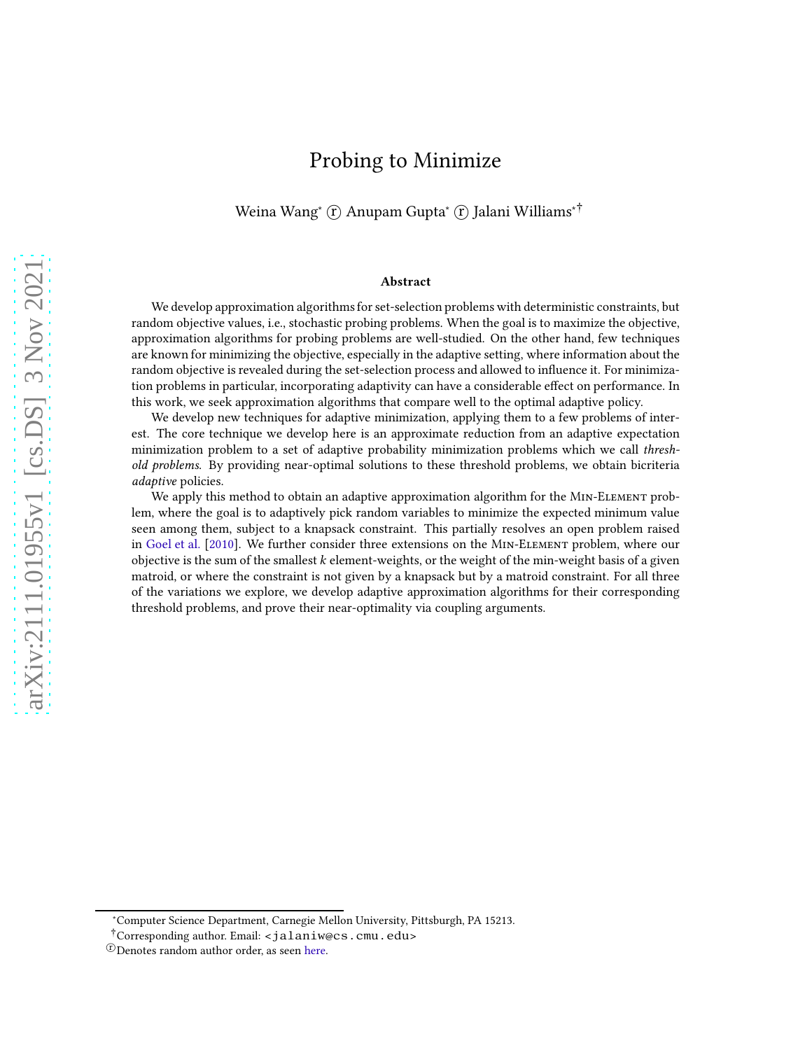# Probing to Minimize

Weina Wang[*] ⓡ Anupam Gupta[*] ⓡ Jalani Williams[*†]

### Abstract

We develop approximation algorithms for set-selection problems with deterministic constraints, but random objective values, i.e., stochastic probing problems. When the goal is to maximize the objective, approximation algorithms for probing problems are well-studied. On the other hand, few techniques are known for minimizing the objective, especially in the adaptive setting, where information about the random objective is revealed during the set-selection process and allowed to influence it. For minimization problems in particular, incorporating adaptivity can have a considerable effect on performance. In this work, we seek approximation algorithms that compare well to the optimal adaptive policy.

We develop new techniques for adaptive minimization, applying them to a few problems of interest. The core technique we develop here is an approximate reduction from an adaptive expectation minimization problem to a set of adaptive probability minimization problems which we call *threshold problems*. By providing near-optimal solutions to these threshold problems, we obtain bicriteria *adaptive* policies.

We apply this method to obtain an adaptive approximation algorithm for the Min-Element problem, where the goal is to adaptively pick random variables to minimize the expected minimum value seen among them, subject to a knapsack constraint. This partially resolves an open problem raised in Goel et al. [2010]. We further consider three extensions on the Min-Element problem, where our objective is the sum of the smallest $k$ element-weights, or the weight of the min-weight basis of a given matroid, or where the constraint is not given by a knapsack but by a matroid constraint. For all three of the variations we explore, we develop adaptive approximation algorithms for their corresponding threshold problems, and prove their near-optimality via coupling arguments.

---

[*] Computer Science Department, Carnegie Mellon University, Pittsburgh, PA 15213.

[†] Corresponding author. Email: <jalaniw@cs.cmu.edu>

ⓡ Denotes random author order, as seen here.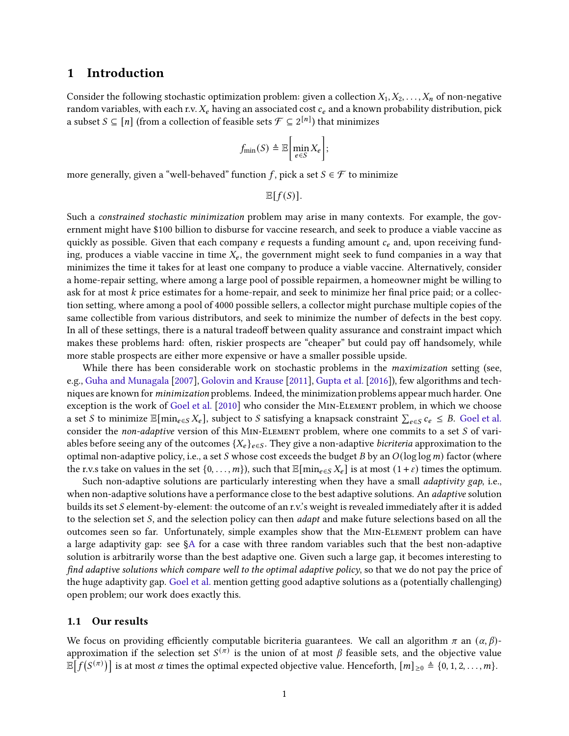## 1 Introduction

Consider the following stochastic optimization problem: given a collection $X_1, X_2, \ldots, X_n$ of non-negative random variables, with each r.v. $X_e$ having an associated cost $c_e$ and a known probability distribution, pick a subset $S \subseteq [n]$ (from a collection of feasible sets $\mathcal{F} \subseteq 2^{[n]}$) that minimizes

$$f_{\min}(S) \triangleq \mathbb{E}\left[\min_{e \in S} X_e\right];$$

more generally, given a "well-behaved" function $f$, pick a set $S \in \mathcal{F}$ to minimize

$$\mathbb{E}[f(S)].$$

Such a *constrained stochastic minimization* problem may arise in many contexts. For example, the government might have \$100 billion to disburse for vaccine research, and seek to produce a viable vaccine as quickly as possible. Given that each company $e$ requests a funding amount $c_e$ and, upon receiving funding, produces a viable vaccine in time $X_e$, the government might seek to fund companies in a way that minimizes the time it takes for at least one company to produce a viable vaccine. Alternatively, consider a home-repair setting, where among a large pool of possible repairmen, a homeowner might be willing to ask for at most $k$ price estimates for a home-repair, and seek to minimize her final price paid; or a collection setting, where among a pool of 4000 possible sellers, a collector might purchase multiple copies of the same collectible from various distributors, and seek to minimize the number of defects in the best copy. In all of these settings, there is a natural tradeoff between quality assurance and constraint impact which makes these problems hard: often, riskier prospects are "cheaper" but could pay off handsomely, while more stable prospects are either more expensive or have a smaller possible upside.

While there has been considerable work on stochastic problems in the *maximization* setting (see, e.g., Guha and Munagala [2007], Golovin and Krause [2011], Gupta et al. [2016]), few algorithms and techniques are known for *minimization* problems. Indeed, the minimization problems appear much harder. One exception is the work of Goel et al. [2010] who consider the Min-Element problem, in which we choose a set $S$ to minimize $\mathbb{E}[\min_{e \in S} X_e]$, subject to $S$ satisfying a knapsack constraint $\sum_{e \in S} c_e \leq B$. Goel et al. consider the *non-adaptive* version of this Min-Element problem, where one commits to a set $S$ of variables before seeing any of the outcomes $\{X_e\}_{e \in S}$. They give a non-adaptive *bicriteria* approximation to the optimal non-adaptive policy, i.e., a set $S$ whose cost exceeds the budget $B$ by an $O(\log \log m)$ factor (where the r.v.s take on values in the set $\{0, \ldots, m\}$), such that $\mathbb{E}[\min_{e \in S} X_e]$ is at most $(1 + \varepsilon)$ times the optimum.

Such non-adaptive solutions are particularly interesting when they have a small *adaptivity gap*, i.e., when non-adaptive solutions have a performance close to the best adaptive solutions. An *adaptive* solution builds its set $S$ element-by-element: the outcome of an r.v.'s weight is revealed immediately after it is added to the selection set $S$, and the selection policy can then *adapt* and make future selections based on all the outcomes seen so far. Unfortunately, simple examples show that the Min-Element problem can have a large adaptivity gap: see §A for a case with three random variables such that the best non-adaptive solution is arbitrarily worse than the best adaptive one. Given such a large gap, it becomes interesting to *find adaptive solutions which compare well to the optimal adaptive policy*, so that we do not pay the price of the huge adaptivity gap. Goel et al. mention getting good adaptive solutions as a (potentially challenging) open problem; our work does exactly this.

### 1.1 Our results

We focus on providing efficiently computable bicriteria guarantees. We call an algorithm $\pi$ an $(\alpha, \beta)$-approximation if the selection set $S^{(\pi)}$ is the union of at most $\beta$ feasible sets, and the objective value $\mathbb{E}\left[f\left(S^{(\pi)}\right)\right]$ is at most $\alpha$ times the optimal expected objective value. Henceforth, $[m]_{\geq 0} \triangleq \{0, 1, 2, \ldots, m\}$.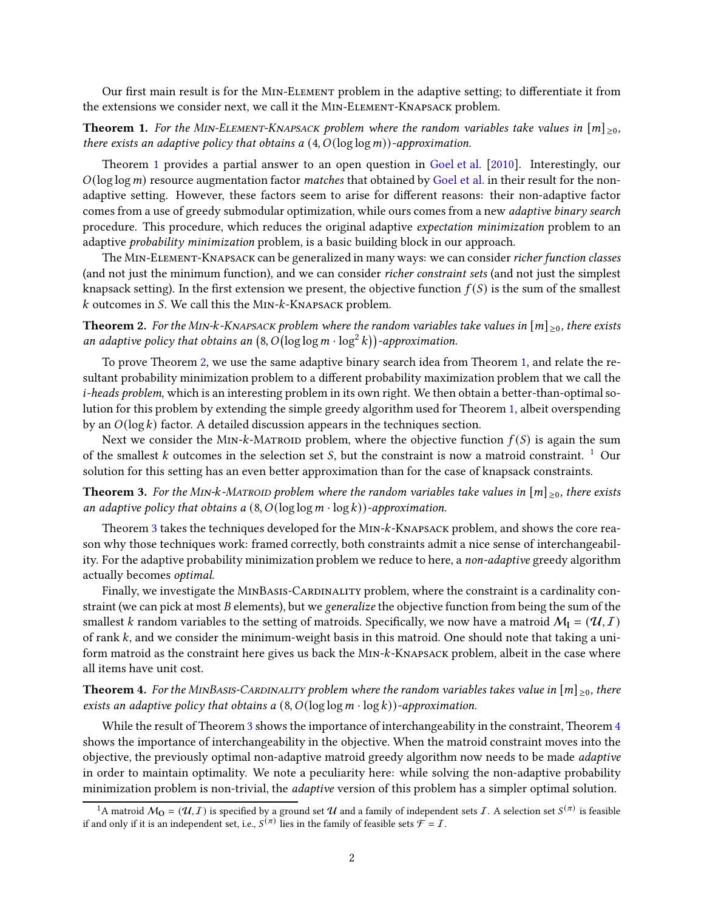Our first main result is for the Min-Element problem in the adaptive setting; to differentiate it from the extensions we consider next, we call it the Min-Element-Knapsack problem.

**Theorem 1.** *For the Min-Element-Knapsack problem where the random variables take values in $[m]_{\geq 0}$, there exists an adaptive policy that obtains a $(4, O(\log\log m))$-approximation.*

Theorem 1 provides a partial answer to an open question in Goel et al. [2010]. Interestingly, our $O(\log\log m)$ resource augmentation factor *matches* that obtained by Goel et al. in their result for the non-adaptive setting. However, these factors seem to arise for different reasons: their non-adaptive factor comes from a use of greedy submodular optimization, while ours comes from a new *adaptive binary search* procedure. This procedure, which reduces the original adaptive *expectation minimization* problem to an adaptive *probability minimization* problem, is a basic building block in our approach.

The Min-Element-Knapsack can be generalized in many ways: we can consider *richer function classes* (and not just the minimum function), and we can consider *richer constraint sets* (and not just the simplest knapsack setting). In the first extension we present, the objective function $f(S)$ is the sum of the smallest $k$ outcomes in $S$. We call this the Min-$k$-Knapsack problem.

**Theorem 2.** *For the Min-$k$-Knapsack problem where the random variables take values in $[m]_{\geq 0}$, there exists an adaptive policy that obtains an $\left(8, O\left(\log\log m \cdot \log^2 k\right)\right)$-approximation.*

To prove Theorem 2, we use the same adaptive binary search idea from Theorem 1, and relate the resultant probability minimization problem to a different probability maximization problem that we call the *$i$-heads problem*, which is an interesting problem in its own right. We then obtain a better-than-optimal solution for this problem by extending the simple greedy algorithm used for Theorem 1, albeit overspending by an $O(\log k)$ factor. A detailed discussion appears in the techniques section.

Next we consider the Min-$k$-Matroid problem, where the objective function $f(S)$ is again the sum of the smallest $k$ outcomes in the selection set $S$, but the constraint is now a matroid constraint. [1] Our solution for this setting has an even better approximation than for the case of knapsack constraints.

**Theorem 3.** *For the Min-$k$-Matroid problem where the random variables take values in $[m]_{\geq 0}$, there exists an adaptive policy that obtains a $(8, O(\log\log m \cdot \log k))$-approximation.*

Theorem 3 takes the techniques developed for the Min-$k$-Knapsack problem, and shows the core reason why those techniques work: framed correctly, both constraints admit a nice sense of interchangeability. For the adaptive probability minimization problem we reduce to here, a *non-adaptive* greedy algorithm actually becomes *optimal*.

Finally, we investigate the MinBasis-Cardinality problem, where the constraint is a cardinality constraint (we can pick at most $B$ elements), but we *generalize* the objective function from being the sum of the smallest $k$ random variables to the setting of matroids. Specifically, we now have a matroid $\mathcal{M}_\mathbf{I} = (\mathcal{U}, \mathcal{I})$ of rank $k$, and we consider the minimum-weight basis in this matroid. One should note that taking a uniform matroid as the constraint here gives us back the Min-$k$-Knapsack problem, albeit in the case where all items have unit cost.

**Theorem 4.** *For the MinBasis-Cardinality problem where the random variables takes value in $[m]_{\geq 0}$, there exists an adaptive policy that obtains a $(8, O(\log\log m \cdot \log k))$-approximation.*

While the result of Theorem 3 shows the importance of interchangeability in the constraint, Theorem 4 shows the importance of interchangeability in the objective. When the matroid constraint moves into the objective, the previously optimal non-adaptive matroid greedy algorithm now needs to be made *adaptive* in order to maintain optimality. We note a peculiarity here: while solving the non-adaptive probability minimization problem is non-trivial, the *adaptive* version of this problem has a simpler optimal solution.

[1] A matroid $\mathcal{M}_\mathbf{O} = (\mathcal{U}, \mathcal{I})$ is specified by a ground set $\mathcal{U}$ and a family of independent sets $\mathcal{I}$. A selection set $S^{(\pi)}$ is feasible if and only if it is an independent set, i.e., $S^{(\pi)}$ lies in the family of feasible sets $\mathcal{F} = \mathcal{I}$.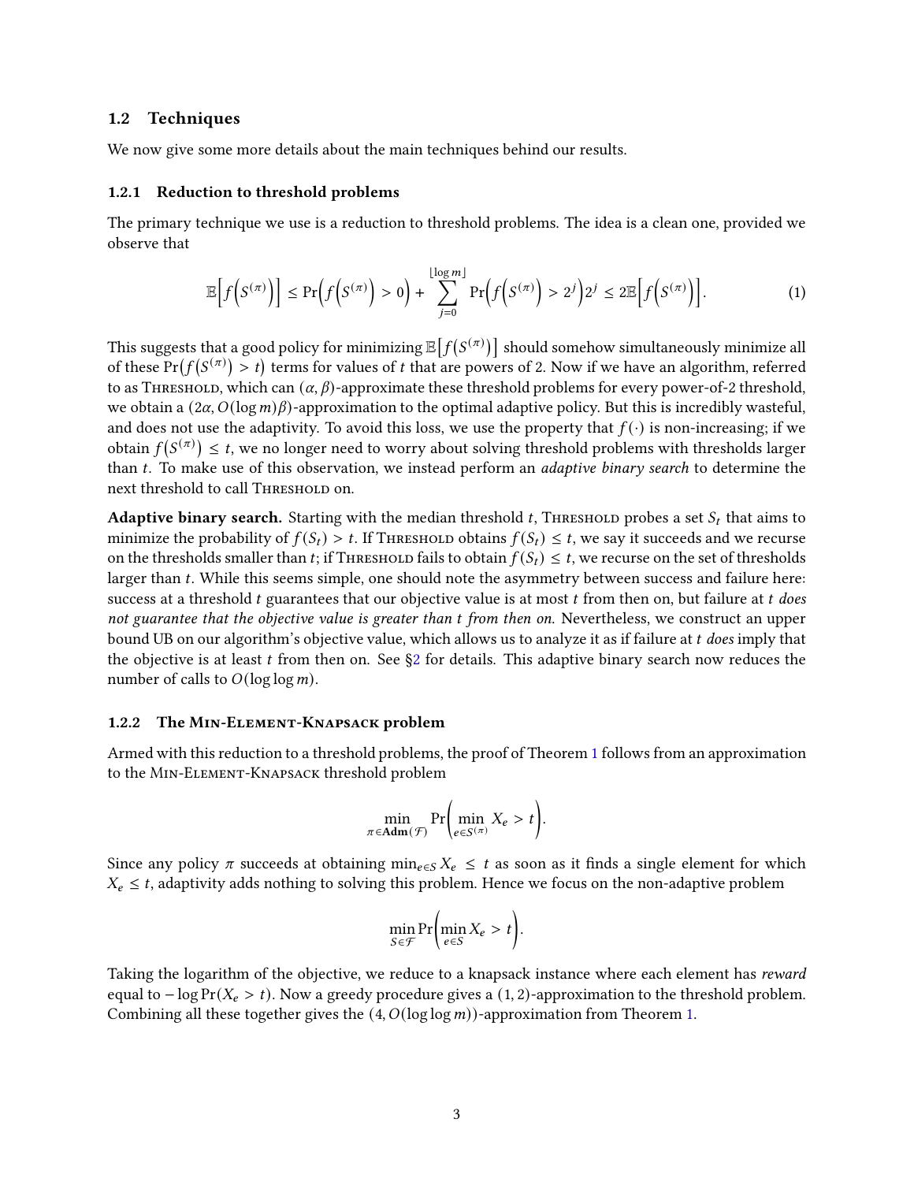## 1.2 Techniques

We now give some more details about the main techniques behind our results.

### 1.2.1 Reduction to threshold problems

The primary technique we use is a reduction to threshold problems. The idea is a clean one, provided we observe that

$$\mathbb{E}\Big[f\Big(S^{(\pi)}\Big)\Big] \leq \Pr\Big(f\Big(S^{(\pi)}\Big) > 0\Big) + \sum_{j=0}^{\lfloor \log m \rfloor} \Pr\Big(f\Big(S^{(\pi)}\Big) > 2^j\Big) 2^j \leq 2\mathbb{E}\Big[f\Big(S^{(\pi)}\Big)\Big]. \tag{1}$$

This suggests that a good policy for minimizing $\mathbb{E}\big[f\big(S^{(\pi)}\big)\big]$ should somehow simultaneously minimize all of these $\Pr\big(f\big(S^{(\pi)}\big) > t\big)$ terms for values of $t$ that are powers of 2. Now if we have an algorithm, referred to as Threshold, which can $(\alpha, \beta)$-approximate these threshold problems for every power-of-2 threshold, we obtain a $(2\alpha, O(\log m)\beta)$-approximation to the optimal adaptive policy. But this is incredibly wasteful, and does not use the adaptivity. To avoid this loss, we use the property that $f(\cdot)$ is non-increasing; if we obtain $f\big(S^{(\pi)}\big) \leq t$, we no longer need to worry about solving threshold problems with thresholds larger than $t$. To make use of this observation, we instead perform an *adaptive binary search* to determine the next threshold to call Threshold on.

**Adaptive binary search.** Starting with the median threshold $t$, Threshold probes a set $S_t$ that aims to minimize the probability of $f(S_t) > t$. If Threshold obtains $f(S_t) \leq t$, we say it succeeds and we recurse on the thresholds smaller than $t$; if Threshold fails to obtain $f(S_t) \leq t$, we recurse on the set of thresholds larger than $t$. While this seems simple, one should note the asymmetry between success and failure here: success at a threshold $t$ guarantees that our objective value is at most $t$ from then on, but failure at $t$ *does not guarantee that the objective value is greater than t from then on.* Nevertheless, we construct an upper bound UB on our algorithm's objective value, which allows us to analyze it as if failure at $t$ *does* imply that the objective is at least $t$ from then on. See §2 for details. This adaptive binary search now reduces the number of calls to $O(\log \log m)$.

### 1.2.2 The Min-Element-Knapsack problem

Armed with this reduction to a threshold problems, the proof of Theorem 1 follows from an approximation to the Min-Element-Knapsack threshold problem

$$\min_{\pi \in \mathbf{Adm}(\mathcal{F})} \Pr\Bigg(\min_{e \in S^{(\pi)}} X_e > t\Bigg).$$

Since any policy $\pi$ succeeds at obtaining $\min_{e \in S} X_e \leq t$ as soon as it finds a single element for which $X_e \leq t$, adaptivity adds nothing to solving this problem. Hence we focus on the non-adaptive problem

$$\min_{S \in \mathcal{F}} \Pr\Big(\min_{e \in S} X_e > t\Big).$$

Taking the logarithm of the objective, we reduce to a knapsack instance where each element has *reward* equal to $-\log \Pr(X_e > t)$. Now a greedy procedure gives a $(1, 2)$-approximation to the threshold problem. Combining all these together gives the $(4, O(\log \log m))$-approximation from Theorem 1.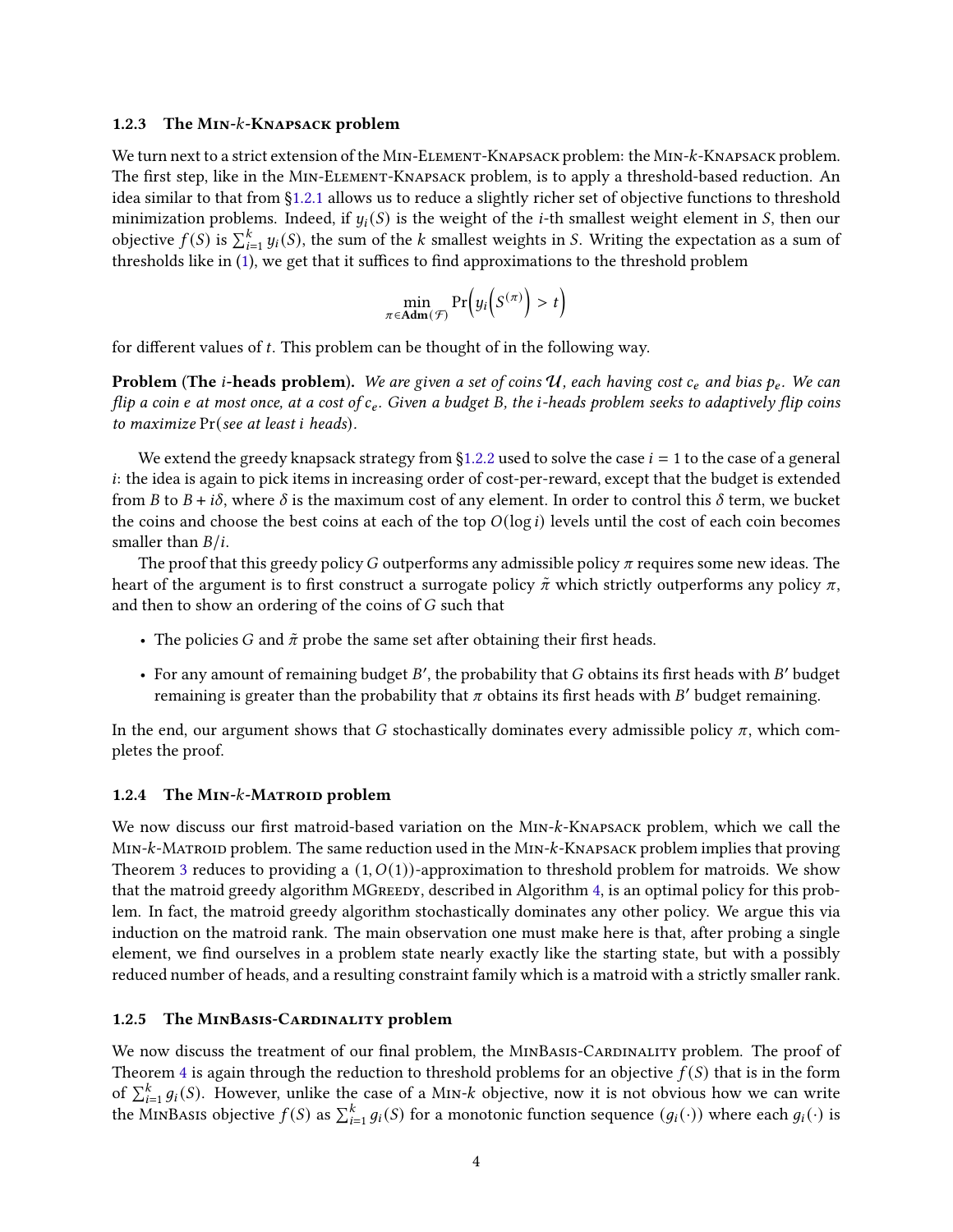### 1.2.3 The Min-$k$-Knapsack problem

We turn next to a strict extension of the Min-Element-Knapsack problem: the Min-$k$-Knapsack problem. The first step, like in the Min-Element-Knapsack problem, is to apply a threshold-based reduction. An idea similar to that from §1.2.1 allows us to reduce a slightly richer set of objective functions to threshold minimization problems. Indeed, if $y_i(S)$ is the weight of the $i$-th smallest weight element in $S$, then our objective $f(S)$ is $\sum_{i=1}^{k} y_i(S)$, the sum of the $k$ smallest weights in $S$. Writing the expectation as a sum of thresholds like in (1), we get that it suffices to find approximations to the threshold problem

$$\min_{\pi \in \mathbf{Adm}(\mathcal{F})} \Pr\Big(y_i\Big(S^{(\pi)}\Big) > t\Big)$$

for different values of $t$. This problem can be thought of in the following way.

**Problem (The $i$-heads problem).** *We are given a set of coins $\mathcal{U}$, each having cost $c_e$ and bias $p_e$. We can flip a coin $e$ at most once, at a cost of $c_e$. Given a budget $B$, the $i$-heads problem seeks to adaptively flip coins to maximize* $\Pr($*see at least $i$ heads*$)$.

We extend the greedy knapsack strategy from §1.2.2 used to solve the case $i = 1$ to the case of a general $i$: the idea is again to pick items in increasing order of cost-per-reward, except that the budget is extended from $B$ to $B + i\delta$, where $\delta$ is the maximum cost of any element. In order to control this $\delta$ term, we bucket the coins and choose the best coins at each of the top $O(\log i)$ levels until the cost of each coin becomes smaller than $B/i$.

The proof that this greedy policy $G$ outperforms any admissible policy $\pi$ requires some new ideas. The heart of the argument is to first construct a surrogate policy $\tilde{\pi}$ which strictly outperforms any policy $\pi$, and then to show an ordering of the coins of $G$ such that

- The policies $G$ and $\tilde{\pi}$ probe the same set after obtaining their first heads.
- For any amount of remaining budget $B'$, the probability that $G$ obtains its first heads with $B'$ budget remaining is greater than the probability that $\pi$ obtains its first heads with $B'$ budget remaining.

In the end, our argument shows that $G$ stochastically dominates every admissible policy $\pi$, which completes the proof.

### 1.2.4 The Min-$k$-Matroid problem

We now discuss our first matroid-based variation on the Min-$k$-Knapsack problem, which we call the Min-$k$-Matroid problem. The same reduction used in the Min-$k$-Knapsack problem implies that proving Theorem 3 reduces to providing a $(1, O(1))$-approximation to threshold problem for matroids. We show that the matroid greedy algorithm MGreedy, described in Algorithm 4, is an optimal policy for this problem. In fact, the matroid greedy algorithm stochastically dominates any other policy. We argue this via induction on the matroid rank. The main observation one must make here is that, after probing a single element, we find ourselves in a problem state nearly exactly like the starting state, but with a possibly reduced number of heads, and a resulting constraint family which is a matroid with a strictly smaller rank.

### 1.2.5 The MinBasis-Cardinality problem

We now discuss the treatment of our final problem, the MinBasis-Cardinality problem. The proof of Theorem 4 is again through the reduction to threshold problems for an objective $f(S)$ that is in the form of $\sum_{i=1}^{k} g_i(S)$. However, unlike the case of a Min-$k$ objective, now it is not obvious how we can write the MinBasis objective $f(S)$ as $\sum_{i=1}^{k} g_i(S)$ for a monotonic function sequence $(g_i(\cdot))$ where each $g_i(\cdot)$ is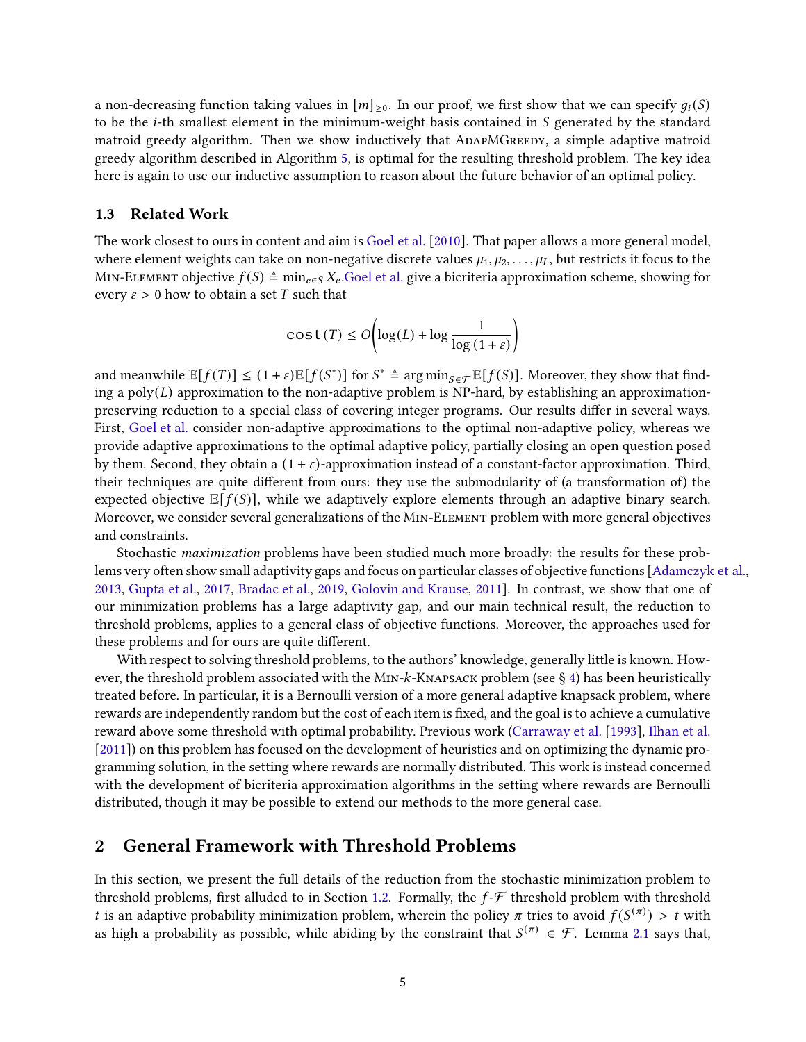a non-decreasing function taking values in $[m]_{\geq 0}$. In our proof, we first show that we can specify $g_i(S)$ to be the $i$-th smallest element in the minimum-weight basis contained in $S$ generated by the standard matroid greedy algorithm. Then we show inductively that AdapMGreedy, a simple adaptive matroid greedy algorithm described in Algorithm 5, is optimal for the resulting threshold problem. The key idea here is again to use our inductive assumption to reason about the future behavior of an optimal policy.

### 1.3 Related Work

The work closest to ours in content and aim is Goel et al. [2010]. That paper allows a more general model, where element weights can take on non-negative discrete values $\mu_1, \mu_2, \ldots, \mu_L$, but restricts it focus to the Min-Element objective $f(S) \triangleq \min_{e \in S} X_e$.Goel et al. give a bicriteria approximation scheme, showing for every $\varepsilon > 0$ how to obtain a set $T$ such that

$$\texttt{cost}(T) \leq O\left(\log(L) + \log \frac{1}{\log(1+\varepsilon)}\right)$$

and meanwhile $\mathbb{E}[f(T)] \leq (1+\varepsilon)\mathbb{E}[f(S^*)]$ for $S^* \triangleq \arg\min_{S \in \mathcal{F}} \mathbb{E}[f(S)]$. Moreover, they show that finding a poly$(L)$ approximation to the non-adaptive problem is NP-hard, by establishing an approximation-preserving reduction to a special class of covering integer programs. Our results differ in several ways. First, Goel et al. consider non-adaptive approximations to the optimal non-adaptive policy, whereas we provide adaptive approximations to the optimal adaptive policy, partially closing an open question posed by them. Second, they obtain a $(1+\varepsilon)$-approximation instead of a constant-factor approximation. Third, their techniques are quite different from ours: they use the submodularity of (a transformation of) the expected objective $\mathbb{E}[f(S)]$, while we adaptively explore elements through an adaptive binary search. Moreover, we consider several generalizations of the Min-Element problem with more general objectives and constraints.

Stochastic *maximization* problems have been studied much more broadly: the results for these problems very often show small adaptivity gaps and focus on particular classes of objective functions [Adamczyk et al., 2013, Gupta et al., 2017, Bradac et al., 2019, Golovin and Krause, 2011]. In contrast, we show that one of our minimization problems has a large adaptivity gap, and our main technical result, the reduction to threshold problems, applies to a general class of objective functions. Moreover, the approaches used for these problems and for ours are quite different.

With respect to solving threshold problems, to the authors' knowledge, generally little is known. However, the threshold problem associated with the Min-$k$-Knapsack problem (see § 4) has been heuristically treated before. In particular, it is a Bernoulli version of a more general adaptive knapsack problem, where rewards are independently random but the cost of each item is fixed, and the goal is to achieve a cumulative reward above some threshold with optimal probability. Previous work (Carraway et al. [1993], Ilhan et al. [2011]) on this problem has focused on the development of heuristics and on optimizing the dynamic programming solution, in the setting where rewards are normally distributed. This work is instead concerned with the development of bicriteria approximation algorithms in the setting where rewards are Bernoulli distributed, though it may be possible to extend our methods to the more general case.

## 2 General Framework with Threshold Problems

In this section, we present the full details of the reduction from the stochastic minimization problem to threshold problems, first alluded to in Section 1.2. Formally, the $f$-$\mathcal{F}$ threshold problem with threshold $t$ is an adaptive probability minimization problem, wherein the policy $\pi$ tries to avoid $f(S^{(\pi)}) > t$ with as high a probability as possible, while abiding by the constraint that $S^{(\pi)} \in \mathcal{F}$. Lemma 2.1 says that,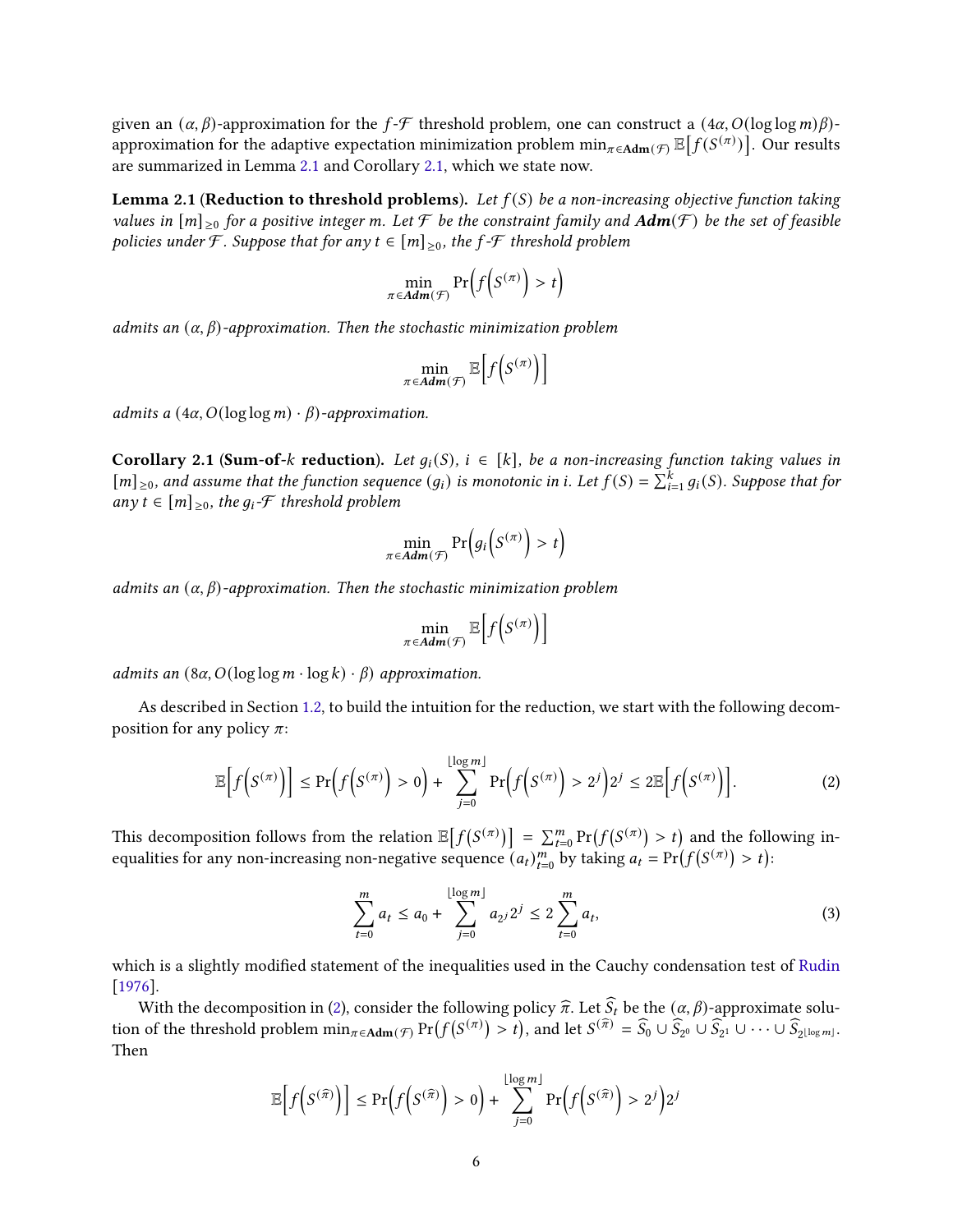given an $(\alpha, \beta)$-approximation for the $f$-$\mathcal{F}$ threshold problem, one can construct a $(4\alpha, O(\log\log m)\beta)$-approximation for the adaptive expectation minimization problem $\min_{\pi \in \mathbf{Adm}(\mathcal{F})} \mathbb{E}\big[f(S^{(\pi)})\big]$. Our results are summarized in Lemma 2.1 and Corollary 2.1, which we state now.

**Lemma 2.1 (Reduction to threshold problems).** *Let $f(S)$ be a non-increasing objective function taking values in $[m]_{\geq 0}$ for a positive integer $m$. Let $\mathcal{F}$ be the constraint family and $\boldsymbol{Adm}(\mathcal{F})$ be the set of feasible policies under $\mathcal{F}$. Suppose that for any $t \in [m]_{\geq 0}$, the $f$-$\mathcal{F}$ threshold problem*

$$\min_{\pi \in \boldsymbol{Adm}(\mathcal{F})} \Pr\Big(f\Big(S^{(\pi)}\Big) > t\Big)$$

*admits an $(\alpha, \beta)$-approximation. Then the stochastic minimization problem*

$$\min_{\pi \in \boldsymbol{Adm}(\mathcal{F})} \mathbb{E}\Big[f\Big(S^{(\pi)}\Big)\Big]$$

*admits a $(4\alpha, O(\log\log m) \cdot \beta)$-approximation.*

**Corollary 2.1 (Sum-of-$k$ reduction).** *Let $g_i(S)$, $i \in [k]$, be a non-increasing function taking values in $[m]_{\geq 0}$, and assume that the function sequence $(g_i)$ is monotonic in $i$. Let $f(S) = \sum_{i=1}^{k} g_i(S)$. Suppose that for any $t \in [m]_{\geq 0}$, the $g_i$-$\mathcal{F}$ threshold problem*

$$\min_{\pi \in \boldsymbol{Adm}(\mathcal{F})} \Pr\Big(g_i\Big(S^{(\pi)}\Big) > t\Big)$$

*admits an $(\alpha, \beta)$-approximation. Then the stochastic minimization problem*

$$\min_{\pi \in \boldsymbol{Adm}(\mathcal{F})} \mathbb{E}\Big[f\Big(S^{(\pi)}\Big)\Big]$$

*admits an $(8\alpha, O(\log\log m \cdot \log k) \cdot \beta)$ approximation.*

As described in Section 1.2, to build the intuition for the reduction, we start with the following decomposition for any policy $\pi$:

$$\mathbb{E}\Big[f\Big(S^{(\pi)}\Big)\Big] \leq \Pr\Big(f\Big(S^{(\pi)}\Big) > 0\Big) + \sum_{j=0}^{\lfloor \log m \rfloor} \Pr\Big(f\Big(S^{(\pi)}\Big) > 2^j\Big)2^j \leq 2\mathbb{E}\Big[f\Big(S^{(\pi)}\Big)\Big]. \tag{2}$$

This decomposition follows from the relation $\mathbb{E}\big[f(S^{(\pi)})\big] = \sum_{t=0}^{m} \Pr\big(f(S^{(\pi)}) > t\big)$ and the following inequalities for any non-increasing non-negative sequence $(a_t)_{t=0}^{m}$ by taking $a_t = \Pr\big(f(S^{(\pi)}) > t\big)$:

$$\sum_{t=0}^{m} a_t \leq a_0 + \sum_{j=0}^{\lfloor \log m \rfloor} a_{2^j} 2^j \leq 2\sum_{t=0}^{m} a_t, \tag{3}$$

which is a slightly modified statement of the inequalities used in the Cauchy condensation test of Rudin [1976].

With the decomposition in (2), consider the following policy $\widehat{\pi}$. Let $\widehat{S}_t$ be the $(\alpha, \beta)$-approximate solution of the threshold problem $\min_{\pi \in \mathbf{Adm}(\mathcal{F})} \Pr\big(f(S^{(\pi)}) > t\big)$, and let $S^{(\widehat{\pi})} = \widehat{S}_0 \cup \widehat{S}_{2^0} \cup \widehat{S}_{2^1} \cup \cdots \cup \widehat{S}_{2^{\lfloor \log m \rfloor}}$. Then

$$\mathbb{E}\Big[f\Big(S^{(\widehat{\pi})}\Big)\Big] \leq \Pr\Big(f\Big(S^{(\widehat{\pi})}\Big) > 0\Big) + \sum_{j=0}^{\lfloor \log m \rfloor} \Pr\Big(f\Big(S^{(\widehat{\pi})}\Big) > 2^j\Big)2^j$$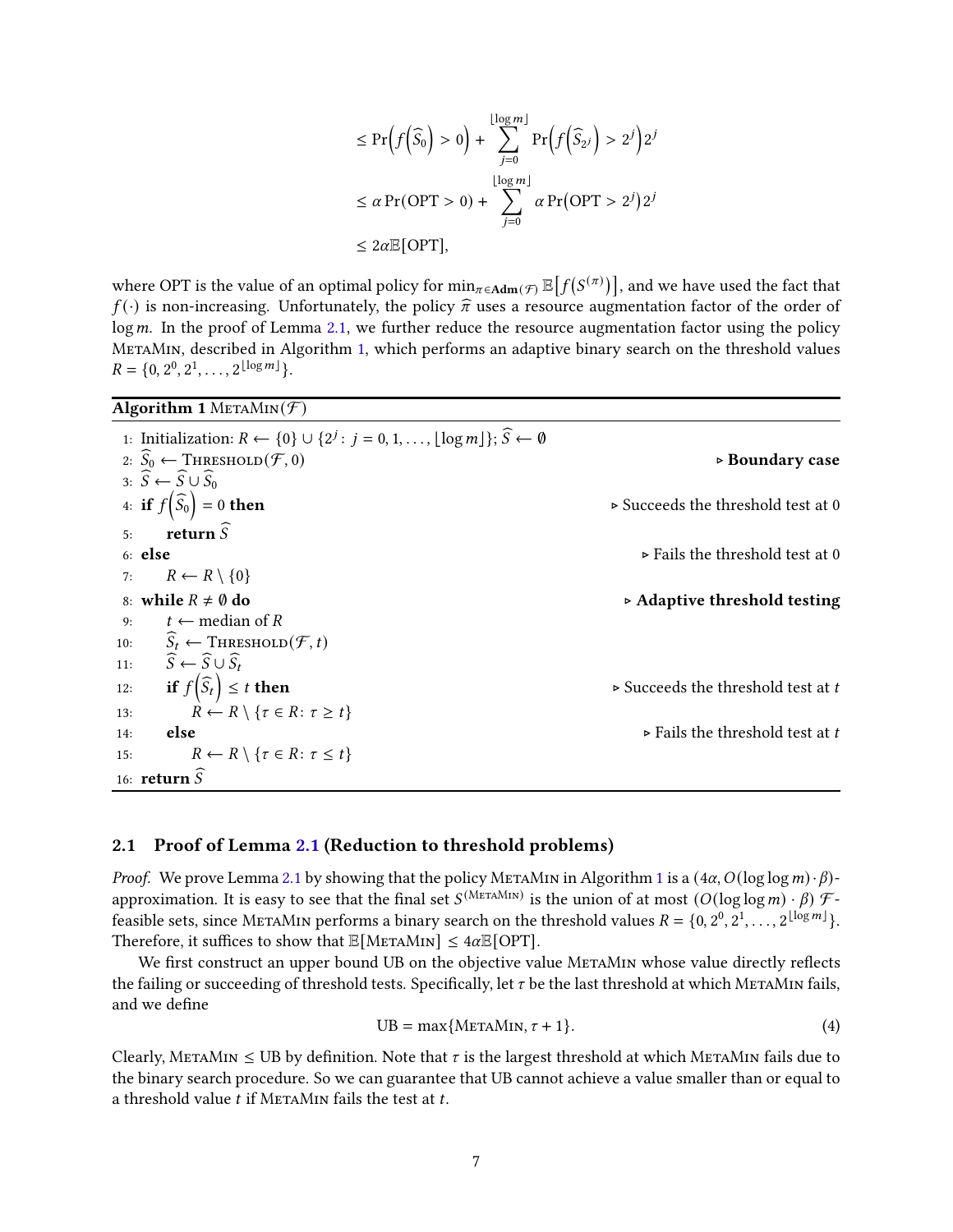$$
\begin{aligned}
&\leq \Pr\left(f\left(\widehat{S}_0\right) > 0\right) + \sum_{j=0}^{\lfloor \log m \rfloor} \Pr\left(f\left(\widehat{S}_{2^j}\right) > 2^j\right) 2^j \\
&\leq \alpha \Pr(\mathrm{OPT} > 0) + \sum_{j=0}^{\lfloor \log m \rfloor} \alpha \Pr\left(\mathrm{OPT} > 2^j\right) 2^j \\
&\leq 2\alpha \mathbb{E}[\mathrm{OPT}],
\end{aligned}
$$

where OPT is the value of an optimal policy for $\min_{\pi \in \mathbf{Adm}(\mathcal{F})} \mathbb{E}\left[f\left(S^{(\pi)}\right)\right]$, and we have used the fact that $f(\cdot)$ is non-increasing. Unfortunately, the policy $\widehat{\pi}$ uses a resource augmentation factor of the order of $\log m$. In the proof of Lemma 2.1, we further reduce the resource augmentation factor using the policy MetaMin, described in Algorithm 1, which performs an adaptive binary search on the threshold values $R = \{0, 2^0, 2^1, \ldots, 2^{\lfloor \log m \rfloor}\}$.

**Algorithm 1** MetaMin($\mathcal{F}$)

```
1: Initialization: R ← {0} ∪ {2^j : j = 0, 1, ..., ⌊log m⌋}; Ŝ ← ∅
2: Ŝ_0 ← Threshold(F, 0)                                   ▷ Boundary case
3: Ŝ ← Ŝ ∪ Ŝ_0
4: if f(Ŝ_0) = 0 then                                      ▷ Succeeds the threshold test at 0
5:     return Ŝ
6: else                                                    ▷ Fails the threshold test at 0
7:     R ← R \ {0}
8: while R ≠ ∅ do                                          ▷ Adaptive threshold testing
9:     t ← median of R
10:    Ŝ_t ← Threshold(F, t)
11:    Ŝ ← Ŝ ∪ Ŝ_t
12:    if f(Ŝ_t) ≤ t then                                  ▷ Succeeds the threshold test at t
13:        R ← R \ {τ ∈ R: τ ≥ t}
14:    else                                                ▷ Fails the threshold test at t
15:        R ← R \ {τ ∈ R: τ ≤ t}
16: return Ŝ
```

## 2.1 Proof of Lemma 2.1 (Reduction to threshold problems)

*Proof.* We prove Lemma 2.1 by showing that the policy MetaMin in Algorithm 1 is a $(4\alpha, O(\log\log m) \cdot \beta)$-approximation. It is easy to see that the final set $S^{(\text{MetaMin})}$ is the union of at most $(O(\log\log m) \cdot \beta)$ $\mathcal{F}$-feasible sets, since MetaMin performs a binary search on the threshold values $R = \{0, 2^0, 2^1, \ldots, 2^{\lfloor \log m \rfloor}\}$. Therefore, it suffices to show that $\mathbb{E}[\text{MetaMin}] \leq 4\alpha \mathbb{E}[\mathrm{OPT}]$.

We first construct an upper bound UB on the objective value MetaMin whose value directly reflects the failing or succeeding of threshold tests. Specifically, let $\tau$ be the last threshold at which MetaMin fails, and we define

$$
\mathrm{UB} = \max\{\text{MetaMin}, \tau + 1\}. \tag{4}
$$

Clearly, MetaMin $\leq$ UB by definition. Note that $\tau$ is the largest threshold at which MetaMin fails due to the binary search procedure. So we can guarantee that UB cannot achieve a value smaller than or equal to a threshold value $t$ if MetaMin fails the test at $t$.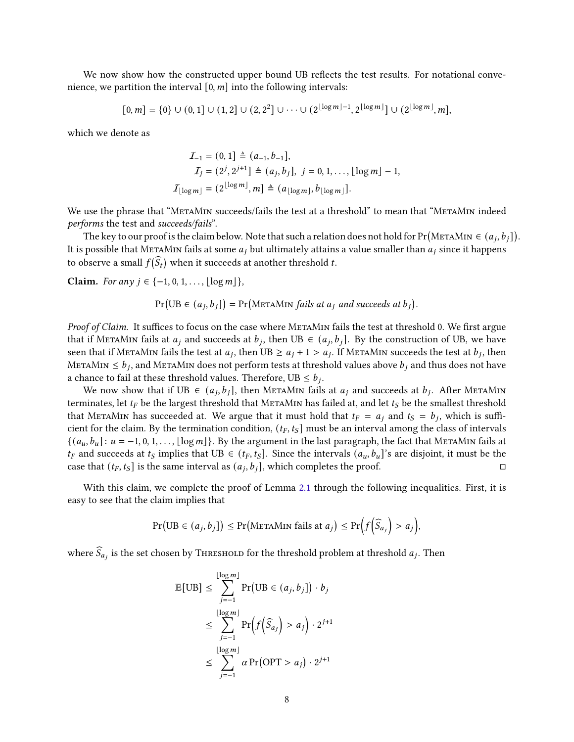We now show how the constructed upper bound UB reflects the test results. For notational convenience, we partition the interval $[0, m]$ into the following intervals:

$$[0, m] = \{0\} \cup (0, 1] \cup (1, 2] \cup (2, 2^2] \cup \cdots \cup (2^{\lfloor \log m \rfloor - 1}, 2^{\lfloor \log m \rfloor}] \cup (2^{\lfloor \log m \rfloor}, m],$$

which we denote as

$$\begin{aligned}
\mathcal{I}_{-1} &= (0, 1] \triangleq (a_{-1}, b_{-1}], \\
\mathcal{I}_j &= (2^j, 2^{j+1}] \triangleq (a_j, b_j], \ j = 0, 1, \ldots, \lfloor \log m \rfloor - 1, \\
\mathcal{I}_{\lfloor \log m \rfloor} &= (2^{\lfloor \log m \rfloor}, m] \triangleq (a_{\lfloor \log m \rfloor}, b_{\lfloor \log m \rfloor}].
\end{aligned}$$

We use the phrase that "MetaMin succeeds/fails the test at a threshold" to mean that "MetaMin indeed *performs* the test and *succeeds/fails*".

The key to our proof is the claim below. Note that such a relation does not hold for $\Pr(\text{MetaMin} \in (a_j, b_j])$. It is possible that MetaMin fails at some $a_j$ but ultimately attains a value smaller than $a_j$ since it happens to observe a small $f(\widehat{S}_t)$ when it succeeds at another threshold $t$.

**Claim.** *For any* $j \in \{-1, 0, 1, \ldots, \lfloor \log m \rfloor\}$,

$$\Pr(\text{UB} \in (a_j, b_j]) = \Pr(\text{MetaMin } \textit{fails at } a_j \textit{ and succeeds at } b_j).$$

*Proof of Claim.* It suffices to focus on the case where MetaMin fails the test at threshold 0. We first argue that if MetaMin fails at $a_j$ and succeeds at $b_j$, then $\text{UB} \in (a_j, b_j]$. By the construction of UB, we have seen that if MetaMin fails the test at $a_j$, then $\text{UB} \geq a_j + 1 > a_j$. If MetaMin succeeds the test at $b_j$, then $\text{MetaMin} \leq b_j$, and MetaMin does not perform tests at threshold values above $b_j$ and thus does not have a chance to fail at these threshold values. Therefore, $\text{UB} \leq b_j$.

We now show that if $\text{UB} \in (a_j, b_j]$, then MetaMin fails at $a_j$ and succeeds at $b_j$. After MetaMin terminates, let $t_F$ be the largest threshold that MetaMin has failed at, and let $t_S$ be the smallest threshold that MetaMin has succeeded at. We argue that it must hold that $t_F = a_j$ and $t_S = b_j$, which is sufficient for the claim. By the termination condition, $(t_F, t_S]$ must be an interval among the class of intervals $\{(a_u, b_u] : u = -1, 0, 1, \ldots, \lfloor \log m \rfloor\}$. By the argument in the last paragraph, the fact that MetaMin fails at $t_F$ and succeeds at $t_S$ implies that $\text{UB} \in (t_F, t_S]$. Since the intervals $(a_u, b_u]$'s are disjoint, it must be the case that $(t_F, t_S]$ is the same interval as $(a_j, b_j]$, which completes the proof. □

With this claim, we complete the proof of Lemma 2.1 through the following inequalities. First, it is easy to see that the claim implies that

$$\Pr(\text{UB} \in (a_j, b_j]) \leq \Pr(\text{MetaMin fails at } a_j) \leq \Pr\left(f\left(\widehat{S}_{a_j}\right) > a_j\right),$$

where $\widehat{S}_{a_j}$ is the set chosen by Threshold for the threshold problem at threshold $a_j$. Then

$$\begin{aligned}
\mathbb{E}[\text{UB}] &\leq \sum_{j=-1}^{\lfloor \log m \rfloor} \Pr(\text{UB} \in (a_j, b_j]) \cdot b_j \\
&\leq \sum_{j=-1}^{\lfloor \log m \rfloor} \Pr\left(f\left(\widehat{S}_{a_j}\right) > a_j\right) \cdot 2^{j+1} \\
&\leq \sum_{j=-1}^{\lfloor \log m \rfloor} \alpha \Pr(\text{OPT} > a_j) \cdot 2^{j+1}
\end{aligned}$$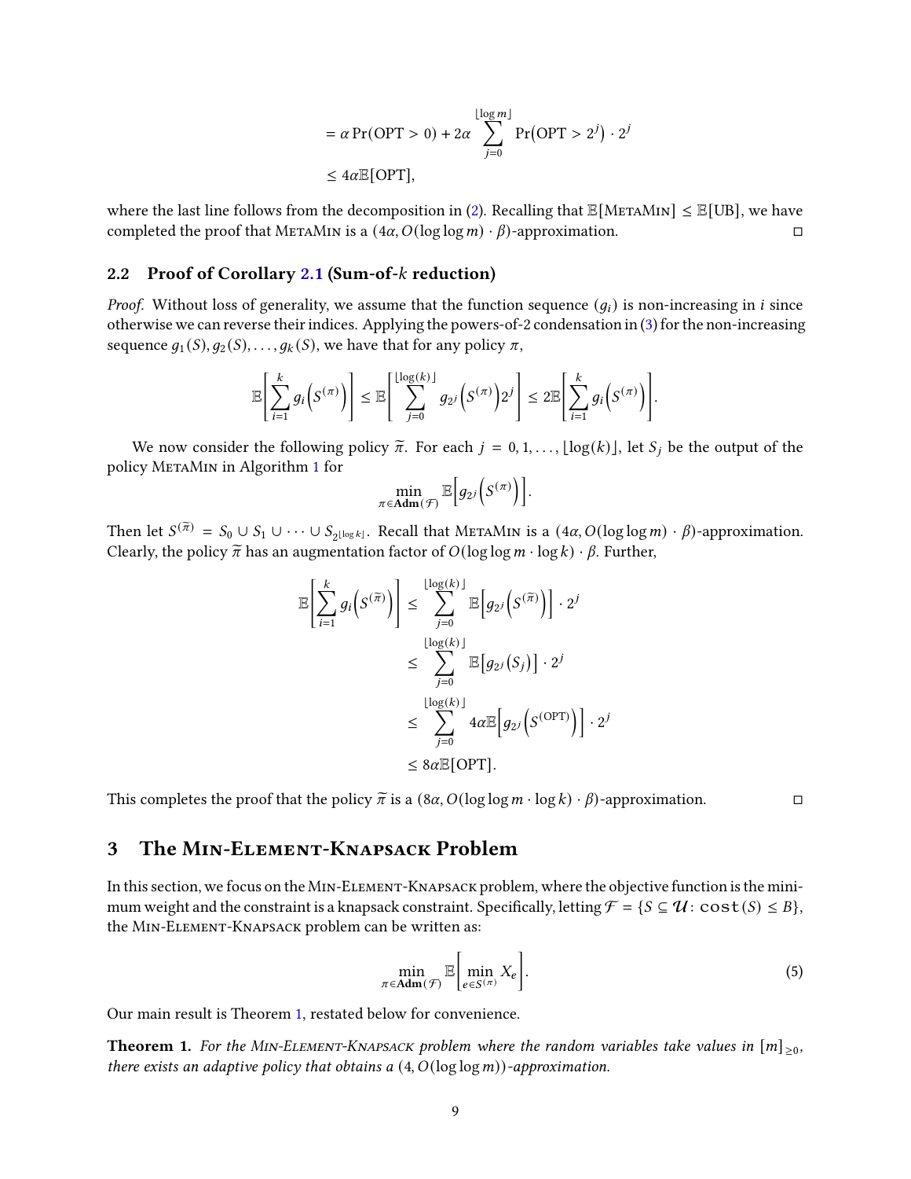$$
= \alpha \Pr(\text{OPT} > 0) + 2\alpha \sum_{j=0}^{\lfloor \log m \rfloor} \Pr\big(\text{OPT} > 2^j\big) \cdot 2^j
$$

$$
\leq 4\alpha \mathbb{E}[\text{OPT}],
$$

where the last line follows from the decomposition in (2). Recalling that $\mathbb{E}[\textsc{MetaMin}] \leq \mathbb{E}[\text{UB}]$, we have completed the proof that MetaMin is a $(4\alpha, O(\log\log m) \cdot \beta)$-approximation. □

### 2.2 Proof of Corollary 2.1 (Sum-of-$k$ reduction)

*Proof.* Without loss of generality, we assume that the function sequence $(g_i)$ is non-increasing in $i$ since otherwise we can reverse their indices. Applying the powers-of-2 condensation in (3) for the non-increasing sequence $g_1(S), g_2(S), \ldots, g_k(S)$, we have that for any policy $\pi$,

$$
\mathbb{E}\left[\sum_{i=1}^{k} g_i\Big(S^{(\pi)}\Big)\right] \leq \mathbb{E}\left[\sum_{j=0}^{\lfloor \log(k) \rfloor} g_{2^j}\Big(S^{(\pi)}\Big) 2^j\right] \leq 2\mathbb{E}\left[\sum_{i=1}^{k} g_i\Big(S^{(\pi)}\Big)\right].
$$

We now consider the following policy $\widetilde{\pi}$. For each $j = 0, 1, \ldots, \lfloor \log(k) \rfloor$, let $S_j$ be the output of the policy MetaMin in Algorithm 1 for

$$
\min_{\pi \in \mathbf{Adm}(\mathcal{F})} \mathbb{E}\Big[g_{2^j}\Big(S^{(\pi)}\Big)\Big].
$$

Then let $S^{(\widetilde{\pi})} = S_0 \cup S_1 \cup \cdots \cup S_{2^{\lfloor \log k \rfloor}}$. Recall that MetaMin is a $(4\alpha, O(\log\log m) \cdot \beta)$-approximation. Clearly, the policy $\widetilde{\pi}$ has an augmentation factor of $O(\log\log m \cdot \log k) \cdot \beta$. Further,

$$
\begin{aligned}
\mathbb{E}\left[\sum_{i=1}^{k} g_i\Big(S^{(\widetilde{\pi})}\Big)\right] &\leq \sum_{j=0}^{\lfloor \log(k) \rfloor} \mathbb{E}\Big[g_{2^j}\Big(S^{(\widetilde{\pi})}\Big)\Big] \cdot 2^j \\
&\leq \sum_{j=0}^{\lfloor \log(k) \rfloor} \mathbb{E}\big[g_{2^j}(S_j)\big] \cdot 2^j \\
&\leq \sum_{j=0}^{\lfloor \log(k) \rfloor} 4\alpha \mathbb{E}\Big[g_{2^j}\Big(S^{(\text{OPT})}\Big)\Big] \cdot 2^j \\
&\leq 8\alpha \mathbb{E}[\text{OPT}].
\end{aligned}
$$

This completes the proof that the policy $\widetilde{\pi}$ is a $(8\alpha, O(\log\log m \cdot \log k) \cdot \beta)$-approximation. □

## 3 The Min-Element-Knapsack Problem

In this section, we focus on the Min-Element-Knapsack problem, where the objective function is the minimum weight and the constraint is a knapsack constraint. Specifically, letting $\mathcal{F} = \{S \subseteq \mathcal{U} : \texttt{cost}(S) \leq B\}$, the Min-Element-Knapsack problem can be written as:

$$
\min_{\pi \in \mathbf{Adm}(\mathcal{F})} \mathbb{E}\left[\min_{e \in S^{(\pi)}} X_e\right]. \tag{5}
$$

Our main result is Theorem 1, restated below for convenience.

**Theorem 1.** *For the Min-Element-Knapsack problem where the random variables take values in $[m]_{\geq 0}$, there exists an adaptive policy that obtains a $(4, O(\log\log m))$-approximation.*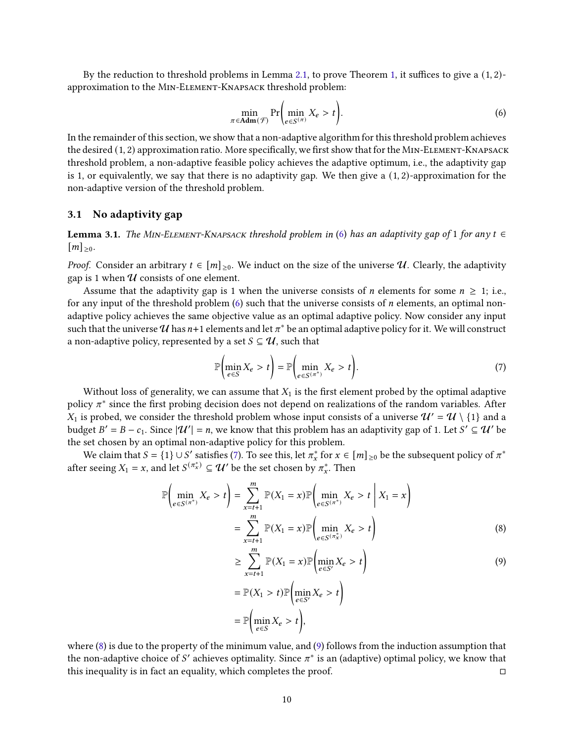By the reduction to threshold problems in Lemma 2.1, to prove Theorem 1, it suffices to give a $(1, 2)$-approximation to the Min-Element-Knapsack threshold problem:

$$\min_{\pi \in \mathbf{Adm}(\mathcal{F})} \Pr\left( \min_{e \in S^{(\pi)}} X_e > t \right). \tag{6}$$

In the remainder of this section, we show that a non-adaptive algorithm for this threshold problem achieves the desired $(1, 2)$ approximation ratio. More specifically, we first show that for the Min-Element-Knapsack threshold problem, a non-adaptive feasible policy achieves the adaptive optimum, i.e., the adaptivity gap is 1, or equivalently, we say that there is no adaptivity gap. We then give a $(1, 2)$-approximation for the non-adaptive version of the threshold problem.

## 3.1 No adaptivity gap

**Lemma 3.1.** *The Min-Element-Knapsack threshold problem in (6) has an adaptivity gap of 1 for any $t \in [m]_{\geq 0}$.*

*Proof.* Consider an arbitrary $t \in [m]_{\geq 0}$. We induct on the size of the universe $\mathcal{U}$. Clearly, the adaptivity gap is 1 when $\mathcal{U}$ consists of one element.

Assume that the adaptivity gap is 1 when the universe consists of $n$ elements for some $n \geq 1$; i.e., for any input of the threshold problem (6) such that the universe consists of $n$ elements, an optimal non-adaptive policy achieves the same objective value as an optimal adaptive policy. Now consider any input such that the universe $\mathcal{U}$ has $n+1$ elements and let $\pi^*$ be an optimal adaptive policy for it. We will construct a non-adaptive policy, represented by a set $S \subseteq \mathcal{U}$, such that

$$\mathbb{P}\left( \min_{e \in S} X_e > t \right) = \mathbb{P}\left( \min_{e \in S^{(\pi^*)}} X_e > t \right). \tag{7}$$

Without loss of generality, we can assume that $X_1$ is the first element probed by the optimal adaptive policy $\pi^*$ since the first probing decision does not depend on realizations of the random variables. After $X_1$ is probed, we consider the threshold problem whose input consists of a universe $\mathcal{U}' = \mathcal{U} \setminus \{1\}$ and a budget $B' = B - c_1$. Since $|\mathcal{U}'| = n$, we know that this problem has an adaptivity gap of 1. Let $S' \subseteq \mathcal{U}'$ be the set chosen by an optimal non-adaptive policy for this problem.

We claim that $S = \{1\} \cup S'$ satisfies (7). To see this, let $\pi^*_x$ for $x \in [m]_{\geq 0}$ be the subsequent policy of $\pi^*$ after seeing $X_1 = x$, and let $S^{(\pi^*_x)} \subseteq \mathcal{U}'$ be the set chosen by $\pi^*_x$. Then

$$\begin{aligned}
\mathbb{P}\left( \min_{e \in S^{(\pi^*)}} X_e > t \right) &= \sum_{x=t+1}^{m} \mathbb{P}(X_1 = x) \mathbb{P}\left( \min_{e \in S^{(\pi^*)}} X_e > t \,\middle|\, X_1 = x \right) \\
&= \sum_{x=t+1}^{m} \mathbb{P}(X_1 = x) \mathbb{P}\left( \min_{e \in S^{(\pi^*_x)}} X_e > t \right) \qquad (8) \\
&\geq \sum_{x=t+1}^{m} \mathbb{P}(X_1 = x) \mathbb{P}\left( \min_{e \in S'} X_e > t \right) \qquad (9) \\
&= \mathbb{P}(X_1 > t) \mathbb{P}\left( \min_{e \in S'} X_e > t \right) \\
&= \mathbb{P}\left( \min_{e \in S} X_e > t \right),
\end{aligned}$$

where (8) is due to the property of the minimum value, and (9) follows from the induction assumption that the non-adaptive choice of $S'$ achieves optimality. Since $\pi^*$ is an (adaptive) optimal policy, we know that this inequality is in fact an equality, which completes the proof. ◻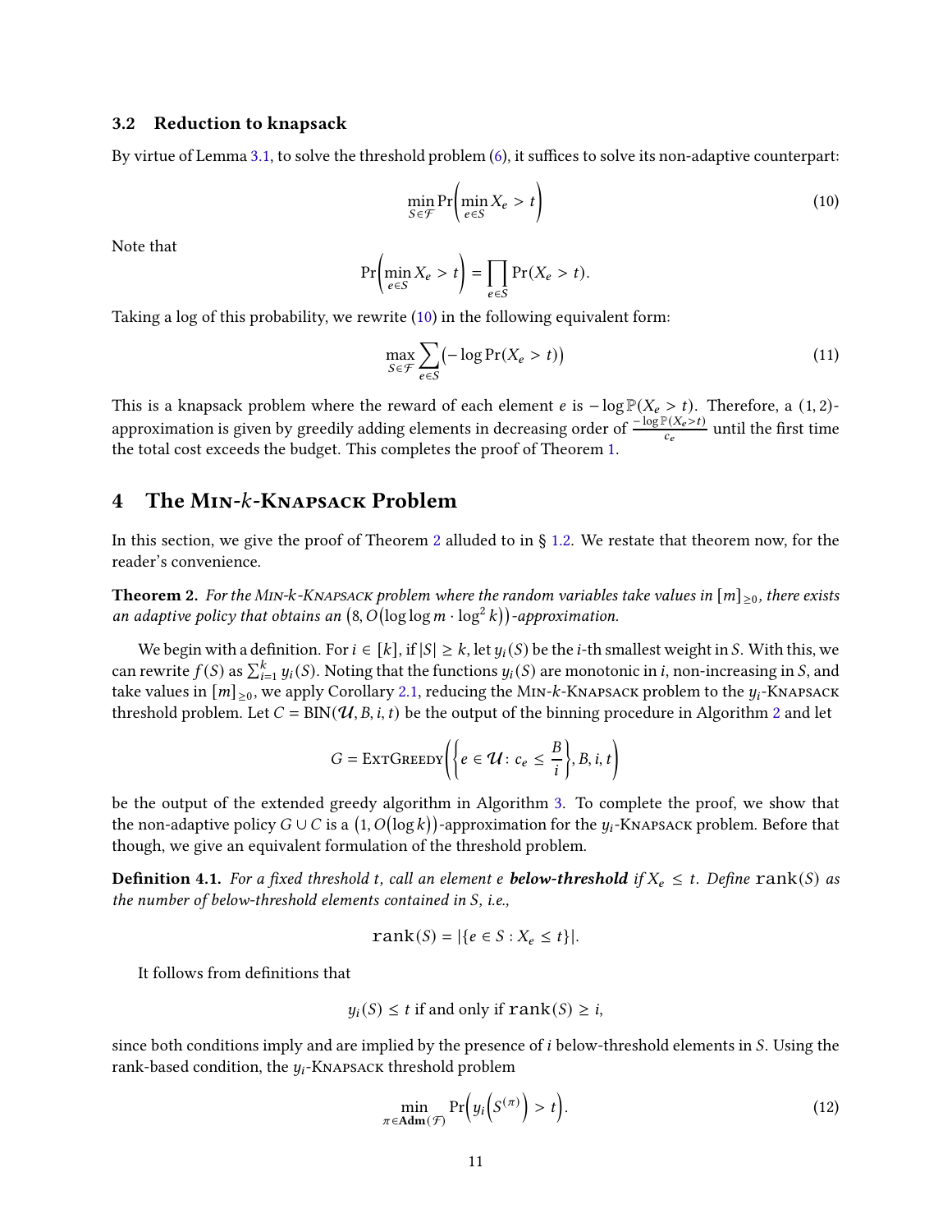### 3.2 Reduction to knapsack

By virtue of Lemma 3.1, to solve the threshold problem (6), it suffices to solve its non-adaptive counterpart:

$$\min_{S \in \mathcal{F}} \Pr\left(\min_{e \in S} X_e > t\right) \tag{10}$$

Note that

$$\Pr\left(\min_{e \in S} X_e > t\right) = \prod_{e \in S} \Pr(X_e > t).$$

Taking a log of this probability, we rewrite (10) in the following equivalent form:

$$\max_{S \in \mathcal{F}} \sum_{e \in S} \left(-\log \Pr(X_e > t)\right) \tag{11}$$

This is a knapsack problem where the reward of each element $e$ is $-\log \mathbb{P}(X_e > t)$. Therefore, a $(1, 2)$-approximation is given by greedily adding elements in decreasing order of $\frac{-\log \mathbb{P}(X_e > t)}{c_e}$ until the first time the total cost exceeds the budget. This completes the proof of Theorem 1.

## 4 The Min-$k$-Knapsack Problem

In this section, we give the proof of Theorem 2 alluded to in § 1.2. We restate that theorem now, for the reader's convenience.

**Theorem 2.** *For the Min-$k$-Knapsack problem where the random variables take values in $[m]_{\geq 0}$, there exists an adaptive policy that obtains an $\left(8, O\left(\log \log m \cdot \log^2 k\right)\right)$-approximation.*

We begin with a definition. For $i \in [k]$, if $|S| \geq k$, let $y_i(S)$ be the $i$-th smallest weight in $S$. With this, we can rewrite $f(S)$ as $\sum_{i=1}^{k} y_i(S)$. Noting that the functions $y_i(S)$ are monotonic in $i$, non-increasing in $S$, and take values in $[m]_{\geq 0}$, we apply Corollary 2.1, reducing the Min-$k$-Knapsack problem to the $y_i$-Knapsack threshold problem. Let $C = \text{BIN}(\mathcal{U}, B, i, t)$ be the output of the binning procedure in Algorithm 2 and let

$$G = \text{ExtGreedy}\left(\left\{e \in \mathcal{U} \colon c_e \leq \frac{B}{i}\right\}, B, i, t\right)$$

be the output of the extended greedy algorithm in Algorithm 3. To complete the proof, we show that the non-adaptive policy $G \cup C$ is a $\left(1, O(\log k)\right)$-approximation for the $y_i$-Knapsack problem. Before that though, we give an equivalent formulation of the threshold problem.

**Definition 4.1.** *For a fixed threshold $t$, call an element $e$ **below-threshold** if $X_e \leq t$. Define $\texttt{rank}(S)$ as the number of below-threshold elements contained in $S$, i.e.,*

$$\texttt{rank}(S) = |\{e \in S : X_e \leq t\}|.$$

It follows from definitions that

$$y_i(S) \leq t \text{ if and only if } \texttt{rank}(S) \geq i,$$

since both conditions imply and are implied by the presence of $i$ below-threshold elements in $S$. Using the rank-based condition, the $y_i$-Knapsack threshold problem

$$\min_{\pi \in \mathbf{Adm}(\mathcal{F})} \Pr\left(y_i\left(S^{(\pi)}\right) > t\right). \tag{12}$$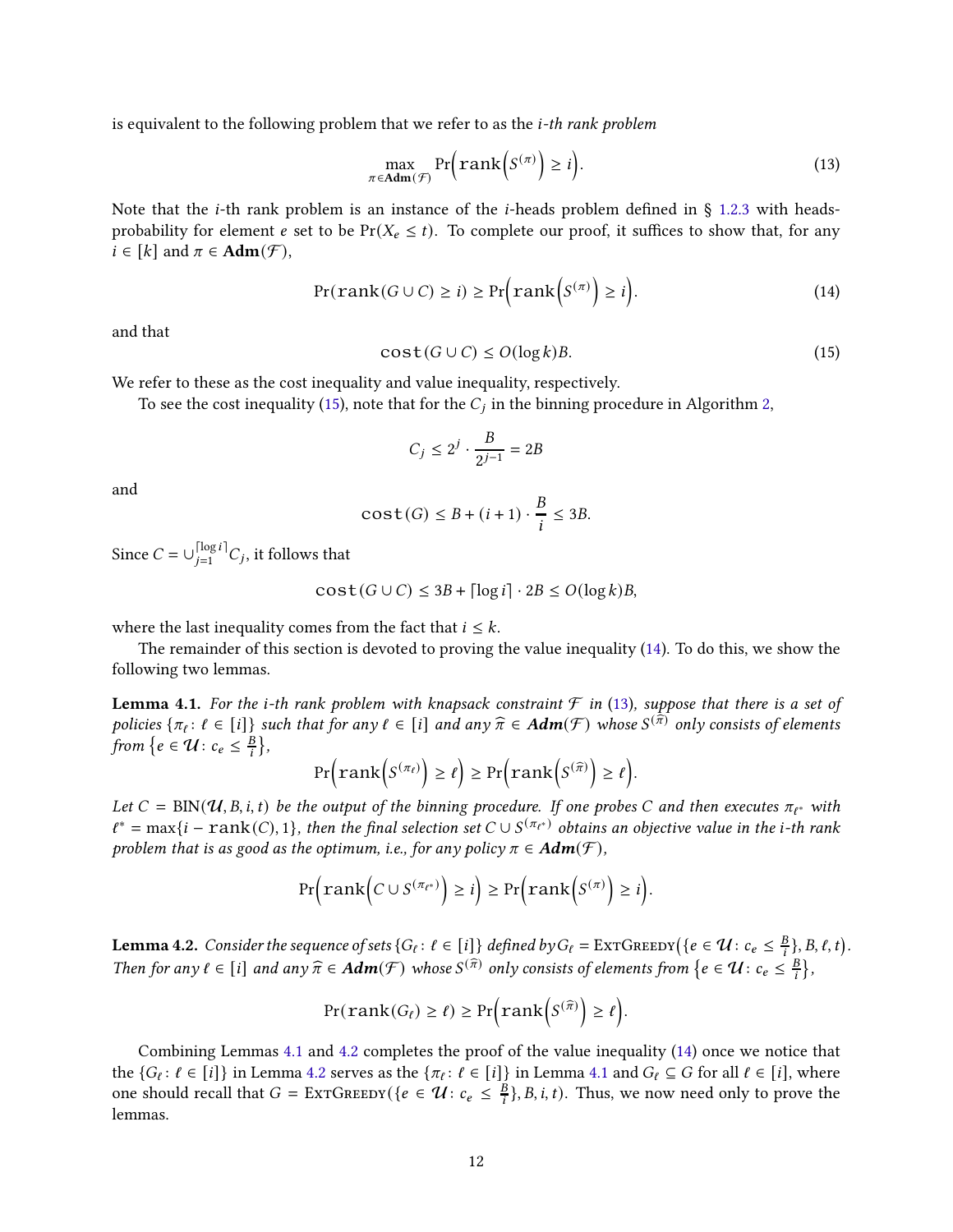is equivalent to the following problem that we refer to as the *i-th rank problem*

$$\max_{\pi \in \mathbf{Adm}(\mathcal{F})} \Pr\Big(\mathtt{rank}\Big(S^{(\pi)}\Big) \geq i\Big). \tag{13}$$

Note that the $i$-th rank problem is an instance of the $i$-heads problem defined in § 1.2.3 with heads-probability for element $e$ set to be $\Pr(X_e \leq t)$. To complete our proof, it suffices to show that, for any $i \in [k]$ and $\pi \in \mathbf{Adm}(\mathcal{F})$,

$$\Pr(\mathtt{rank}(G \cup C) \geq i) \geq \Pr\Big(\mathtt{rank}\Big(S^{(\pi)}\Big) \geq i\Big). \tag{14}$$

and that

$$\mathtt{cost}(G \cup C) \leq O(\log k)B. \tag{15}$$

We refer to these as the cost inequality and value inequality, respectively.

To see the cost inequality (15), note that for the $C_j$ in the binning procedure in Algorithm 2,

$$C_j \leq 2^j \cdot \frac{B}{2^{j-1}} = 2B$$

and

$$\mathtt{cost}(G) \leq B + (i+1) \cdot \frac{B}{i} \leq 3B.$$

Since $C = \cup_{j=1}^{\lceil \log i \rceil} C_j$, it follows that

$$\mathtt{cost}(G \cup C) \leq 3B + \lceil \log i \rceil \cdot 2B \leq O(\log k)B,$$

where the last inequality comes from the fact that $i \leq k$.

The remainder of this section is devoted to proving the value inequality (14). To do this, we show the following two lemmas.

**Lemma 4.1.** *For the $i$-th rank problem with knapsack constraint $\mathcal{F}$ in (13), suppose that there is a set of policies $\{\pi_\ell : \ell \in [i]\}$ such that for any $\ell \in [i]$ and any $\widehat{\pi} \in \mathbf{Adm}(\mathcal{F})$ whose $S^{(\widehat{\pi})}$ only consists of elements from $\left\{e \in \mathcal{U} : c_e \leq \frac{B}{i}\right\}$,*

$$\Pr\Big(\mathtt{rank}\Big(S^{(\pi_\ell)}\Big) \geq \ell\Big) \geq \Pr\Big(\mathtt{rank}\Big(S^{(\widehat{\pi})}\Big) \geq \ell\Big).$$

*Let $C = \mathrm{BIN}(\mathcal{U}, B, i, t)$ be the output of the binning procedure. If one probes $C$ and then executes $\pi_{\ell^*}$ with $\ell^* = \max\{i - \mathtt{rank}(C), 1\}$, then the final selection set $C \cup S^{(\pi_{\ell^*})}$ obtains an objective value in the $i$-th rank problem that is as good as the optimum, i.e., for any policy $\pi \in \mathbf{Adm}(\mathcal{F})$,*

$$\Pr\Big(\mathtt{rank}\Big(C \cup S^{(\pi_{\ell^*})}\Big) \geq i\Big) \geq \Pr\Big(\mathtt{rank}\Big(S^{(\pi)}\Big) \geq i\Big).$$

**Lemma 4.2.** *Consider the sequence of sets $\{G_\ell : \ell \in [i]\}$ defined by $G_\ell = \textsc{ExtGreedy}\big(\{e \in \mathcal{U} : c_e \leq \frac{B}{i}\}, B, \ell, t\big)$. Then for any $\ell \in [i]$ and any $\widehat{\pi} \in \mathbf{Adm}(\mathcal{F})$ whose $S^{(\widehat{\pi})}$ only consists of elements from $\left\{e \in \mathcal{U} : c_e \leq \frac{B}{i}\right\}$,*

$$\Pr(\mathtt{rank}(G_\ell) \geq \ell) \geq \Pr\Big(\mathtt{rank}\Big(S^{(\widehat{\pi})}\Big) \geq \ell\Big).$$

Combining Lemmas 4.1 and 4.2 completes the proof of the value inequality (14) once we notice that the $\{G_\ell : \ell \in [i]\}$ in Lemma 4.2 serves as the $\{\pi_\ell : \ell \in [i]\}$ in Lemma 4.1 and $G_\ell \subseteq G$ for all $\ell \in [i]$, where one should recall that $G = \textsc{ExtGreedy}(\{e \in \mathcal{U} : c_e \leq \frac{B}{i}\}, B, i, t)$. Thus, we now need only to prove the lemmas.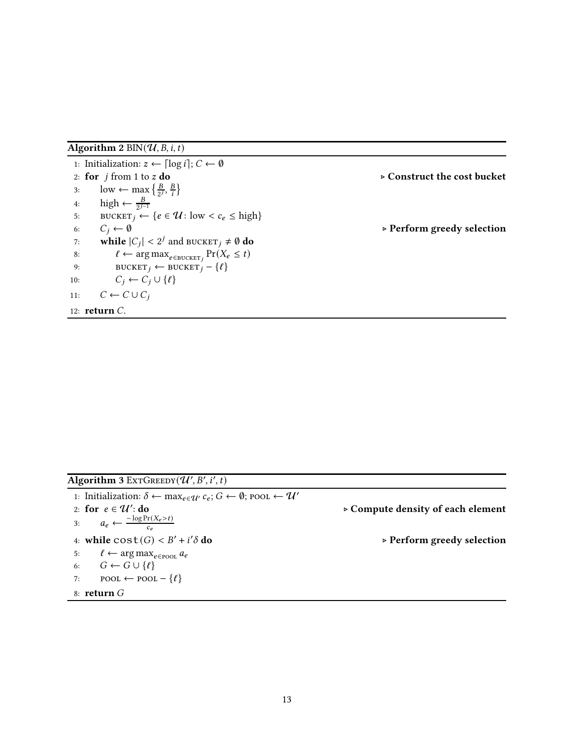**Algorithm 2** BIN($\mathcal{U}, B, i, t$)

```
1:  Initialization: z ← ⌈log i⌉; C ← ∅
2:  for j from 1 to z do                                   ▷ Construct the cost bucket
3:      low ← max{B/2^j, B/i}
4:      high ← B/2^(j−1)
5:      BUCKET_j ← {e ∈ 𝒰 : low < c_e ≤ high}
6:      C_j ← ∅                                            ▷ Perform greedy selection
7:      while |C_j| < 2^j and BUCKET_j ≠ ∅ do
8:          ℓ ← argmax_{e ∈ BUCKET_j} Pr(X_e ≤ t)
9:          BUCKET_j ← BUCKET_j − {ℓ}
10:         C_j ← C_j ∪ {ℓ}
11:     C ← C ∪ C_j
12: return C.
```

**Algorithm 3** EXTGREEDY($\mathcal{U}', B', i', t$)

```
1:  Initialization: δ ← max_{e ∈ 𝒰'} c_e; G ← ∅; POOL ← 𝒰'
2:  for e ∈ 𝒰': do                                         ▷ Compute density of each element
3:      a_e ← −log Pr(X_e > t) / c_e
4:  while cost(G) < B' + i'δ do                            ▷ Perform greedy selection
5:      ℓ ← argmax_{e ∈ POOL} a_e
6:      G ← G ∪ {ℓ}
7:      POOL ← POOL − {ℓ}
8:  return G
```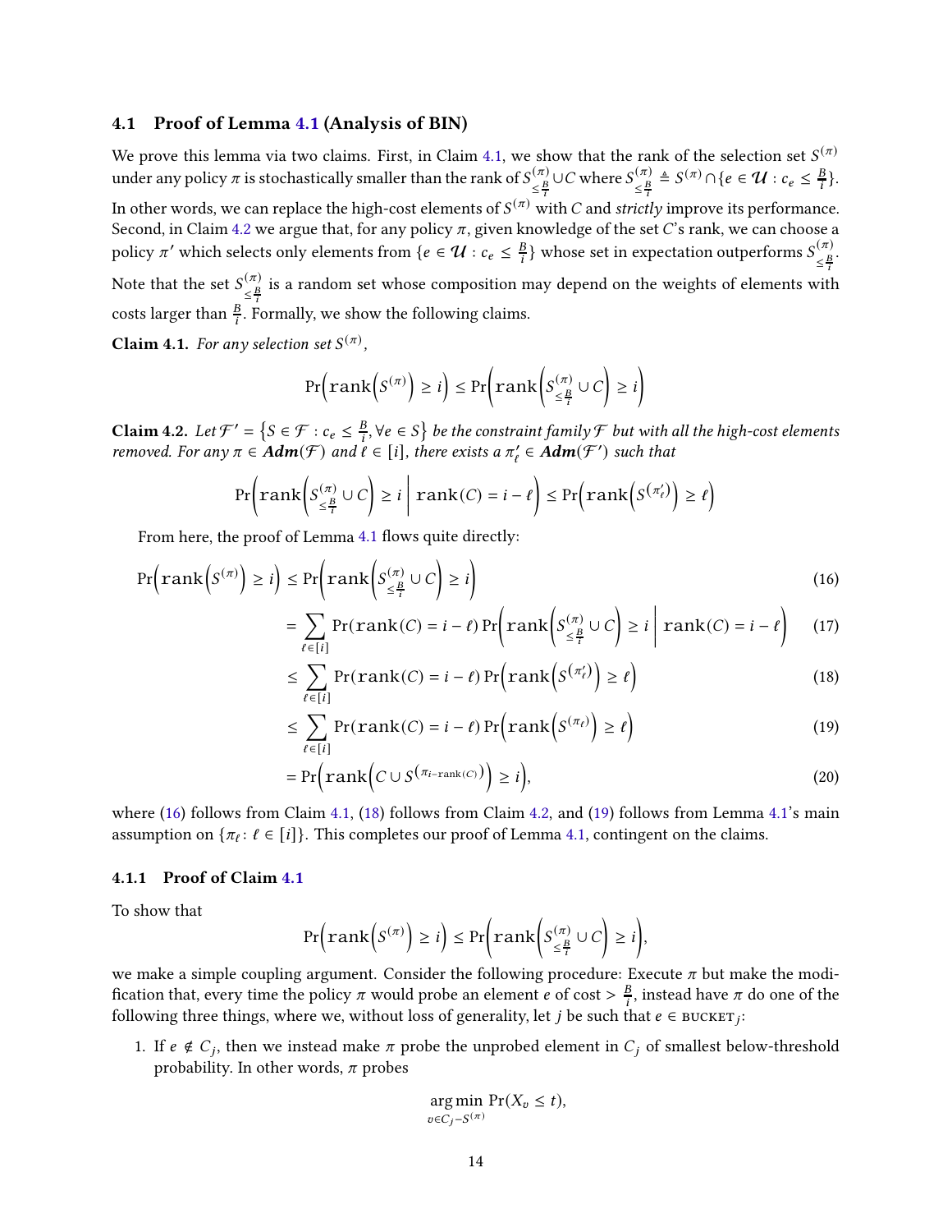### 4.1 Proof of Lemma 4.1 (Analysis of BIN)

We prove this lemma via two claims. First, in Claim 4.1, we show that the rank of the selection set $S^{(\pi)}$ under any policy $\pi$ is stochastically smaller than the rank of $S^{(\pi)}_{\leq \frac{B}{i}} \cup C$ where $S^{(\pi)}_{\leq \frac{B}{i}} \triangleq S^{(\pi)} \cap \{e \in \mathcal{U} : c_e \leq \frac{B}{i}\}$. In other words, we can replace the high-cost elements of $S^{(\pi)}$ with $C$ and *strictly* improve its performance. Second, in Claim 4.2 we argue that, for any policy $\pi$, given knowledge of the set $C$'s rank, we can choose a policy $\pi'$ which selects only elements from $\{e \in \mathcal{U} : c_e \leq \frac{B}{i}\}$ whose set in expectation outperforms $S^{(\pi)}_{\leq \frac{B}{i}}$. Note that the set $S^{(\pi)}_{\leq \frac{B}{i}}$ is a random set whose composition may depend on the weights of elements with costs larger than $\frac{B}{i}$. Formally, we show the following claims.

**Claim 4.1.** *For any selection set* $S^{(\pi)}$,

$$\Pr\Big(\mathtt{rank}\Big(S^{(\pi)}\Big) \geq i\Big) \leq \Pr\Big(\mathtt{rank}\Big(S^{(\pi)}_{\leq \frac{B}{i}} \cup C\Big) \geq i\Big)$$

**Claim 4.2.** *Let* $\mathcal{F}' = \big\{S \in \mathcal{F} : c_e \leq \frac{B}{i}, \forall e \in S\big\}$ *be the constraint family* $\mathcal{F}$ *but with all the high-cost elements removed. For any* $\pi \in \boldsymbol{Adm}(\mathcal{F})$ *and* $\ell \in [i]$, *there exists a* $\pi'_\ell \in \boldsymbol{Adm}(\mathcal{F}')$ *such that*

$$\Pr\Big(\mathtt{rank}\Big(S^{(\pi)}_{\leq \frac{B}{i}} \cup C\Big) \geq i \;\Big|\; \mathtt{rank}(C) = i - \ell\Big) \leq \Pr\Big(\mathtt{rank}\Big(S^{(\pi'_\ell)}\Big) \geq \ell\Big)$$

From here, the proof of Lemma 4.1 flows quite directly:

$$\Pr\Big(\mathtt{rank}\Big(S^{(\pi)}\Big) \geq i\Big) \leq \Pr\Big(\mathtt{rank}\Big(S^{(\pi)}_{\leq \frac{B}{i}} \cup C\Big) \geq i\Big) \tag{16}$$

$$= \sum_{\ell \in [i]} \Pr(\mathtt{rank}(C) = i - \ell) \Pr\Big(\mathtt{rank}\Big(S^{(\pi)}_{\leq \frac{B}{i}} \cup C\Big) \geq i \;\Big|\; \mathtt{rank}(C) = i - \ell\Big) \tag{17}$$

$$\leq \sum_{\ell \in [i]} \Pr(\mathtt{rank}(C) = i - \ell) \Pr\Big(\mathtt{rank}\Big(S^{(\pi'_\ell)}\Big) \geq \ell\Big) \tag{18}$$

$$\leq \sum_{\ell \in [i]} \Pr(\mathtt{rank}(C) = i - \ell) \Pr\Big(\mathtt{rank}\Big(S^{(\pi_\ell)}\Big) \geq \ell\Big) \tag{19}$$

$$= \Pr\Big(\mathtt{rank}\Big(C \cup S^{(\pi_{i - \mathtt{rank}(C)})}\Big) \geq i\Big), \tag{20}$$

where (16) follows from Claim 4.1, (18) follows from Claim 4.2, and (19) follows from Lemma 4.1's main assumption on $\{\pi_\ell : \ell \in [i]\}$. This completes our proof of Lemma 4.1, contingent on the claims.

#### 4.1.1 Proof of Claim 4.1

To show that

$$\Pr\Big(\mathtt{rank}\Big(S^{(\pi)}\Big) \geq i\Big) \leq \Pr\Big(\mathtt{rank}\Big(S^{(\pi)}_{\leq \frac{B}{i}} \cup C\Big) \geq i\Big),$$

we make a simple coupling argument. Consider the following procedure: Execute $\pi$ but make the modification that, every time the policy $\pi$ would probe an element $e$ of cost $> \frac{B}{i}$, instead have $\pi$ do one of the following three things, where we, without loss of generality, let $j$ be such that $e \in \textsc{bucket}_j$:

1. If $e \notin C_j$, then we instead make $\pi$ probe the unprobed element in $C_j$ of smallest below-threshold probability. In other words, $\pi$ probes

$$\arg\min_{v \in C_j - S^{(\pi)}} \Pr(X_v \leq t),$$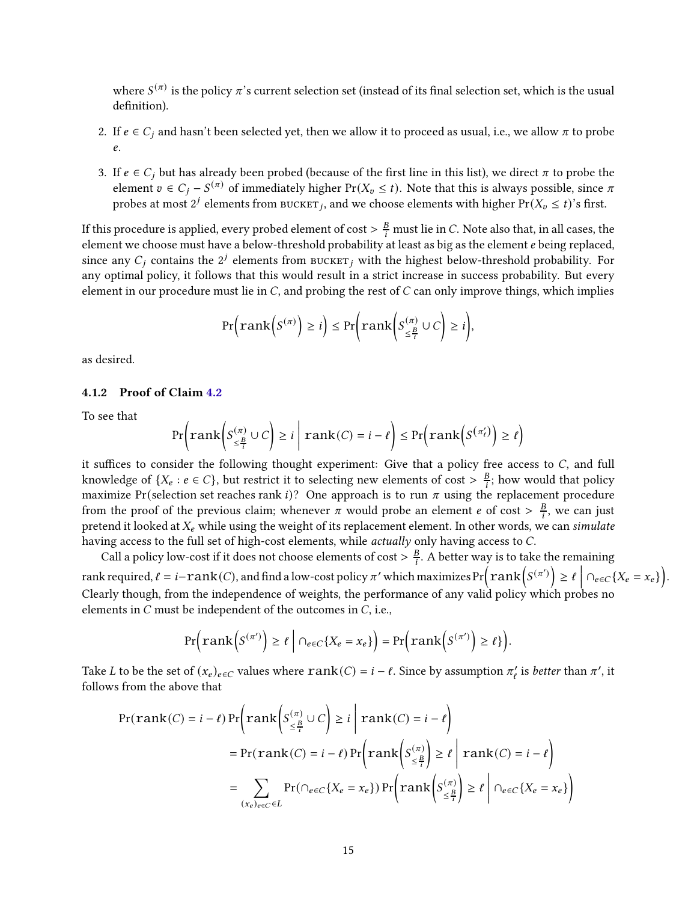where $S^{(\pi)}$ is the policy $\pi$'s current selection set (instead of its final selection set, which is the usual definition).

2. If $e \in C_j$ and hasn't been selected yet, then we allow it to proceed as usual, i.e., we allow $\pi$ to probe $e$.
3. If $e \in C_j$ but has already been probed (because of the first line in this list), we direct $\pi$ to probe the element $v \in C_j - S^{(\pi)}$ of immediately higher $\Pr(X_v \leq t)$. Note that this is always possible, since $\pi$ probes at most $2^j$ elements from $\text{BUCKET}_j$, and we choose elements with higher $\Pr(X_v \leq t)$'s first.

If this procedure is applied, every probed element of cost $> \frac{B}{i}$ must lie in $C$. Note also that, in all cases, the element we choose must have a below-threshold probability at least as big as the element $e$ being replaced, since any $C_j$ contains the $2^j$ elements from $\text{BUCKET}_j$ with the highest below-threshold probability. For any optimal policy, it follows that this would result in a strict increase in success probability. But every element in our procedure must lie in $C$, and probing the rest of $C$ can only improve things, which implies

$$\Pr\left(\texttt{rank}\left(S^{(\pi)}\right) \geq i\right) \leq \Pr\left(\texttt{rank}\left(S^{(\pi)}_{\leq \frac{B}{i}} \cup C\right) \geq i\right),$$

as desired.

### 4.1.2 Proof of Claim 4.2

To see that

$$\Pr\left(\texttt{rank}\left(S^{(\pi)}_{\leq \frac{B}{i}} \cup C\right) \geq i \;\middle|\; \texttt{rank}(C) = i - \ell\right) \leq \Pr\left(\texttt{rank}\left(S^{(\pi'_\ell)}\right) \geq \ell\right)$$

it suffices to consider the following thought experiment: Give that a policy free access to $C$, and full knowledge of $\{X_e : e \in C\}$, but restrict it to selecting new elements of cost $> \frac{B}{i}$; how would that policy maximize $\Pr(\text{selection set reaches rank } i)$? One approach is to run $\pi$ using the replacement procedure from the proof of the previous claim; whenever $\pi$ would probe an element $e$ of cost $> \frac{B}{i}$, we can just pretend it looked at $X_e$ while using the weight of its replacement element. In other words, we can *simulate* having access to the full set of high-cost elements, while *actually* only having access to $C$.

Call a policy low-cost if it does not choose elements of cost $> \frac{B}{i}$. A better way is to take the remaining rank required, $\ell = i - \texttt{rank}(C)$, and find a low-cost policy $\pi'$ which maximizes $\Pr\left(\texttt{rank}\left(S^{(\pi')}\right) \geq \ell \;\middle|\; \cap_{e \in C}\{X_e = x_e\}\right)$. Clearly though, from the independence of weights, the performance of any valid policy which probes no elements in $C$ must be independent of the outcomes in $C$, i.e.,

$$\Pr\left(\texttt{rank}\left(S^{(\pi')}\right) \geq \ell \;\middle|\; \cap_{e \in C}\{X_e = x_e\}\right) = \Pr\left(\texttt{rank}\left(S^{(\pi')}\right) \geq \ell\}\right).$$

Take $L$ to be the set of $(x_e)_{e \in C}$ values where $\texttt{rank}(C) = i - \ell$. Since by assumption $\pi'_\ell$ is *better* than $\pi'$, it follows from the above that

$$\begin{aligned}
\Pr(\texttt{rank}(C) = i - \ell) \Pr&\left(\texttt{rank}\left(S^{(\pi)}_{\leq \frac{B}{i}} \cup C\right) \geq i \;\middle|\; \texttt{rank}(C) = i - \ell\right) \\
&= \Pr(\texttt{rank}(C) = i - \ell) \Pr\left(\texttt{rank}\left(S^{(\pi)}_{\leq \frac{B}{i}}\right) \geq \ell \;\middle|\; \texttt{rank}(C) = i - \ell\right) \\
&= \sum_{(x_e)_{e \in C} \in L} \Pr(\cap_{e \in C}\{X_e = x_e\}) \Pr\left(\texttt{rank}\left(S^{(\pi)}_{\leq \frac{B}{i}}\right) \geq \ell \;\middle|\; \cap_{e \in C}\{X_e = x_e\}\right)
\end{aligned}$$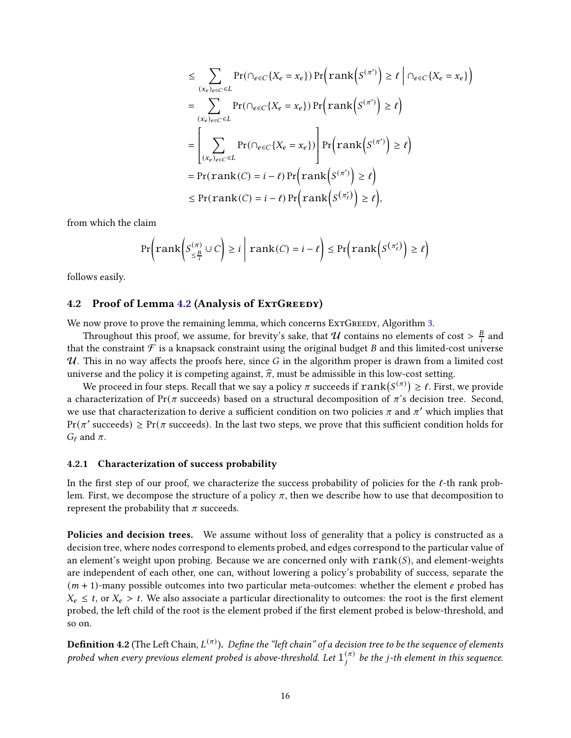$$
\begin{aligned}
&\leq \sum_{(x_e)_{e\in C}\in L} \Pr(\cap_{e\in C}\{X_e = x_e\}) \Pr\Big(\mathtt{rank}\Big(S^{(\pi')}\Big) \geq \ell \,\Big|\, \cap_{e\in C}\{X_e = x_e\}\Big) \\
&= \sum_{(x_e)_{e\in C}\in L} \Pr(\cap_{e\in C}\{X_e = x_e\}) \Pr\Big(\mathtt{rank}\Big(S^{(\pi')}\Big) \geq \ell\Big) \\
&= \left[\sum_{(x_e)_{e\in C}\in L} \Pr(\cap_{e\in C}\{X_e = x_e\})\right] \Pr\Big(\mathtt{rank}\Big(S^{(\pi')}\Big) \geq \ell\Big) \\
&= \Pr(\mathtt{rank}(C) = i - \ell) \Pr\Big(\mathtt{rank}\Big(S^{(\pi')}\Big) \geq \ell\Big) \\
&\leq \Pr(\mathtt{rank}(C) = i - \ell) \Pr\Big(\mathtt{rank}\Big(S^{(\pi'_\ell)}\Big) \geq \ell\Big),
\end{aligned}
$$

from which the claim

$$
\Pr\Big(\mathtt{rank}\Big(S^{(\pi)}_{\leq \frac{B}{i}} \cup C\Big) \geq i \,\Big|\, \mathtt{rank}(C) = i - \ell\Big) \leq \Pr\Big(\mathtt{rank}\Big(S^{(\pi'_\ell)}\Big) \geq \ell\Big)
$$

follows easily.

## 4.2 Proof of Lemma 4.2 (Analysis of ExtGreedy)

We now prove to prove the remaining lemma, which concerns ExtGreedy, Algorithm 3.

Throughout this proof, we assume, for brevity's sake, that $\mathcal{U}$ contains no elements of cost $> \frac{B}{i}$ and that the constraint $\mathcal{F}$ is a knapsack constraint using the original budget $B$ and this limited-cost universe $\mathcal{U}$. This in no way affects the proofs here, since $G$ in the algorithm proper is drawn from a limited cost universe and the policy it is competing against, $\widehat{\pi}$, must be admissible in this low-cost setting.

We proceed in four steps. Recall that we say a policy $\pi$ succeeds if $\mathtt{rank}(S^{(\pi)}) \geq \ell$. First, we provide a characterization of $\Pr(\pi \text{ succeeds})$ based on a structural decomposition of $\pi$'s decision tree. Second, we use that characterization to derive a sufficient condition on two policies $\pi$ and $\pi'$ which implies that $\Pr(\pi' \text{ succeeds}) \geq \Pr(\pi \text{ succeeds})$. In the last two steps, we prove that this sufficient condition holds for $G_\ell$ and $\pi$.

### 4.2.1 Characterization of success probability

In the first step of our proof, we characterize the success probability of policies for the $\ell$-th rank problem. First, we decompose the structure of a policy $\pi$, then we describe how to use that decomposition to represent the probability that $\pi$ succeeds.

**Policies and decision trees.** We assume without loss of generality that a policy is constructed as a decision tree, where nodes correspond to elements probed, and edges correspond to the particular value of an element's weight upon probing. Because we are concerned only with $\mathtt{rank}(S)$, and element-weights are independent of each other, one can, without lowering a policy's probability of success, separate the $(m+1)$-many possible outcomes into two particular meta-outcomes: whether the element $e$ probed has $X_e \leq t$, or $X_e > t$. We also associate a particular directionality to outcomes: the root is the first element probed, the left child of the root is the element probed if the first element probed is below-threshold, and so on.

**Definition 4.2** (The Left Chain, $L^{(\pi)}$). *Define the "left chain" of a decision tree to be the sequence of elements probed when every previous element probed is above-threshold. Let $\mathtt{l}^{(\pi)}_j$ be the $j$-th element in this sequence.*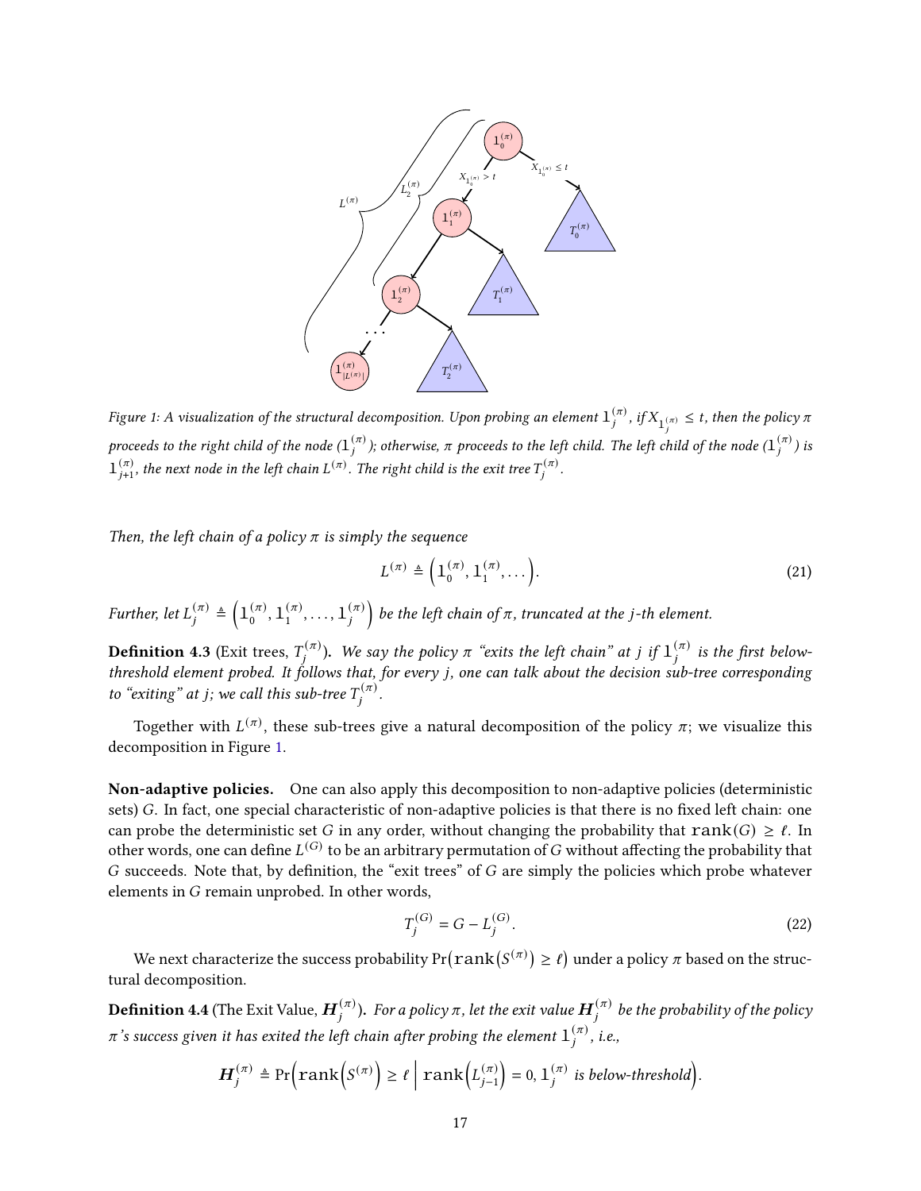*Figure 1: A visualization of the structural decomposition. Upon probing an element $\mathbb{1}_j^{(\pi)}$, if $X_{\mathbb{1}_j^{(\pi)}} \leq t$, then the policy $\pi$ proceeds to the right child of the node ($\mathbb{1}_j^{(\pi)}$); otherwise, $\pi$ proceeds to the left child. The left child of the node ($\mathbb{1}_j^{(\pi)}$) is $\mathbb{1}_{j+1}^{(\pi)}$, the next node in the left chain $L^{(\pi)}$. The right child is the exit tree $T_j^{(\pi)}$.*

*Then, the left chain of a policy $\pi$ is simply the sequence*

$$L^{(\pi)} \triangleq \left(\mathbb{1}_0^{(\pi)}, \mathbb{1}_1^{(\pi)}, \dots\right). \tag{21}$$

*Further, let $L_j^{(\pi)} \triangleq \left(\mathbb{1}_0^{(\pi)}, \mathbb{1}_1^{(\pi)}, \dots, \mathbb{1}_j^{(\pi)}\right)$ be the left chain of $\pi$, truncated at the $j$-th element.*

**Definition 4.3** (Exit trees, $T_j^{(\pi)}$). *We say the policy $\pi$ "exits the left chain" at $j$ if $\mathbb{1}_j^{(\pi)}$ is the first below-threshold element probed. It follows that, for every $j$, one can talk about the decision sub-tree corresponding to "exiting" at $j$; we call this sub-tree $T_j^{(\pi)}$.*

Together with $L^{(\pi)}$, these sub-trees give a natural decomposition of the policy $\pi$; we visualize this decomposition in Figure 1.

**Non-adaptive policies.** One can also apply this decomposition to non-adaptive policies (deterministic sets) $G$. In fact, one special characteristic of non-adaptive policies is that there is no fixed left chain: one can probe the deterministic set $G$ in any order, without changing the probability that $\texttt{rank}(G) \geq \ell$. In other words, one can define $L^{(G)}$ to be an arbitrary permutation of $G$ without affecting the probability that $G$ succeeds. Note that, by definition, the "exit trees" of $G$ are simply the policies which probe whatever elements in $G$ remain unprobed. In other words,

$$T_j^{(G)} = G - L_j^{(G)}. \tag{22}$$

We next characterize the success probability $\Pr\left(\texttt{rank}\left(S^{(\pi)}\right) \geq \ell\right)$ under a policy $\pi$ based on the structural decomposition.

**Definition 4.4** (The Exit Value, $\boldsymbol{H}_j^{(\pi)}$). *For a policy $\pi$, let the exit value $\boldsymbol{H}_j^{(\pi)}$ be the probability of the policy $\pi$'s success given it has exited the left chain after probing the element $\mathbb{1}_j^{(\pi)}$, i.e.,*

$$\boldsymbol{H}_j^{(\pi)} \triangleq \Pr\left(\texttt{rank}\left(S^{(\pi)}\right) \geq \ell \;\middle|\; \texttt{rank}\left(L_{j-1}^{(\pi)}\right) = 0, \mathbb{1}_j^{(\pi)} \text{ is below-threshold}\right).$$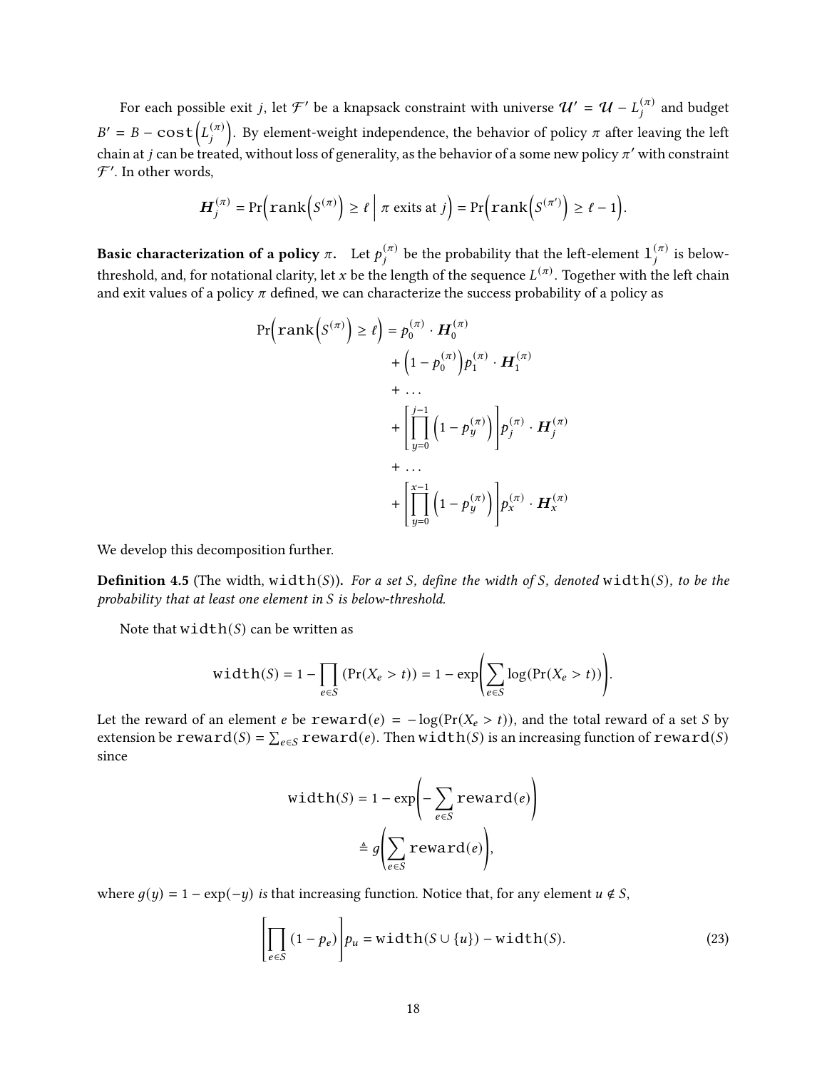For each possible exit $j$, let $\mathcal{F}'$ be a knapsack constraint with universe $\mathcal{U}' = \mathcal{U} - L_j^{(\pi)}$ and budget $B' = B - \mathtt{cost}\left(L_j^{(\pi)}\right)$. By element-weight independence, the behavior of policy $\pi$ after leaving the left chain at $j$ can be treated, without loss of generality, as the behavior of a some new policy $\pi'$ with constraint $\mathcal{F}'$. In other words,

$$\boldsymbol{H}_j^{(\pi)} = \Pr\left(\mathtt{rank}\left(S^{(\pi)}\right) \geq \ell \;\middle|\; \pi \text{ exits at } j\right) = \Pr\left(\mathtt{rank}\left(S^{(\pi')}\right) \geq \ell - 1\right).$$

**Basic characterization of a policy $\pi$.** Let $p_j^{(\pi)}$ be the probability that the left-element $\mathtt{l}_j^{(\pi)}$ is below-threshold, and, for notational clarity, let $x$ be the length of the sequence $L^{(\pi)}$. Together with the left chain and exit values of a policy $\pi$ defined, we can characterize the success probability of a policy as

$$\begin{aligned}
\Pr\left(\mathtt{rank}\left(S^{(\pi)}\right) \geq \ell\right) &= p_0^{(\pi)} \cdot \boldsymbol{H}_0^{(\pi)} \\
&\quad + \left(1 - p_0^{(\pi)}\right) p_1^{(\pi)} \cdot \boldsymbol{H}_1^{(\pi)} \\
&\quad + \ldots \\
&\quad + \left[\prod_{y=0}^{j-1} \left(1 - p_y^{(\pi)}\right)\right] p_j^{(\pi)} \cdot \boldsymbol{H}_j^{(\pi)} \\
&\quad + \ldots \\
&\quad + \left[\prod_{y=0}^{x-1} \left(1 - p_y^{(\pi)}\right)\right] p_x^{(\pi)} \cdot \boldsymbol{H}_x^{(\pi)}
\end{aligned}$$

We develop this decomposition further.

**Definition 4.5** (The width, $\mathtt{width}(S)$)**.** *For a set $S$, define the width of $S$, denoted $\mathtt{width}(S)$, to be the probability that at least one element in $S$ is below-threshold.*

Note that $\mathtt{width}(S)$ can be written as

$$\mathtt{width}(S) = 1 - \prod_{e \in S} (\Pr(X_e > t)) = 1 - \exp\left(\sum_{e \in S} \log(\Pr(X_e > t))\right).$$

Let the reward of an element $e$ be $\mathtt{reward}(e) = -\log(\Pr(X_e > t))$, and the total reward of a set $S$ by extension be $\mathtt{reward}(S) = \sum_{e \in S} \mathtt{reward}(e)$. Then $\mathtt{width}(S)$ is an increasing function of $\mathtt{reward}(S)$ since

$$\begin{aligned}
\mathtt{width}(S) &= 1 - \exp\left(-\sum_{e \in S} \mathtt{reward}(e)\right) \\
&\triangleq g\left(\sum_{e \in S} \mathtt{reward}(e)\right),
\end{aligned}$$

where $g(y) = 1 - \exp(-y)$ *is* that increasing function. Notice that, for any element $u \notin S$,

$$\left[\prod_{e \in S} (1 - p_e)\right] p_u = \mathtt{width}(S \cup \{u\}) - \mathtt{width}(S). \tag{23}$$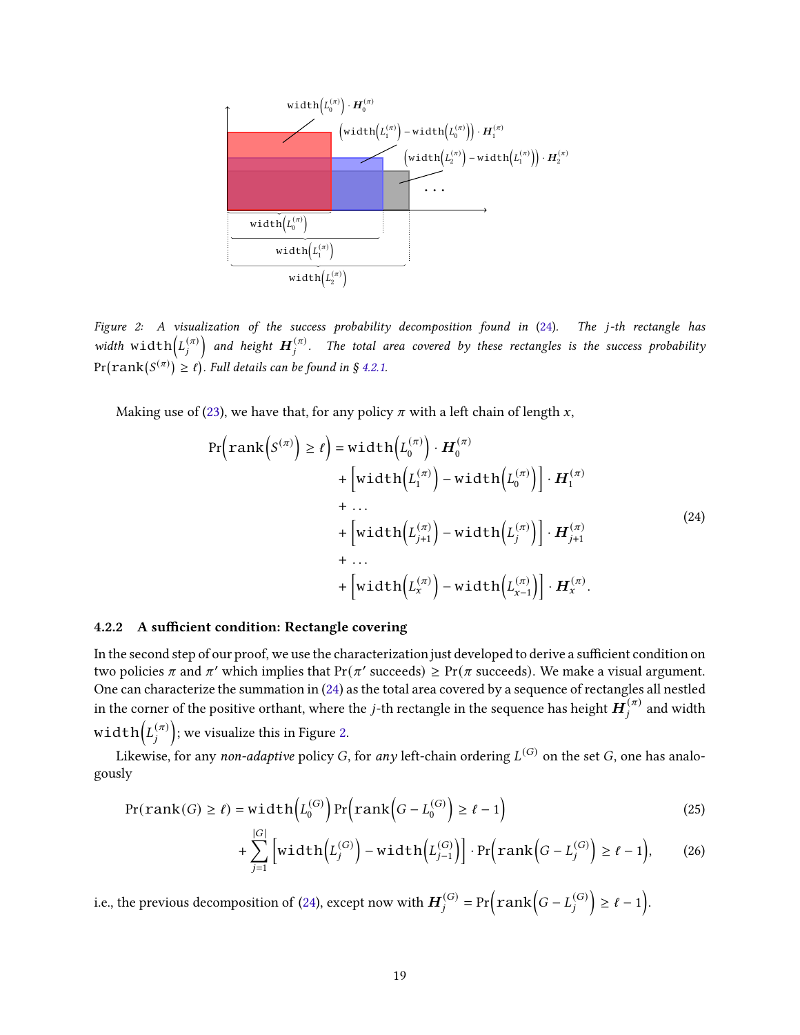Figure 2: A visualization of the success probability decomposition found in (24). The $j$-th rectangle has width $\texttt{width}\left(L_j^{(\pi)}\right)$ and height $\boldsymbol{H}_j^{(\pi)}$. The total area covered by these rectangles is the success probability $\Pr(\texttt{rank}(S^{(\pi)}) \geq \ell)$. Full details can be found in § 4.2.1.

Making use of (23), we have that, for any policy $\pi$ with a left chain of length $x$,

$$
\begin{aligned}
\Pr\left(\texttt{rank}\left(S^{(\pi)}\right) \geq \ell\right) = \texttt{width}\left(L_0^{(\pi)}\right) \cdot \boldsymbol{H}_0^{(\pi)} \\
&+ \left[\texttt{width}\left(L_1^{(\pi)}\right) - \texttt{width}\left(L_0^{(\pi)}\right)\right] \cdot \boldsymbol{H}_1^{(\pi)} \\
&+ \dots \\
&+ \left[\texttt{width}\left(L_{j+1}^{(\pi)}\right) - \texttt{width}\left(L_j^{(\pi)}\right)\right] \cdot \boldsymbol{H}_{j+1}^{(\pi)} \\
&+ \dots \\
&+ \left[\texttt{width}\left(L_x^{(\pi)}\right) - \texttt{width}\left(L_{x-1}^{(\pi)}\right)\right] \cdot \boldsymbol{H}_x^{(\pi)}.
\end{aligned} \tag{24}
$$

#### 4.2.2 A sufficient condition: Rectangle covering

In the second step of our proof, we use the characterization just developed to derive a sufficient condition on two policies $\pi$ and $\pi'$ which implies that $\Pr(\pi' \text{ succeeds}) \geq \Pr(\pi \text{ succeeds})$. We make a visual argument. One can characterize the summation in (24) as the total area covered by a sequence of rectangles all nestled in the corner of the positive orthant, where the $j$-th rectangle in the sequence has height $\boldsymbol{H}_j^{(\pi)}$ and width $\texttt{width}\left(L_j^{(\pi)}\right)$; we visualize this in Figure 2.

Likewise, for any *non-adaptive* policy $G$, for *any* left-chain ordering $L^{(G)}$ on the set $G$, one has analogously

$$
\Pr(\texttt{rank}(G) \geq \ell) = \texttt{width}\left(L_0^{(G)}\right) \Pr\left(\texttt{rank}\left(G - L_0^{(G)}\right) \geq \ell - 1\right) \tag{25}
$$

$$
+ \sum_{j=1}^{|G|} \left[\texttt{width}\left(L_j^{(G)}\right) - \texttt{width}\left(L_{j-1}^{(G)}\right)\right] \cdot \Pr\left(\texttt{rank}\left(G - L_j^{(G)}\right) \geq \ell - 1\right), \tag{26}
$$

i.e., the previous decomposition of (24), except now with $\boldsymbol{H}_j^{(G)} = \Pr\left(\texttt{rank}\left(G - L_j^{(G)}\right) \geq \ell - 1\right)$.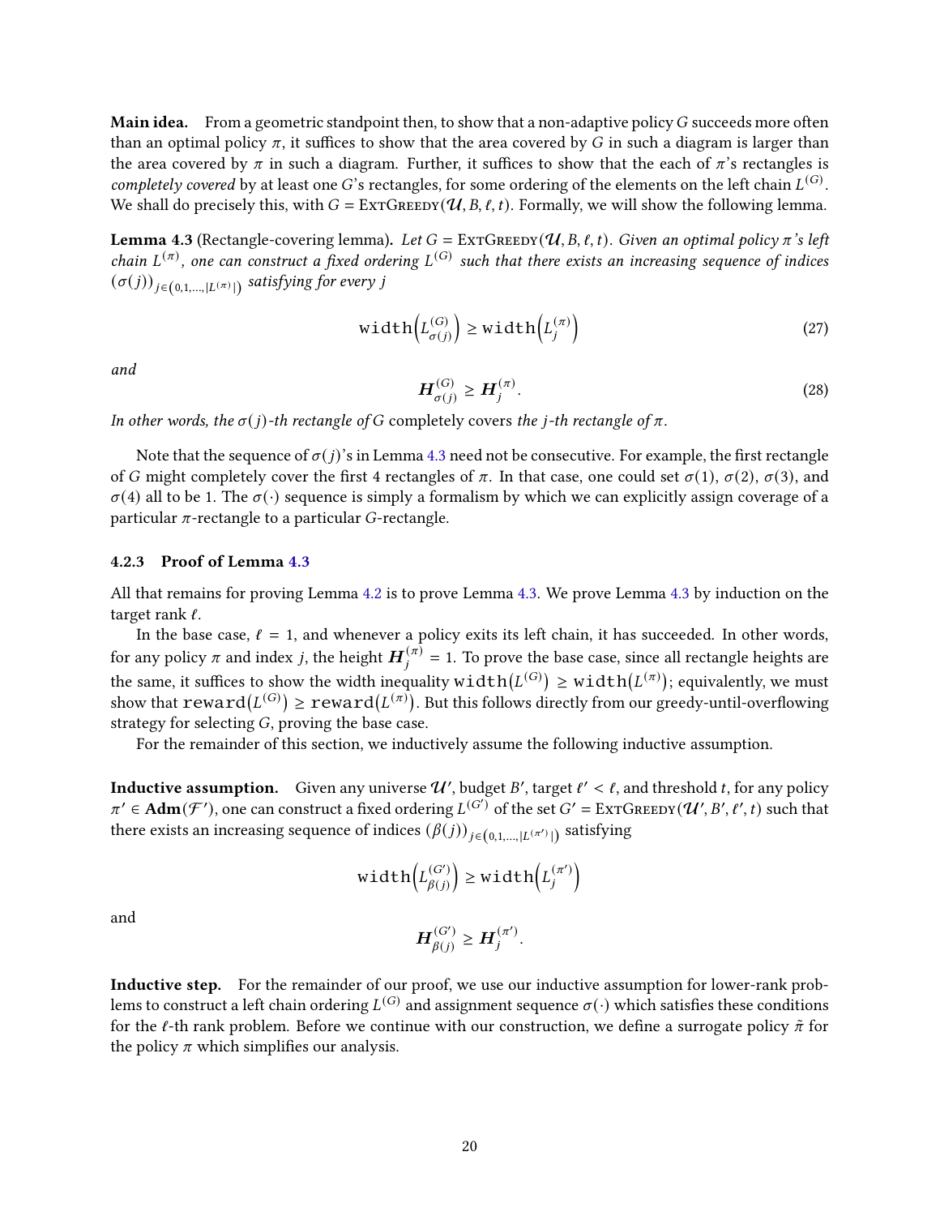**Main idea.** From a geometric standpoint then, to show that a non-adaptive policy $G$ succeeds more often than an optimal policy $\pi$, it suffices to show that the area covered by $G$ in such a diagram is larger than the area covered by $\pi$ in such a diagram. Further, it suffices to show that the each of $\pi$'s rectangles is *completely covered* by at least one $G$'s rectangles, for some ordering of the elements on the left chain $L^{(G)}$. We shall do precisely this, with $G = \textsc{ExtGreedy}(\mathcal{U}, B, \ell, t)$. Formally, we will show the following lemma.

**Lemma 4.3** (Rectangle-covering lemma). *Let $G = \textsc{ExtGreedy}(\mathcal{U}, B, \ell, t)$. Given an optimal policy $\pi$'s left chain $L^{(\pi)}$, one can construct a fixed ordering $L^{(G)}$ such that there exists an increasing sequence of indices $(\sigma(j))_{j \in (0,1,\ldots,|L^{(\pi)}|)}$ satisfying for every $j$*

$$\texttt{width}\left(L^{(G)}_{\sigma(j)}\right) \geq \texttt{width}\left(L^{(\pi)}_{j}\right) \tag{27}$$

*and*

$$\boldsymbol{H}^{(G)}_{\sigma(j)} \geq \boldsymbol{H}^{(\pi)}_{j}. \tag{28}$$

*In other words, the $\sigma(j)$-th rectangle of $G$* completely covers *the $j$-th rectangle of $\pi$.*

Note that the sequence of $\sigma(j)$'s in Lemma 4.3 need not be consecutive. For example, the first rectangle of $G$ might completely cover the first 4 rectangles of $\pi$. In that case, one could set $\sigma(1)$, $\sigma(2)$, $\sigma(3)$, and $\sigma(4)$ all to be 1. The $\sigma(\cdot)$ sequence is simply a formalism by which we can explicitly assign coverage of a particular $\pi$-rectangle to a particular $G$-rectangle.

### 4.2.3 Proof of Lemma 4.3

All that remains for proving Lemma 4.2 is to prove Lemma 4.3. We prove Lemma 4.3 by induction on the target rank $\ell$.

In the base case, $\ell = 1$, and whenever a policy exits its left chain, it has succeeded. In other words, for any policy $\pi$ and index $j$, the height $\boldsymbol{H}^{(\pi)}_{j} = 1$. To prove the base case, since all rectangle heights are the same, it suffices to show the width inequality $\texttt{width}(L^{(G)}) \geq \texttt{width}(L^{(\pi)})$; equivalently, we must show that $\texttt{reward}(L^{(G)}) \geq \texttt{reward}(L^{(\pi)})$. But this follows directly from our greedy-until-overflowing strategy for selecting $G$, proving the base case.

For the remainder of this section, we inductively assume the following inductive assumption.

**Inductive assumption.** Given any universe $\mathcal{U}'$, budget $B'$, target $\ell' < \ell$, and threshold $t$, for any policy $\pi' \in \mathbf{Adm}(\mathcal{F}')$, one can construct a fixed ordering $L^{(G')}$ of the set $G' = \textsc{ExtGreedy}(\mathcal{U}', B', \ell', t)$ such that there exists an increasing sequence of indices $(\beta(j))_{j \in (0,1,\ldots,|L^{(\pi')}|)}$ satisfying

$$\texttt{width}\left(L^{(G')}_{\beta(j)}\right) \geq \texttt{width}\left(L^{(\pi')}_{j}\right)$$

and

$$\boldsymbol{H}^{(G')}_{\beta(j)} \geq \boldsymbol{H}^{(\pi')}_{j}.$$

**Inductive step.** For the remainder of our proof, we use our inductive assumption for lower-rank problems to construct a left chain ordering $L^{(G)}$ and assignment sequence $\sigma(\cdot)$ which satisfies these conditions for the $\ell$-th rank problem. Before we continue with our construction, we define a surrogate policy $\tilde{\pi}$ for the policy $\pi$ which simplifies our analysis.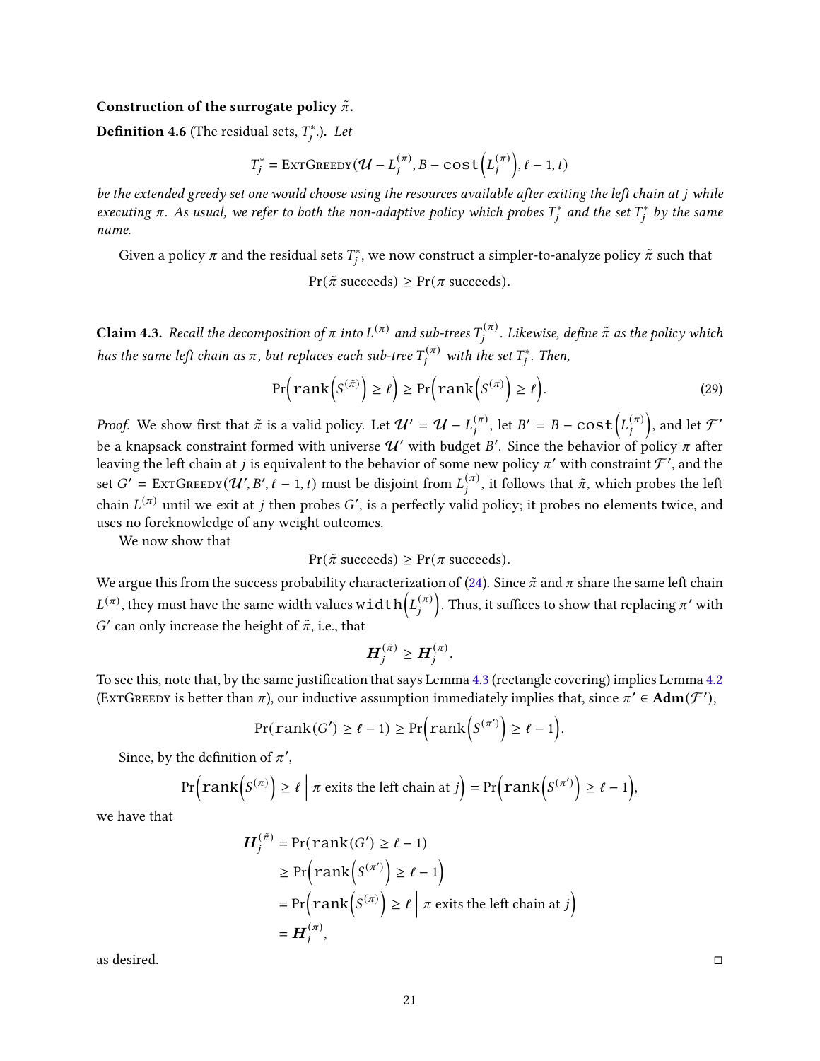**Construction of the surrogate policy $\tilde{\pi}$.**

**Definition 4.6** (The residual sets, $T_j^*$.). *Let*

$$T_j^* = \textsc{ExtGreedy}(\mathcal{U} - L_j^{(\pi)}, B - \texttt{cost}\Big(L_j^{(\pi)}\Big), \ell - 1, t)$$

*be the extended greedy set one would choose using the resources available after exiting the left chain at $j$ while executing $\pi$. As usual, we refer to both the non-adaptive policy which probes $T_j^*$ and the set $T_j^*$ by the same name.*

Given a policy $\pi$ and the residual sets $T_j^*$, we now construct a simpler-to-analyze policy $\tilde{\pi}$ such that

$$\Pr(\tilde{\pi} \text{ succeeds}) \geq \Pr(\pi \text{ succeeds}).$$

**Claim 4.3.** *Recall the decomposition of $\pi$ into $L^{(\pi)}$ and sub-trees $T_j^{(\pi)}$. Likewise, define $\tilde{\pi}$ as the policy which has the same left chain as $\pi$, but replaces each sub-tree $T_j^{(\pi)}$ with the set $T_j^*$. Then,*

$$\Pr\Big(\texttt{rank}\Big(S^{(\tilde{\pi})}\Big) \geq \ell\Big) \geq \Pr\Big(\texttt{rank}\Big(S^{(\pi)}\Big) \geq \ell\Big). \tag{29}$$

*Proof.* We show first that $\tilde{\pi}$ is a valid policy. Let $\mathcal{U}' = \mathcal{U} - L_j^{(\pi)}$, let $B' = B - \texttt{cost}\Big(L_j^{(\pi)}\Big)$, and let $\mathcal{F}'$ be a knapsack constraint formed with universe $\mathcal{U}'$ with budget $B'$. Since the behavior of policy $\pi$ after leaving the left chain at $j$ is equivalent to the behavior of some new policy $\pi'$ with constraint $\mathcal{F}'$, and the set $G' = \textsc{ExtGreedy}(\mathcal{U}', B', \ell - 1, t)$ must be disjoint from $L_j^{(\pi)}$, it follows that $\tilde{\pi}$, which probes the left chain $L^{(\pi)}$ until we exit at $j$ then probes $G'$, is a perfectly valid policy; it probes no elements twice, and uses no foreknowledge of any weight outcomes.

We now show that

$$\Pr(\tilde{\pi} \text{ succeeds}) \geq \Pr(\pi \text{ succeeds}).$$

We argue this from the success probability characterization of (24). Since $\tilde{\pi}$ and $\pi$ share the same left chain $L^{(\pi)}$, they must have the same width values $\texttt{width}\Big(L_j^{(\pi)}\Big)$. Thus, it suffices to show that replacing $\pi'$ with $G'$ can only increase the height of $\tilde{\pi}$, i.e., that

$$\boldsymbol{H}_j^{(\tilde{\pi})} \geq \boldsymbol{H}_j^{(\pi)}.$$

To see this, note that, by the same justification that says Lemma 4.3 (rectangle covering) implies Lemma 4.2 (ExtGreedy is better than $\pi$), our inductive assumption immediately implies that, since $\pi' \in \mathbf{Adm}(\mathcal{F}')$,

$$\Pr(\texttt{rank}(G') \geq \ell - 1) \geq \Pr\Big(\texttt{rank}\Big(S^{(\pi')}\Big) \geq \ell - 1\Big).$$

Since, by the definition of $\pi'$,

$$\Pr\Big(\texttt{rank}\Big(S^{(\pi)}\Big) \geq \ell \;\Big|\; \pi \text{ exits the left chain at } j\Big) = \Pr\Big(\texttt{rank}\Big(S^{(\pi')}\Big) \geq \ell - 1\Big),$$

we have that

$$\begin{aligned}
\boldsymbol{H}_j^{(\tilde{\pi})} &= \Pr(\texttt{rank}(G') \geq \ell - 1) \\
&\geq \Pr\Big(\texttt{rank}\Big(S^{(\pi')}\Big) \geq \ell - 1\Big) \\
&= \Pr\Big(\texttt{rank}\Big(S^{(\pi)}\Big) \geq \ell \;\Big|\; \pi \text{ exits the left chain at } j\Big) \\
&= \boldsymbol{H}_j^{(\pi)},
\end{aligned}$$

as desired. $\square$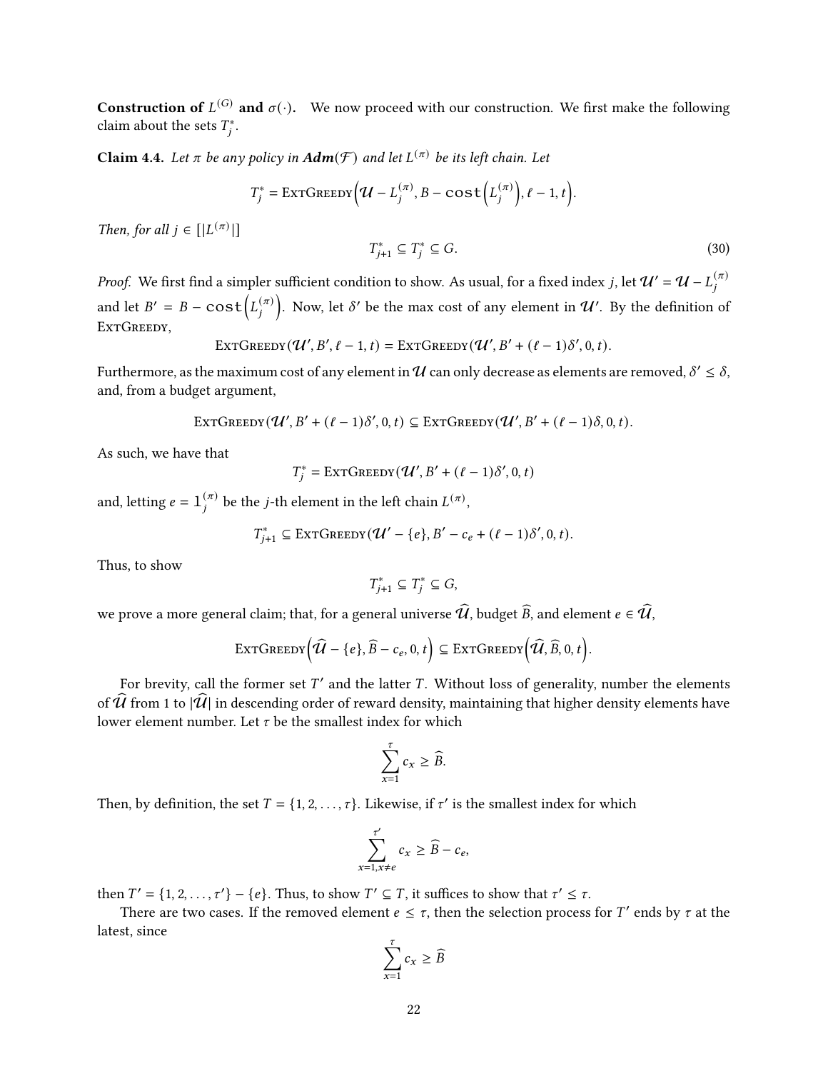**Construction of $L^{(G)}$ and $\sigma(\cdot)$.** We now proceed with our construction. We first make the following claim about the sets $T_j^*$.

**Claim 4.4.** *Let $\pi$ be any policy in $\boldsymbol{Adm}(\mathcal{F})$ and let $L^{(\pi)}$ be its left chain. Let*

$$T_j^* = \textsc{ExtGreedy}\Big(\mathcal{U} - L_j^{(\pi)}, B - \texttt{cost}\Big(L_j^{(\pi)}\Big), \ell - 1, t\Big).$$

*Then, for all $j \in [|L^{(\pi)}|]$*

$$T_{j+1}^* \subseteq T_j^* \subseteq G. \tag{30}$$

*Proof.* We first find a simpler sufficient condition to show. As usual, for a fixed index $j$, let $\mathcal{U}' = \mathcal{U} - L_j^{(\pi)}$ and let $B' = B - \texttt{cost}\Big(L_j^{(\pi)}\Big)$. Now, let $\delta'$ be the max cost of any element in $\mathcal{U}'$. By the definition of ExtGreedy,

$$\textsc{ExtGreedy}(\mathcal{U}', B', \ell - 1, t) = \textsc{ExtGreedy}(\mathcal{U}', B' + (\ell - 1)\delta', 0, t).$$

Furthermore, as the maximum cost of any element in $\mathcal{U}$ can only decrease as elements are removed, $\delta' \leq \delta$, and, from a budget argument,

$$\textsc{ExtGreedy}(\mathcal{U}', B' + (\ell - 1)\delta', 0, t) \subseteq \textsc{ExtGreedy}(\mathcal{U}', B' + (\ell - 1)\delta, 0, t).$$

As such, we have that

$$T_j^* = \textsc{ExtGreedy}(\mathcal{U}', B' + (\ell - 1)\delta', 0, t)$$

and, letting $e = 1_j^{(\pi)}$ be the $j$-th element in the left chain $L^{(\pi)}$,

$$T_{j+1}^* \subseteq \textsc{ExtGreedy}(\mathcal{U}' - \{e\}, B' - c_e + (\ell - 1)\delta', 0, t).$$

Thus, to show

$$T_{j+1}^* \subseteq T_j^* \subseteq G,$$

we prove a more general claim; that, for a general universe $\widehat{\mathcal{U}}$, budget $\widehat{B}$, and element $e \in \widehat{\mathcal{U}}$,

$$\textsc{ExtGreedy}\Big(\widehat{\mathcal{U}} - \{e\}, \widehat{B} - c_e, 0, t\Big) \subseteq \textsc{ExtGreedy}\Big(\widehat{\mathcal{U}}, \widehat{B}, 0, t\Big).$$

For brevity, call the former set $T'$ and the latter $T$. Without loss of generality, number the elements of $\widehat{\mathcal{U}}$ from 1 to $|\widehat{\mathcal{U}}|$ in descending order of reward density, maintaining that higher density elements have lower element number. Let $\tau$ be the smallest index for which

$$\sum_{x=1}^{\tau} c_x \geq \widehat{B}.$$

Then, by definition, the set $T = \{1, 2, \ldots, \tau\}$. Likewise, if $\tau'$ is the smallest index for which

$$\sum_{x=1, x \neq e}^{\tau'} c_x \geq \widehat{B} - c_e,$$

then $T' = \{1, 2, \ldots, \tau'\} - \{e\}$. Thus, to show $T' \subseteq T$, it suffices to show that $\tau' \leq \tau$.

There are two cases. If the removed element $e \leq \tau$, then the selection process for $T'$ ends by $\tau$ at the latest, since

$$\sum_{x=1}^{\tau} c_x \geq \widehat{B}$$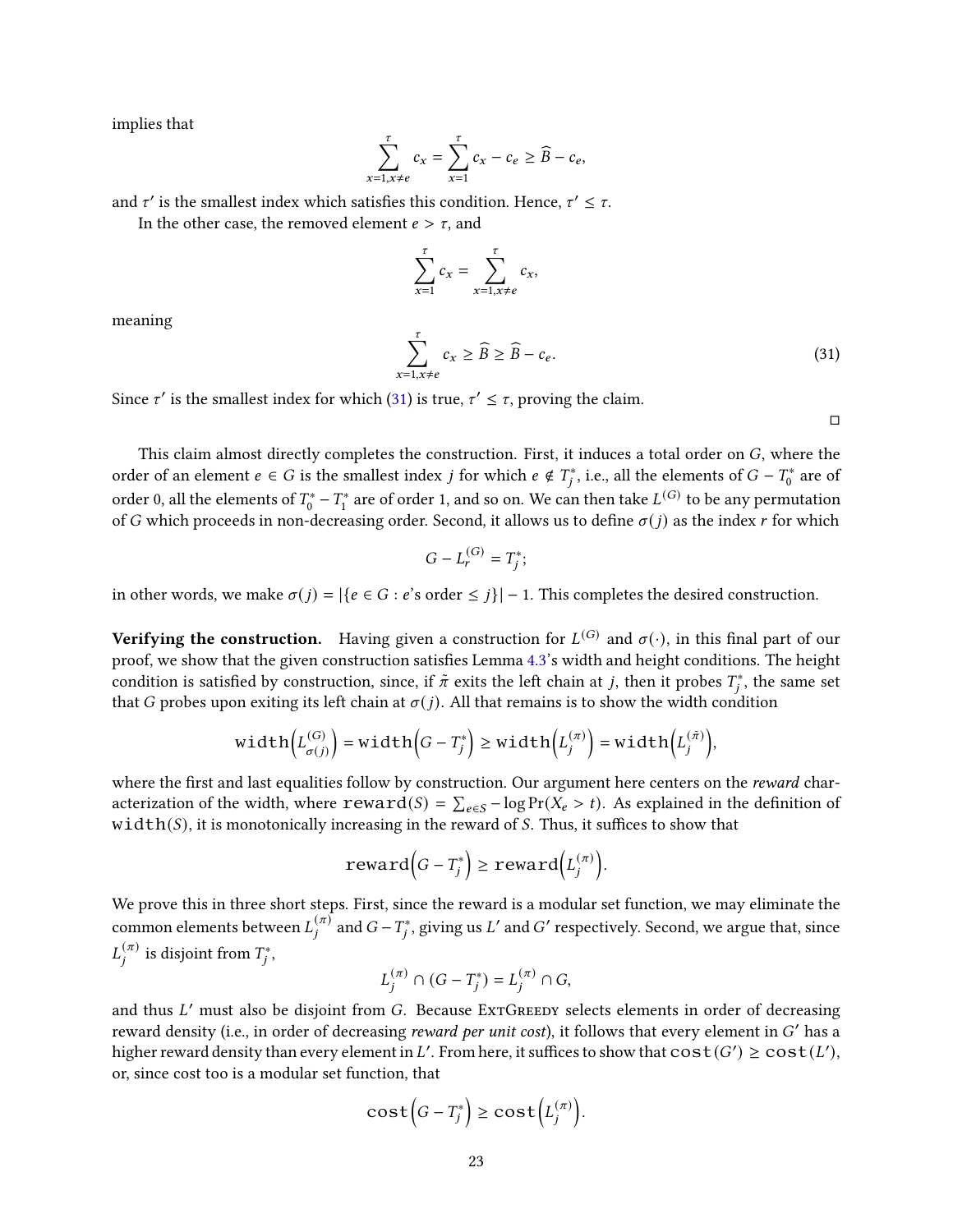implies that

$$\sum_{x=1,x\neq e}^{\tau} c_x = \sum_{x=1}^{\tau} c_x - c_e \geq \widehat{B} - c_e,$$

and $\tau'$ is the smallest index which satisfies this condition. Hence, $\tau' \leq \tau$.

In the other case, the removed element $e > \tau$, and

$$\sum_{x=1}^{\tau} c_x = \sum_{x=1,x\neq e}^{\tau} c_x,$$

meaning

$$\sum_{x=1,x\neq e}^{\tau} c_x \geq \widehat{B} \geq \widehat{B} - c_e. \tag{31}$$

Since $\tau'$ is the smallest index for which (31) is true, $\tau' \leq \tau$, proving the claim. □

This claim almost directly completes the construction. First, it induces a total order on $G$, where the order of an element $e \in G$ is the smallest index $j$ for which $e \notin T_j^*$, i.e., all the elements of $G - T_0^*$ are of order 0, all the elements of $T_0^* - T_1^*$ are of order 1, and so on. We can then take $L^{(G)}$ to be any permutation of $G$ which proceeds in non-decreasing order. Second, it allows us to define $\sigma(j)$ as the index $r$ for which

$$G - L_r^{(G)} = T_j^*;$$

in other words, we make $\sigma(j) = |\{e \in G : e\text{'s order} \leq j\}| - 1$. This completes the desired construction.

**Verifying the construction.** Having given a construction for $L^{(G)}$ and $\sigma(\cdot)$, in this final part of our proof, we show that the given construction satisfies Lemma 4.3's width and height conditions. The height condition is satisfied by construction, since, if $\tilde{\pi}$ exits the left chain at $j$, then it probes $T_j^*$, the same set that $G$ probes upon exiting its left chain at $\sigma(j)$. All that remains is to show the width condition

$$\texttt{width}\Big(L_{\sigma(j)}^{(G)}\Big) = \texttt{width}\Big(G - T_j^*\Big) \geq \texttt{width}\Big(L_j^{(\pi)}\Big) = \texttt{width}\Big(L_j^{(\tilde{\pi})}\Big),$$

where the first and last equalities follow by construction. Our argument here centers on the *reward* characterization of the width, where $\texttt{reward}(S) = \sum_{e\in S} -\log \Pr(X_e > t)$. As explained in the definition of $\texttt{width}(S)$, it is monotonically increasing in the reward of $S$. Thus, it suffices to show that

$$\texttt{reward}\Big(G - T_j^*\Big) \geq \texttt{reward}\Big(L_j^{(\pi)}\Big).$$

We prove this in three short steps. First, since the reward is a modular set function, we may eliminate the common elements between $L_j^{(\pi)}$ and $G - T_j^*$, giving us $L'$ and $G'$ respectively. Second, we argue that, since $L_j^{(\pi)}$ is disjoint from $T_j^*$,

$$L_j^{(\pi)} \cap (G - T_j^*) = L_j^{(\pi)} \cap G,$$

and thus $L'$ must also be disjoint from $G$. Because ExtGreedy selects elements in order of decreasing reward density (i.e., in order of decreasing *reward per unit cost*), it follows that every element in $G'$ has a higher reward density than every element in $L'$. From here, it suffices to show that $\texttt{cost}(G') \geq \texttt{cost}(L')$, or, since cost too is a modular set function, that

$$\texttt{cost}\Big(G - T_j^*\Big) \geq \texttt{cost}\Big(L_j^{(\pi)}\Big).$$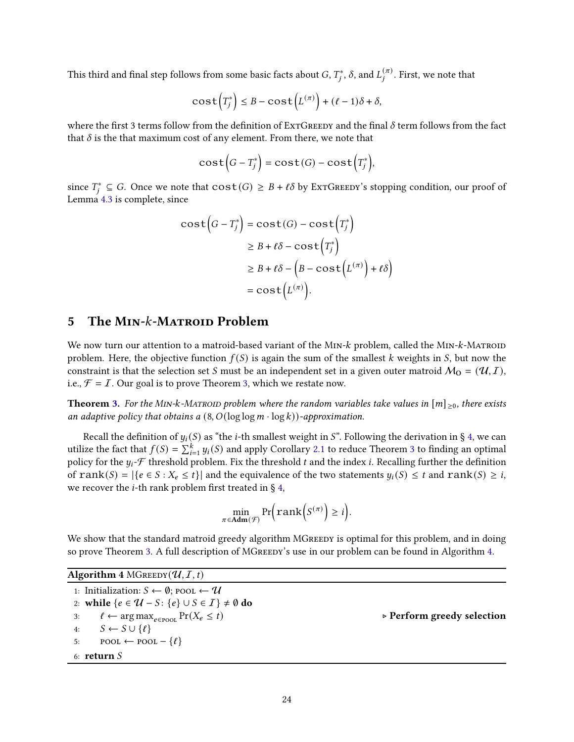This third and final step follows from some basic facts about $G$, $T_j^*$, $\delta$, and $L_j^{(\pi)}$. First, we note that

$$\texttt{cost}\left(T_j^*\right) \leq B - \texttt{cost}\left(L^{(\pi)}\right) + (\ell - 1)\delta + \delta,$$

where the first 3 terms follow from the definition of ExtGreedy and the final $\delta$ term follows from the fact that $\delta$ is the that maximum cost of any element. From there, we note that

$$\texttt{cost}\left(G - T_j^*\right) = \texttt{cost}(G) - \texttt{cost}\left(T_j^*\right),$$

since $T_j^* \subseteq G$. Once we note that $\texttt{cost}(G) \geq B + \ell\delta$ by ExtGreedy's stopping condition, our proof of Lemma 4.3 is complete, since

$$\begin{aligned}
\texttt{cost}\left(G - T_j^*\right) &= \texttt{cost}(G) - \texttt{cost}\left(T_j^*\right) \\
&\geq B + \ell\delta - \texttt{cost}\left(T_j^*\right) \\
&\geq B + \ell\delta - \left(B - \texttt{cost}\left(L^{(\pi)}\right) + \ell\delta\right) \\
&= \texttt{cost}\left(L^{(\pi)}\right).
\end{aligned}$$

## 5 The Min-$k$-Matroid Problem

We now turn our attention to a matroid-based variant of the Min-$k$ problem, called the Min-$k$-Matroid problem. Here, the objective function $f(S)$ is again the sum of the smallest $k$ weights in $S$, but now the constraint is that the selection set $S$ must be an independent set in a given outer matroid $\mathcal{M}_O = (\mathcal{U}, \mathcal{I})$, i.e., $\mathcal{F} = \mathcal{I}$. Our goal is to prove Theorem 3, which we restate now.

**Theorem 3.** *For the Min-k-Matroid problem where the random variables take values in $[m]_{\geq 0}$, there exists an adaptive policy that obtains a $(8, O(\log\log m \cdot \log k))$-approximation.*

Recall the definition of $y_i(S)$ as "the $i$-th smallest weight in $S$". Following the derivation in § 4, we can utilize the fact that $f(S) = \sum_{i=1}^k y_i(S)$ and apply Corollary 2.1 to reduce Theorem 3 to finding an optimal policy for the $y_i$-$\mathcal{F}$ threshold problem. Fix the threshold $t$ and the index $i$. Recalling further the definition of $\texttt{rank}(S) = |\{e \in S : X_e \leq t\}|$ and the equivalence of the two statements $y_i(S) \leq t$ and $\texttt{rank}(S) \geq i$, we recover the $i$-th rank problem first treated in § 4,

$$\min_{\pi \in \mathbf{Adm}(\mathcal{F})} \Pr\left(\texttt{rank}\left(S^{(\pi)}\right) \geq i\right).$$

We show that the standard matroid greedy algorithm MGreedy is optimal for this problem, and in doing so prove Theorem 3. A full description of MGreedy's use in our problem can be found in Algorithm 4.

**Algorithm 4** MGreedy($\mathcal{U}, \mathcal{I}, t$)

```
1: Initialization: S ← ∅; pool ← U
2: while {e ∈ U − S: {e} ∪ S ∈ I} ≠ ∅ do
3:     ℓ ← arg max_{e∈pool} Pr(X_e ≤ t)                ▷ Perform greedy selection
4:     S ← S ∪ {ℓ}
5:     pool ← pool − {ℓ}
6: return S
```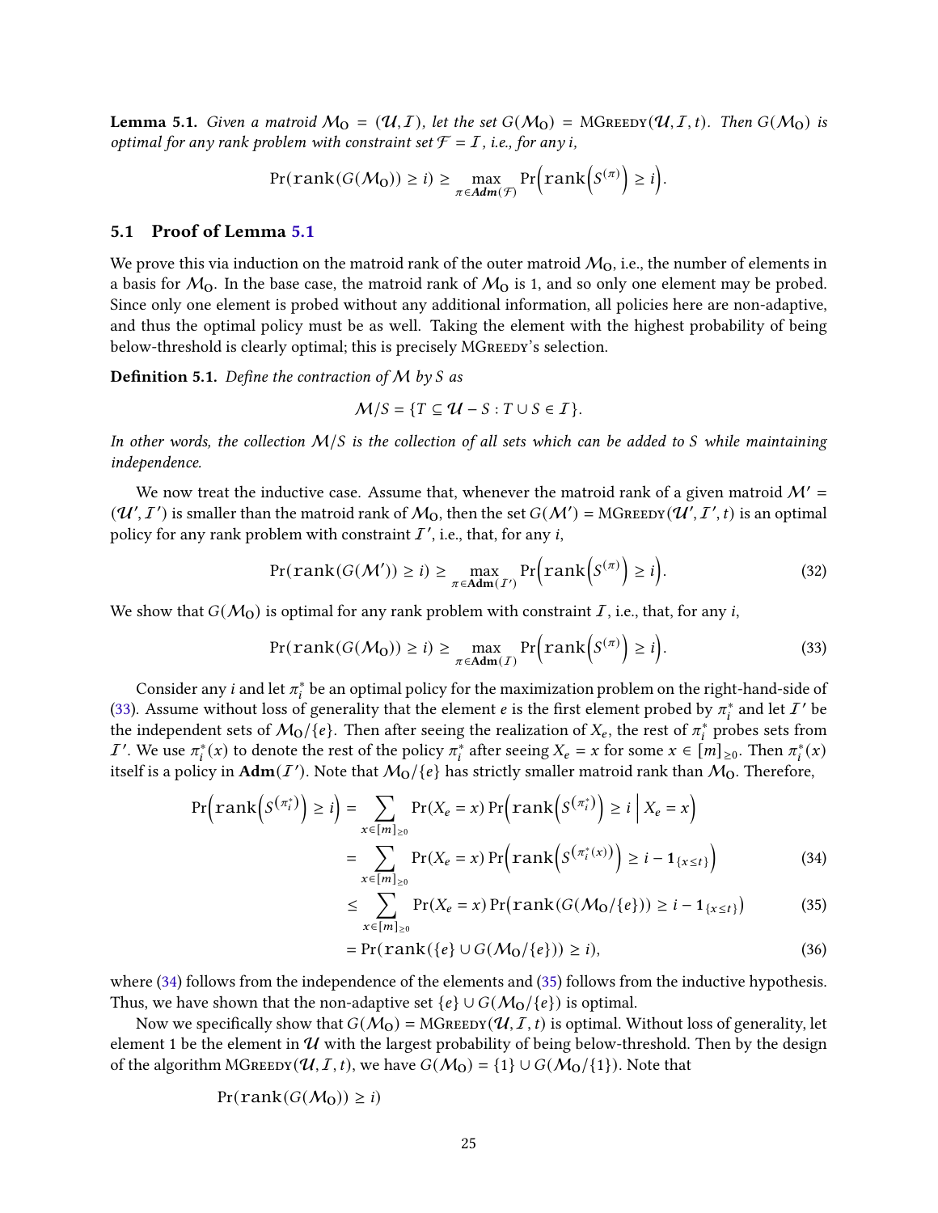**Lemma 5.1.** *Given a matroid $\mathcal{M}_O = (\mathcal{U}, \mathcal{I})$, let the set $G(\mathcal{M}_O) = \text{MGreedy}(\mathcal{U}, \mathcal{I}, t)$. Then $G(\mathcal{M}_O)$ is optimal for any rank problem with constraint set $\mathcal{F} = \mathcal{I}$, i.e., for any $i$,*

$$\Pr(\texttt{rank}(G(\mathcal{M}_O)) \geq i) \geq \max_{\pi \in \textbf{Adm}(\mathcal{F})} \Pr\Big(\texttt{rank}\Big(S^{(\pi)}\Big) \geq i\Big).$$

## 5.1 Proof of Lemma 5.1

We prove this via induction on the matroid rank of the outer matroid $\mathcal{M}_O$, i.e., the number of elements in a basis for $\mathcal{M}_O$. In the base case, the matroid rank of $\mathcal{M}_O$ is 1, and so only one element may be probed. Since only one element is probed without any additional information, all policies here are non-adaptive, and thus the optimal policy must be as well. Taking the element with the highest probability of being below-threshold is clearly optimal; this is precisely MGreedy's selection.

**Definition 5.1.** *Define the contraction of $\mathcal{M}$ by $S$ as*

$$\mathcal{M}/S = \{T \subseteq \mathcal{U} - S : T \cup S \in \mathcal{I}\}.$$

*In other words, the collection $\mathcal{M}/S$ is the collection of all sets which can be added to $S$ while maintaining independence.*

We now treat the inductive case. Assume that, whenever the matroid rank of a given matroid $\mathcal{M}' = (\mathcal{U}', \mathcal{I}')$ is smaller than the matroid rank of $\mathcal{M}_O$, then the set $G(\mathcal{M}') = \text{MGreedy}(\mathcal{U}', \mathcal{I}', t)$ is an optimal policy for any rank problem with constraint $\mathcal{I}'$, i.e., that, for any $i$,

$$\Pr(\texttt{rank}(G(\mathcal{M}')) \geq i) \geq \max_{\pi \in \textbf{Adm}(\mathcal{I}')} \Pr\Big(\texttt{rank}\Big(S^{(\pi)}\Big) \geq i\Big). \tag{32}$$

We show that $G(\mathcal{M}_O)$ is optimal for any rank problem with constraint $\mathcal{I}$, i.e., that, for any $i$,

$$\Pr(\texttt{rank}(G(\mathcal{M}_O)) \geq i) \geq \max_{\pi \in \textbf{Adm}(\mathcal{I})} \Pr\Big(\texttt{rank}\Big(S^{(\pi)}\Big) \geq i\Big). \tag{33}$$

Consider any $i$ and let $\pi_i^*$ be an optimal policy for the maximization problem on the right-hand-side of (33). Assume without loss of generality that the element $e$ is the first element probed by $\pi_i^*$ and let $\mathcal{I}'$ be the independent sets of $\mathcal{M}_O/\{e\}$. Then after seeing the realization of $X_e$, the rest of $\pi_i^*$ probes sets from $\mathcal{I}'$. We use $\pi_i^*(x)$ to denote the rest of the policy $\pi_i^*$ after seeing $X_e = x$ for some $x \in [m]_{\geq 0}$. Then $\pi_i^*(x)$ itself is a policy in $\textbf{Adm}(\mathcal{I}')$. Note that $\mathcal{M}_O/\{e\}$ has strictly smaller matroid rank than $\mathcal{M}_O$. Therefore,

$$\begin{aligned}
\Pr\Big(\texttt{rank}\Big(S^{(\pi_i^*)}\Big) \geq i\Big) &= \sum_{x \in [m]_{\geq 0}} \Pr(X_e = x) \Pr\Big(\texttt{rank}\Big(S^{(\pi_i^*)}\Big) \geq i \,\Big|\, X_e = x\Big) \\
&= \sum_{x \in [m]_{\geq 0}} \Pr(X_e = x) \Pr\Big(\texttt{rank}\Big(S^{(\pi_i^*(x))}\Big) \geq i - \mathbf{1}_{\{x \leq t\}}\Big) && (34) \\
&\leq \sum_{x \in [m]_{\geq 0}} \Pr(X_e = x) \Pr\big(\texttt{rank}(G(\mathcal{M}_O/\{e\})) \geq i - \mathbf{1}_{\{x \leq t\}}\big) && (35) \\
&= \Pr(\texttt{rank}(\{e\} \cup G(\mathcal{M}_O/\{e\})) \geq i), && (36)
\end{aligned}$$

where (34) follows from the independence of the elements and (35) follows from the inductive hypothesis. Thus, we have shown that the non-adaptive set $\{e\} \cup G(\mathcal{M}_O/\{e\})$ is optimal.

Now we specifically show that $G(\mathcal{M}_O) = \text{MGreedy}(\mathcal{U}, \mathcal{I}, t)$ is optimal. Without loss of generality, let element 1 be the element in $\mathcal{U}$ with the largest probability of being below-threshold. Then by the design of the algorithm $\text{MGreedy}(\mathcal{U}, \mathcal{I}, t)$, we have $G(\mathcal{M}_O) = \{1\} \cup G(\mathcal{M}_O/\{1\})$. Note that

$$\Pr(\texttt{rank}(G(\mathcal{M}_O)) \geq i)$$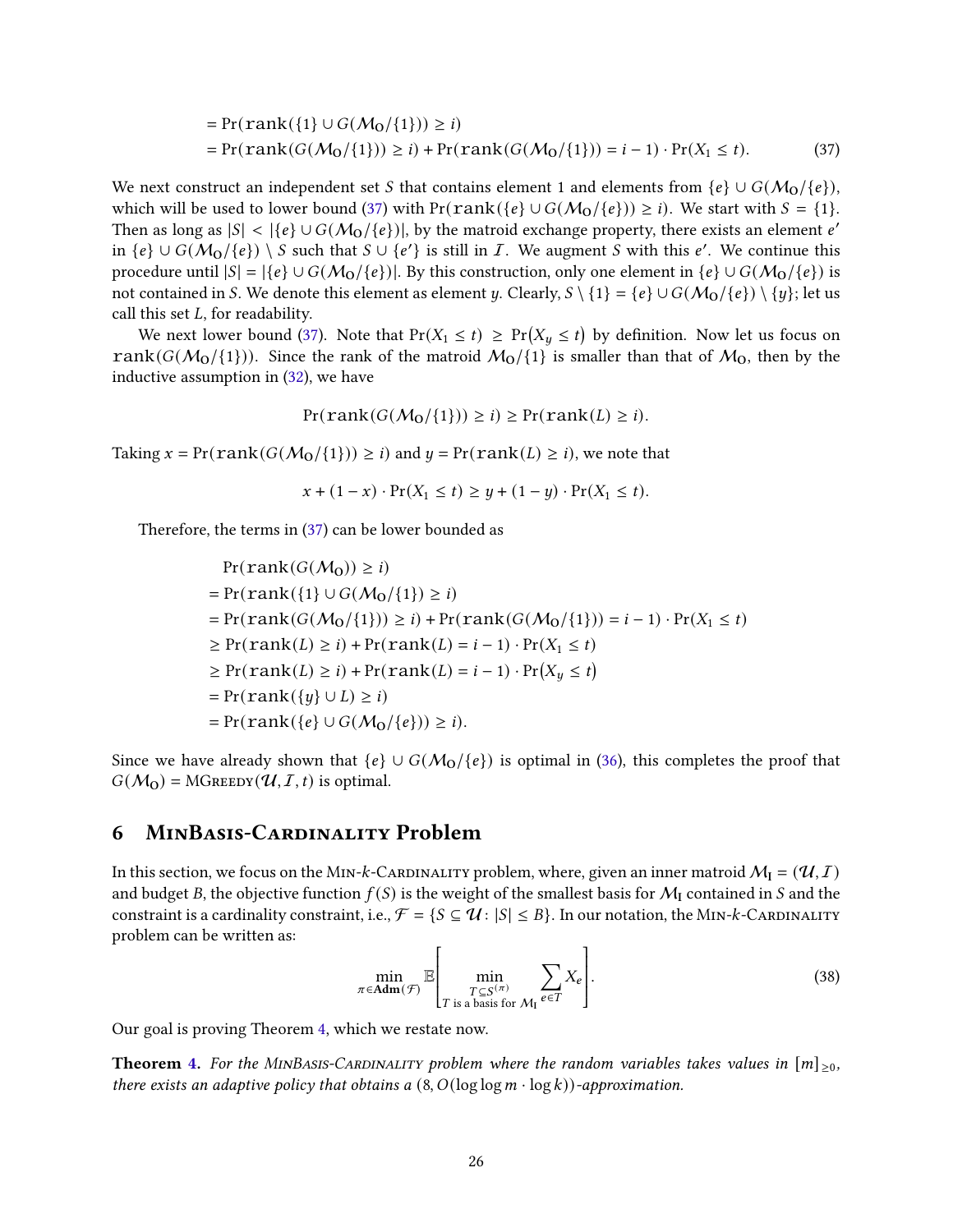$$= \Pr(\texttt{rank}(\{1\} \cup G(\mathcal{M}_O/\{1\})) \geq i)$$

$$= \Pr(\texttt{rank}(G(\mathcal{M}_O/\{1\})) \geq i) + \Pr(\texttt{rank}(G(\mathcal{M}_O/\{1\})) = i - 1) \cdot \Pr(X_1 \leq t). \tag{37}$$

We next construct an independent set $S$ that contains element 1 and elements from $\{e\} \cup G(\mathcal{M}_O/\{e\})$, which will be used to lower bound (37) with $\Pr(\texttt{rank}(\{e\} \cup G(\mathcal{M}_O/\{e\})) \geq i)$. We start with $S = \{1\}$. Then as long as $|S| < |\{e\} \cup G(\mathcal{M}_O/\{e\})|$, by the matroid exchange property, there exists an element $e'$ in $\{e\} \cup G(\mathcal{M}_O/\{e\}) \setminus S$ such that $S \cup \{e'\}$ is still in $\mathcal{I}$. We augment $S$ with this $e'$. We continue this procedure until $|S| = |\{e\} \cup G(\mathcal{M}_O/\{e\})|$. By this construction, only one element in $\{e\} \cup G(\mathcal{M}_O/\{e\})$ is not contained in $S$. We denote this element as element $y$. Clearly, $S \setminus \{1\} = \{e\} \cup G(\mathcal{M}_O/\{e\}) \setminus \{y\}$; let us call this set $L$, for readability.

We next lower bound (37). Note that $\Pr(X_1 \leq t) \geq \Pr(X_y \leq t)$ by definition. Now let us focus on $\texttt{rank}(G(\mathcal{M}_O/\{1\}))$. Since the rank of the matroid $\mathcal{M}_O/\{1\}$ is smaller than that of $\mathcal{M}_O$, then by the inductive assumption in (32), we have

$$\Pr(\texttt{rank}(G(\mathcal{M}_O/\{1\})) \geq i) \geq \Pr(\texttt{rank}(L) \geq i).$$

Taking $x = \Pr(\texttt{rank}(G(\mathcal{M}_O/\{1\})) \geq i)$ and $y = \Pr(\texttt{rank}(L) \geq i)$, we note that

$$x + (1 - x) \cdot \Pr(X_1 \leq t) \geq y + (1 - y) \cdot \Pr(X_1 \leq t).$$

Therefore, the terms in (37) can be lower bounded as

$$\begin{aligned}
&\Pr(\texttt{rank}(G(\mathcal{M}_O)) \geq i) \\
&= \Pr(\texttt{rank}(\{1\} \cup G(\mathcal{M}_O/\{1\}) \geq i) \\
&= \Pr(\texttt{rank}(G(\mathcal{M}_O/\{1\})) \geq i) + \Pr(\texttt{rank}(G(\mathcal{M}_O/\{1\})) = i - 1) \cdot \Pr(X_1 \leq t) \\
&\geq \Pr(\texttt{rank}(L) \geq i) + \Pr(\texttt{rank}(L) = i - 1) \cdot \Pr(X_1 \leq t) \\
&\geq \Pr(\texttt{rank}(L) \geq i) + \Pr(\texttt{rank}(L) = i - 1) \cdot \Pr(X_y \leq t) \\
&= \Pr(\texttt{rank}(\{y\} \cup L) \geq i) \\
&= \Pr(\texttt{rank}(\{e\} \cup G(\mathcal{M}_O/\{e\})) \geq i).
\end{aligned}$$

Since we have already shown that $\{e\} \cup G(\mathcal{M}_O/\{e\})$ is optimal in (36), this completes the proof that $G(\mathcal{M}_O) = \text{MGreedy}(\mathcal{U}, \mathcal{I}, t)$ is optimal.

## 6 MinBasis-Cardinality Problem

In this section, we focus on the Min-$k$-Cardinality problem, where, given an inner matroid $\mathcal{M}_I = (\mathcal{U}, \mathcal{I})$ and budget $B$, the objective function $f(S)$ is the weight of the smallest basis for $\mathcal{M}_I$ contained in $S$ and the constraint is a cardinality constraint, i.e., $\mathcal{F} = \{S \subseteq \mathcal{U} : |S| \leq B\}$. In our notation, the Min-$k$-Cardinality problem can be written as:

$$\min_{\pi \in \mathbf{Adm}(\mathcal{F})} \mathbb{E}\left[ \min_{\substack{T \subseteq S^{(\pi)} \\ T \text{ is a basis for } \mathcal{M}_I}} \sum_{e \in T} X_e \right]. \tag{38}$$

Our goal is proving Theorem 4, which we restate now.

**Theorem 4.** *For the MinBasis-Cardinality problem where the random variables takes values in $[m]_{\geq 0}$, there exists an adaptive policy that obtains a $(8, O(\log \log m \cdot \log k))$-approximation.*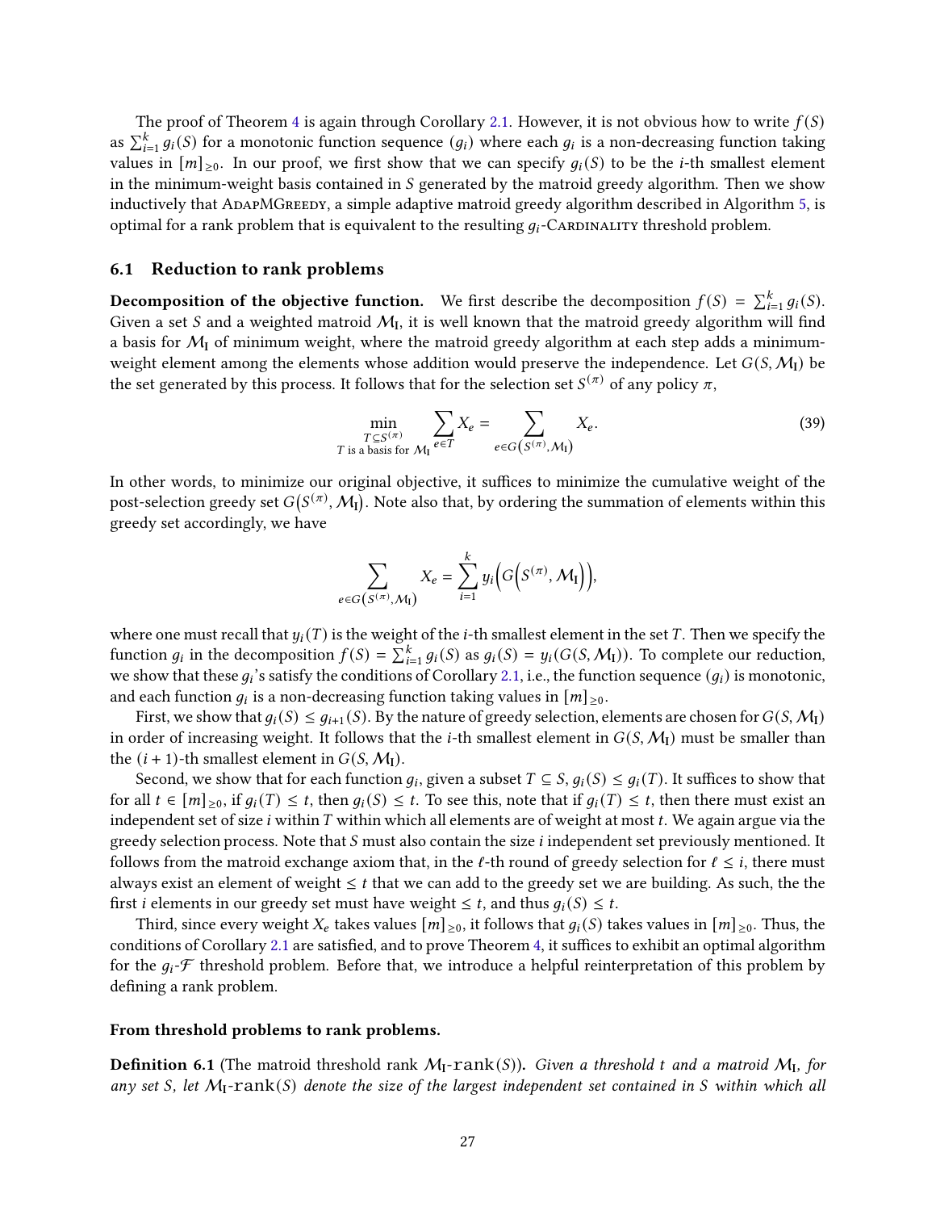The proof of Theorem 4 is again through Corollary 2.1. However, it is not obvious how to write $f(S)$ as $\sum_{i=1}^{k} g_i(S)$ for a monotonic function sequence $(g_i)$ where each $g_i$ is a non-decreasing function taking values in $[m]_{\geq 0}$. In our proof, we first show that we can specify $g_i(S)$ to be the $i$-th smallest element in the minimum-weight basis contained in $S$ generated by the matroid greedy algorithm. Then we show inductively that AdapMGreedy, a simple adaptive matroid greedy algorithm described in Algorithm 5, is optimal for a rank problem that is equivalent to the resulting $g_i$-Cardinality threshold problem.

### 6.1 Reduction to rank problems

**Decomposition of the objective function.** We first describe the decomposition $f(S) = \sum_{i=1}^{k} g_i(S)$. Given a set $S$ and a weighted matroid $\mathcal{M}_\mathrm{I}$, it is well known that the matroid greedy algorithm will find a basis for $\mathcal{M}_\mathrm{I}$ of minimum weight, where the matroid greedy algorithm at each step adds a minimum-weight element among the elements whose addition would preserve the independence. Let $G(S, \mathcal{M}_\mathrm{I})$ be the set generated by this process. It follows that for the selection set $S^{(\pi)}$ of any policy $\pi$,

$$\min_{\substack{T \subseteq S^{(\pi)} \\ T \text{ is a basis for } \mathcal{M}_\mathrm{I}}} \sum_{e \in T} X_e = \sum_{e \in G\left(S^{(\pi)}, \mathcal{M}_\mathrm{I}\right)} X_e. \tag{39}$$

In other words, to minimize our original objective, it suffices to minimize the cumulative weight of the post-selection greedy set $G\big(S^{(\pi)}, \mathcal{M}_\mathrm{I}\big)$. Note also that, by ordering the summation of elements within this greedy set accordingly, we have

$$\sum_{e \in G\left(S^{(\pi)}, \mathcal{M}_\mathrm{I}\right)} X_e = \sum_{i=1}^{k} y_i\Big(G\Big(S^{(\pi)}, \mathcal{M}_\mathrm{I}\Big)\Big),$$

where one must recall that $y_i(T)$ is the weight of the $i$-th smallest element in the set $T$. Then we specify the function $g_i$ in the decomposition $f(S) = \sum_{i=1}^{k} g_i(S)$ as $g_i(S) = y_i(G(S, \mathcal{M}_\mathrm{I}))$. To complete our reduction, we show that these $g_i$'s satisfy the conditions of Corollary 2.1, i.e., the function sequence $(g_i)$ is monotonic, and each function $g_i$ is a non-decreasing function taking values in $[m]_{\geq 0}$.

First, we show that $g_i(S) \leq g_{i+1}(S)$. By the nature of greedy selection, elements are chosen for $G(S, \mathcal{M}_\mathrm{I})$ in order of increasing weight. It follows that the $i$-th smallest element in $G(S, \mathcal{M}_\mathrm{I})$ must be smaller than the $(i+1)$-th smallest element in $G(S, \mathcal{M}_\mathrm{I})$.

Second, we show that for each function $g_i$, given a subset $T \subseteq S$, $g_i(S) \leq g_i(T)$. It suffices to show that for all $t \in [m]_{\geq 0}$, if $g_i(T) \leq t$, then $g_i(S) \leq t$. To see this, note that if $g_i(T) \leq t$, then there must exist an independent set of size $i$ within $T$ within which all elements are of weight at most $t$. We again argue via the greedy selection process. Note that $S$ must also contain the size $i$ independent set previously mentioned. It follows from the matroid exchange axiom that, in the $\ell$-th round of greedy selection for $\ell \leq i$, there must always exist an element of weight $\leq t$ that we can add to the greedy set we are building. As such, the the first $i$ elements in our greedy set must have weight $\leq t$, and thus $g_i(S) \leq t$.

Third, since every weight $X_e$ takes values $[m]_{\geq 0}$, it follows that $g_i(S)$ takes values in $[m]_{\geq 0}$. Thus, the conditions of Corollary 2.1 are satisfied, and to prove Theorem 4, it suffices to exhibit an optimal algorithm for the $g_i$-$\mathcal{F}$ threshold problem. Before that, we introduce a helpful reinterpretation of this problem by defining a rank problem.

**From threshold problems to rank problems.**

**Definition 6.1** (The matroid threshold rank $\mathcal{M}_\mathrm{I}$-$\mathtt{rank}(S)$)**.** *Given a threshold $t$ and a matroid $\mathcal{M}_\mathrm{I}$, for any set $S$, let $\mathcal{M}_\mathrm{I}$-$\mathtt{rank}(S)$ denote the size of the largest independent set contained in $S$ within which all*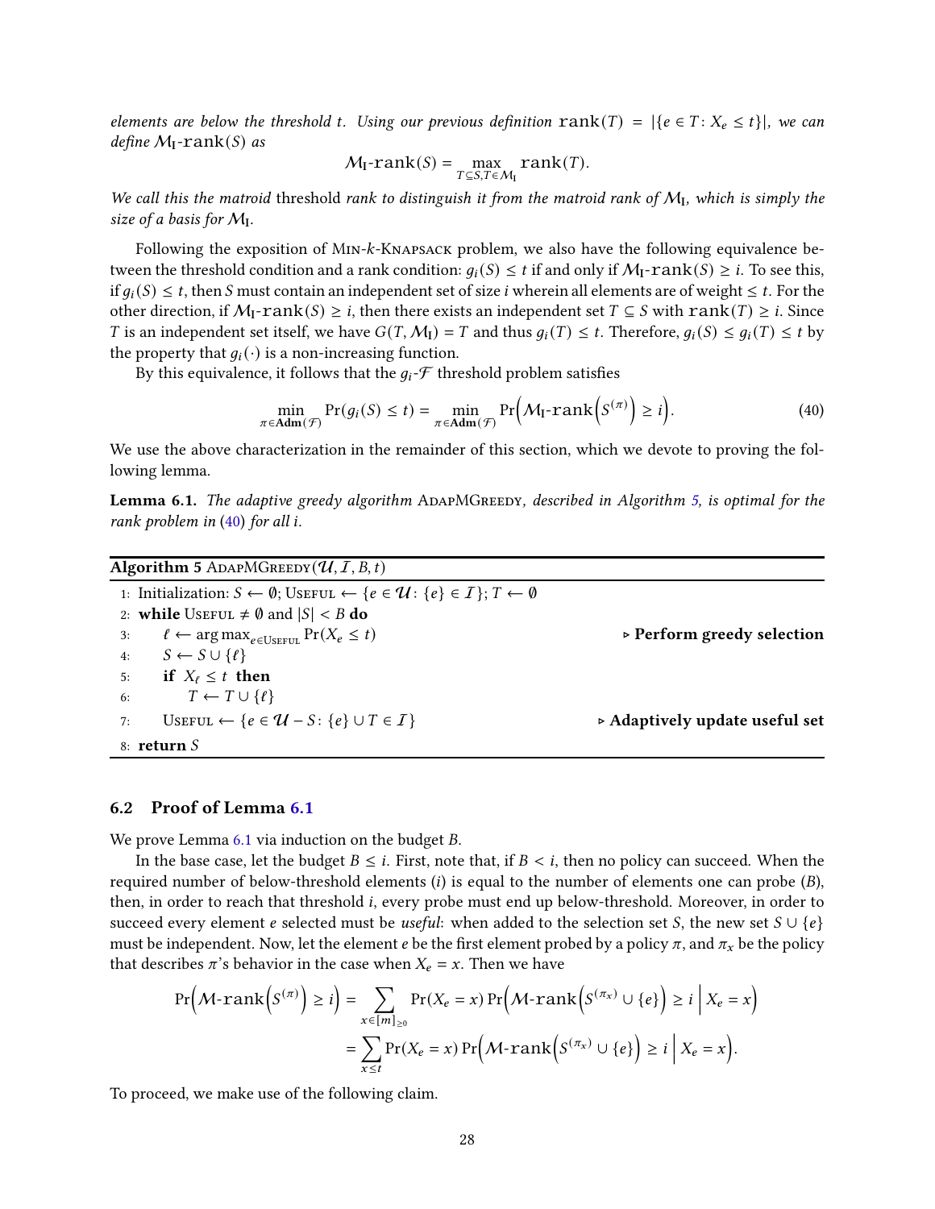*elements are below the threshold $t$. Using our previous definition $\texttt{rank}(T) = |\{e \in T : X_e \leq t\}|$, we can define $\mathcal{M}_\mathrm{I}\text{-}\texttt{rank}(S)$ as*

$$\mathcal{M}_\mathrm{I}\text{-}\texttt{rank}(S) = \max_{T \subseteq S, T \in \mathcal{M}_\mathrm{I}} \texttt{rank}(T).$$

*We call this the matroid* threshold *rank to distinguish it from the matroid rank of $\mathcal{M}_\mathrm{I}$, which is simply the size of a basis for $\mathcal{M}_\mathrm{I}$.*

Following the exposition of Min-$k$-Knapsack problem, we also have the following equivalence between the threshold condition and a rank condition: $g_i(S) \leq t$ if and only if $\mathcal{M}_\mathrm{I}\text{-}\texttt{rank}(S) \geq i$. To see this, if $g_i(S) \leq t$, then $S$ must contain an independent set of size $i$ wherein all elements are of weight $\leq t$. For the other direction, if $\mathcal{M}_\mathrm{I}\text{-}\texttt{rank}(S) \geq i$, then there exists an independent set $T \subseteq S$ with $\texttt{rank}(T) \geq i$. Since $T$ is an independent set itself, we have $G(T, \mathcal{M}_\mathrm{I}) = T$ and thus $g_i(T) \leq t$. Therefore, $g_i(S) \leq g_i(T) \leq t$ by the property that $g_i(\cdot)$ is a non-increasing function.

By this equivalence, it follows that the $g_i$-$\mathcal{F}$ threshold problem satisfies

$$\min_{\pi \in \mathbf{Adm}(\mathcal{F})} \Pr(g_i(S) \leq t) = \min_{\pi \in \mathbf{Adm}(\mathcal{F})} \Pr\Big(\mathcal{M}_\mathrm{I}\text{-}\texttt{rank}\Big(S^{(\pi)}\Big) \geq i\Big). \tag{40}$$

We use the above characterization in the remainder of this section, which we devote to proving the following lemma.

**Lemma 6.1.** *The adaptive greedy algorithm* AdapMGreedy*, described in Algorithm 5, is optimal for the rank problem in (40) for all $i$.*

**Algorithm 5** AdapMGreedy($\mathcal{U}, \mathcal{I}, B, t$)

```
1: Initialization: S ← ∅; Useful ← {e ∈ 𝒰 : {e} ∈ ℐ}; T ← ∅
2: while Useful ≠ ∅ and |S| < B do
3:     ℓ ← arg max_{e ∈ Useful} Pr(X_e ≤ t)          ▷ Perform greedy selection
4:     S ← S ∪ {ℓ}
5:     if X_ℓ ≤ t then
6:         T ← T ∪ {ℓ}
7:     Useful ← {e ∈ 𝒰 − S : {e} ∪ T ∈ ℐ}            ▷ Adaptively update useful set
8: return S
```

### 6.2 Proof of Lemma 6.1

We prove Lemma 6.1 via induction on the budget $B$.

In the base case, let the budget $B \leq i$. First, note that, if $B < i$, then no policy can succeed. When the required number of below-threshold elements ($i$) is equal to the number of elements one can probe ($B$), then, in order to reach that threshold $i$, every probe must end up below-threshold. Moreover, in order to succeed every element $e$ selected must be *useful*: when added to the selection set $S$, the new set $S \cup \{e\}$ must be independent. Now, let the element $e$ be the first element probed by a policy $\pi$, and $\pi_x$ be the policy that describes $\pi$'s behavior in the case when $X_e = x$. Then we have

$$\begin{aligned}
\Pr\Big(\mathcal{M}\text{-}\texttt{rank}\Big(S^{(\pi)}\Big) \geq i\Big) &= \sum_{x \in [m]_{\geq 0}} \Pr(X_e = x) \Pr\Big(\mathcal{M}\text{-}\texttt{rank}\Big(S^{(\pi_x)} \cup \{e\}\Big) \geq i \;\Big|\; X_e = x\Big) \\
&= \sum_{x \leq t} \Pr(X_e = x) \Pr\Big(\mathcal{M}\text{-}\texttt{rank}\Big(S^{(\pi_x)} \cup \{e\}\Big) \geq i \;\Big|\; X_e = x\Big).
\end{aligned}$$

To proceed, we make use of the following claim.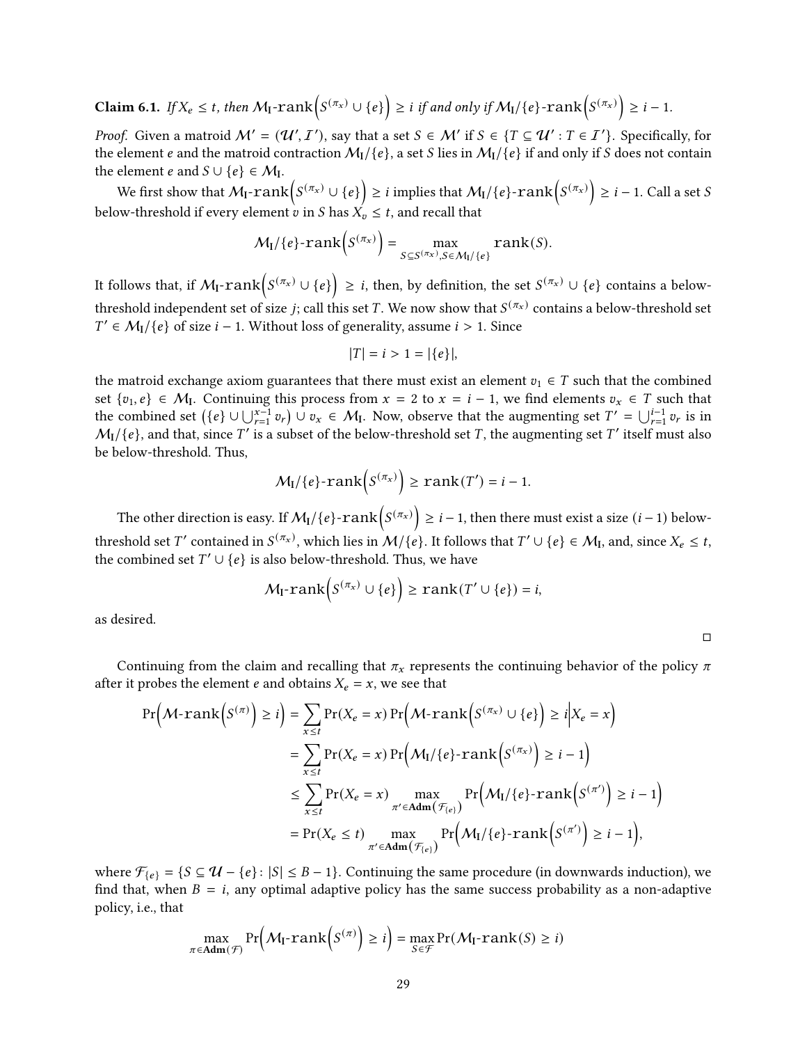**Claim 6.1.** *If $X_e \leq t$, then $\mathcal{M}_\text{I}\text{-}\mathtt{rank}\left(S^{(\pi_x)} \cup \{e\}\right) \geq i$ if and only if $\mathcal{M}_\text{I}/\{e\}\text{-}\mathtt{rank}\left(S^{(\pi_x)}\right) \geq i-1$.*

*Proof.* Given a matroid $\mathcal{M}' = (\mathcal{U}', \mathcal{I}')$, say that a set $S \in \mathcal{M}'$ if $S \in \{T \subseteq \mathcal{U}' : T \in \mathcal{I}'\}$. Specifically, for the element $e$ and the matroid contraction $\mathcal{M}_\text{I}/\{e\}$, a set $S$ lies in $\mathcal{M}_\text{I}/\{e\}$ if and only if $S$ does not contain the element $e$ and $S \cup \{e\} \in \mathcal{M}_\text{I}$.

We first show that $\mathcal{M}_\text{I}\text{-}\mathtt{rank}\left(S^{(\pi_x)} \cup \{e\}\right) \geq i$ implies that $\mathcal{M}_\text{I}/\{e\}\text{-}\mathtt{rank}\left(S^{(\pi_x)}\right) \geq i-1$. Call a set $S$ below-threshold if every element $v$ in $S$ has $X_v \leq t$, and recall that

$$\mathcal{M}_\text{I}/\{e\}\text{-}\mathtt{rank}\left(S^{(\pi_x)}\right) = \max_{S \subseteq S^{(\pi_x)}, S \in \mathcal{M}_\text{I}/\{e\}} \mathtt{rank}(S).$$

It follows that, if $\mathcal{M}_\text{I}\text{-}\mathtt{rank}\left(S^{(\pi_x)} \cup \{e\}\right) \geq i$, then, by definition, the set $S^{(\pi_x)} \cup \{e\}$ contains a below-threshold independent set of size $j$; call this set $T$. We now show that $S^{(\pi_x)}$ contains a below-threshold set $T' \in \mathcal{M}_\text{I}/\{e\}$ of size $i-1$. Without loss of generality, assume $i > 1$. Since

$$|T| = i > 1 = |\{e\}|,$$

the matroid exchange axiom guarantees that there must exist an element $v_1 \in T$ such that the combined set $\{v_1, e\} \in \mathcal{M}_\text{I}$. Continuing this process from $x = 2$ to $x = i-1$, we find elements $v_x \in T$ such that the combined set $\left(\{e\} \cup \bigcup_{r=1}^{x-1} v_r\right) \cup v_x \in \mathcal{M}_\text{I}$. Now, observe that the augmenting set $T' = \bigcup_{r=1}^{i-1} v_r$ is in $\mathcal{M}_\text{I}/\{e\}$, and that, since $T'$ is a subset of the below-threshold set $T$, the augmenting set $T'$ itself must also be below-threshold. Thus,

$$\mathcal{M}_\text{I}/\{e\}\text{-}\mathtt{rank}\left(S^{(\pi_x)}\right) \geq \mathtt{rank}(T') = i-1.$$

The other direction is easy. If $\mathcal{M}_\text{I}/\{e\}\text{-}\mathtt{rank}\left(S^{(\pi_x)}\right) \geq i-1$, then there must exist a size $(i-1)$ below-threshold set $T'$ contained in $S^{(\pi_x)}$, which lies in $\mathcal{M}/\{e\}$. It follows that $T' \cup \{e\} \in \mathcal{M}_\text{I}$, and, since $X_e \leq t$, the combined set $T' \cup \{e\}$ is also below-threshold. Thus, we have

$$\mathcal{M}_\text{I}\text{-}\mathtt{rank}\left(S^{(\pi_x)} \cup \{e\}\right) \geq \mathtt{rank}(T' \cup \{e\}) = i,$$

as desired. ◻

Continuing from the claim and recalling that $\pi_x$ represents the continuing behavior of the policy $\pi$ after it probes the element $e$ and obtains $X_e = x$, we see that

$$\begin{aligned}
\Pr\left(\mathcal{M}\text{-}\mathtt{rank}\left(S^{(\pi)}\right) \geq i\right) &= \sum_{x \leq t} \Pr(X_e = x) \Pr\left(\mathcal{M}\text{-}\mathtt{rank}\left(S^{(\pi_x)} \cup \{e\}\right) \geq i \middle| X_e = x\right) \\
&= \sum_{x \leq t} \Pr(X_e = x) \Pr\left(\mathcal{M}_\text{I}/\{e\}\text{-}\mathtt{rank}\left(S^{(\pi_x)}\right) \geq i-1\right) \\
&\leq \sum_{x \leq t} \Pr(X_e = x) \max_{\pi' \in \mathbf{Adm}\left(\mathcal{F}_{\{e\}}\right)} \Pr\left(\mathcal{M}_\text{I}/\{e\}\text{-}\mathtt{rank}\left(S^{(\pi')}\right) \geq i-1\right) \\
&= \Pr(X_e \leq t) \max_{\pi' \in \mathbf{Adm}\left(\mathcal{F}_{\{e\}}\right)} \Pr\left(\mathcal{M}_\text{I}/\{e\}\text{-}\mathtt{rank}\left(S^{(\pi')}\right) \geq i-1\right),
\end{aligned}$$

where $\mathcal{F}_{\{e\}} = \{S \subseteq \mathcal{U} - \{e\} : |S| \leq B-1\}$. Continuing the same procedure (in downwards induction), we find that, when $B = i$, any optimal adaptive policy has the same success probability as a non-adaptive policy, i.e., that

$$\max_{\pi \in \mathbf{Adm}(\mathcal{F})} \Pr\left(\mathcal{M}_\text{I}\text{-}\mathtt{rank}\left(S^{(\pi)}\right) \geq i\right) = \max_{S \in \mathcal{F}} \Pr(\mathcal{M}_\text{I}\text{-}\mathtt{rank}(S) \geq i)$$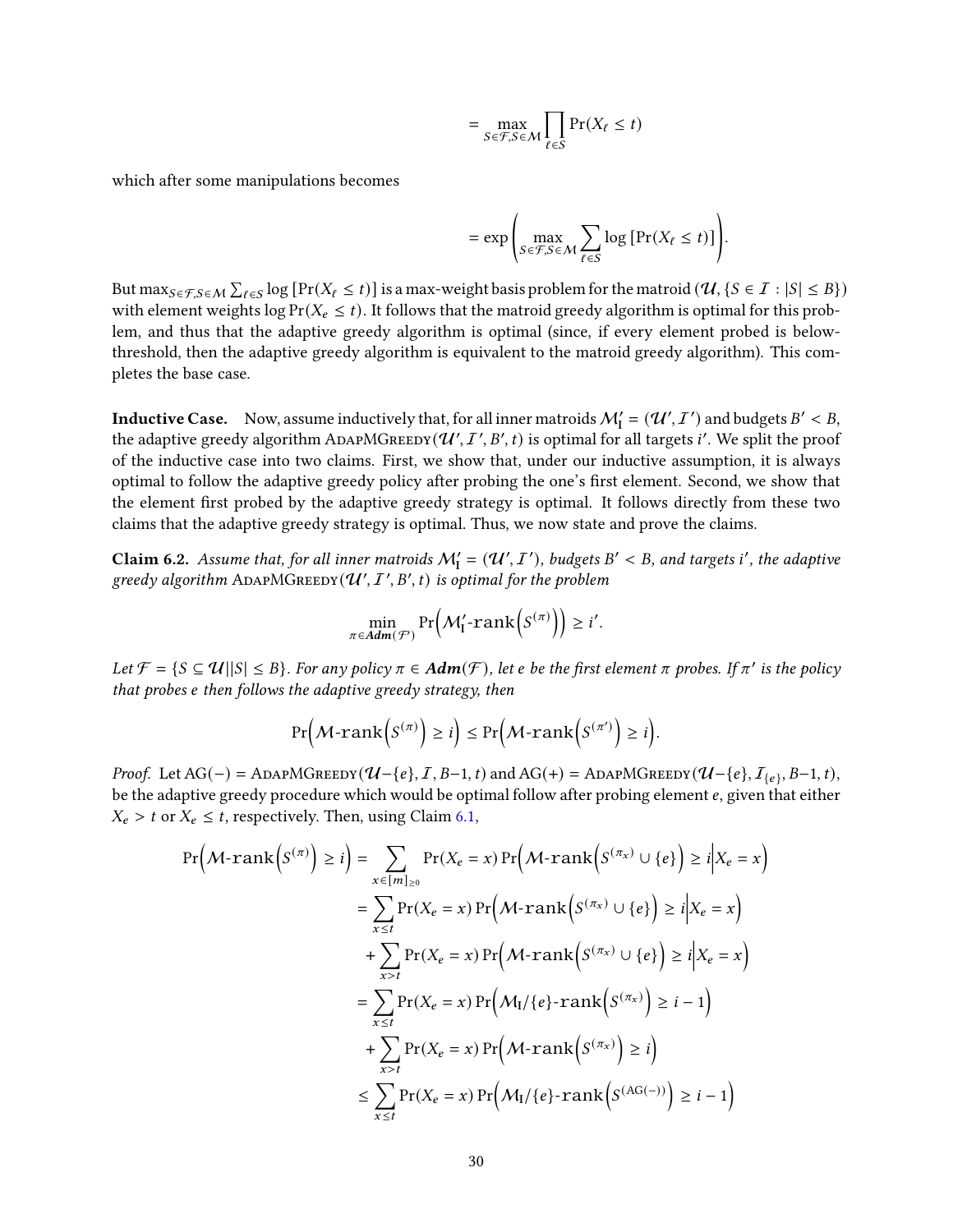$$= \max_{S \in \mathcal{F}, S \in \mathcal{M}} \prod_{\ell \in S} \Pr(X_\ell \leq t)$$

which after some manipulations becomes

$$= \exp\left( \max_{S \in \mathcal{F}, S \in \mathcal{M}} \sum_{\ell \in S} \log\left[\Pr(X_\ell \leq t)\right] \right).$$

But $\max_{S \in \mathcal{F}, S \in \mathcal{M}} \sum_{\ell \in S} \log\left[\Pr(X_\ell \leq t)\right]$ is a max-weight basis problem for the matroid $(\mathcal{U}, \{S \in \mathcal{I} : |S| \leq B\})$ with element weights $\log \Pr(X_e \leq t)$. It follows that the matroid greedy algorithm is optimal for this problem, and thus that the adaptive greedy algorithm is optimal (since, if every element probed is below-threshold, then the adaptive greedy algorithm is equivalent to the matroid greedy algorithm). This completes the base case.

**Inductive Case.** Now, assume inductively that, for all inner matroids $\mathcal{M}'_\mathrm{I} = (\mathcal{U}', \mathcal{I}')$ and budgets $B' < B$, the adaptive greedy algorithm $\textsc{AdapMGreedy}(\mathcal{U}', \mathcal{I}', B', t)$ is optimal for all targets $i'$. We split the proof of the inductive case into two claims. First, we show that, under our inductive assumption, it is always optimal to follow the adaptive greedy policy after probing the one's first element. Second, we show that the element first probed by the adaptive greedy strategy is optimal. It follows directly from these two claims that the adaptive greedy strategy is optimal. Thus, we now state and prove the claims.

**Claim 6.2.** *Assume that, for all inner matroids $\mathcal{M}'_\mathrm{I} = (\mathcal{U}', \mathcal{I}')$, budgets $B' < B$, and targets $i'$, the adaptive greedy algorithm $\textsc{AdapMGreedy}(\mathcal{U}', \mathcal{I}', B', t)$ is optimal for the problem*

$$\min_{\pi \in \boldsymbol{Adm}(\mathcal{F}')} \Pr\left(\mathcal{M}'_\mathrm{I}\text{-rank}\left(S^{(\pi)}\right)\right) \geq i'.$$

*Let $\mathcal{F} = \{S \subseteq \mathcal{U} | |S| \leq B\}$. For any policy $\pi \in \boldsymbol{Adm}(\mathcal{F})$, let $e$ be the first element $\pi$ probes. If $\pi'$ is the policy that probes $e$ then follows the adaptive greedy strategy, then*

$$\Pr\left(\mathcal{M}\text{-rank}\left(S^{(\pi)}\right) \geq i\right) \leq \Pr\left(\mathcal{M}\text{-rank}\left(S^{(\pi')}\right) \geq i\right).$$

*Proof.* Let $\mathrm{AG}(-) = \textsc{AdapMGreedy}(\mathcal{U}-\{e\}, \mathcal{I}, B-1, t)$ and $\mathrm{AG}(+) = \textsc{AdapMGreedy}(\mathcal{U}-\{e\}, \mathcal{I}_{\{e\}}, B-1, t)$, be the adaptive greedy procedure which would be optimal follow after probing element $e$, given that either $X_e > t$ or $X_e \leq t$, respectively. Then, using Claim 6.1,

$$\begin{aligned}
\Pr\left(\mathcal{M}\text{-rank}\left(S^{(\pi)}\right) \geq i\right) &= \sum_{x \in [m]_{\geq 0}} \Pr(X_e = x) \Pr\left(\mathcal{M}\text{-rank}\left(S^{(\pi_x)} \cup \{e\}\right) \geq i \middle| X_e = x\right) \\
&= \sum_{x \leq t} \Pr(X_e = x) \Pr\left(\mathcal{M}\text{-rank}\left(S^{(\pi_x)} \cup \{e\}\right) \geq i \middle| X_e = x\right) \\
&\quad + \sum_{x > t} \Pr(X_e = x) \Pr\left(\mathcal{M}\text{-rank}\left(S^{(\pi_x)} \cup \{e\}\right) \geq i \middle| X_e = x\right) \\
&= \sum_{x \leq t} \Pr(X_e = x) \Pr\left(\mathcal{M}_\mathrm{I}/\{e\}\text{-rank}\left(S^{(\pi_x)}\right) \geq i - 1\right) \\
&\quad + \sum_{x > t} \Pr(X_e = x) \Pr\left(\mathcal{M}\text{-rank}\left(S^{(\pi_x)}\right) \geq i\right) \\
&\leq \sum_{x \leq t} \Pr(X_e = x) \Pr\left(\mathcal{M}_\mathrm{I}/\{e\}\text{-rank}\left(S^{(\mathrm{AG}(-))}\right) \geq i - 1\right)
\end{aligned}$$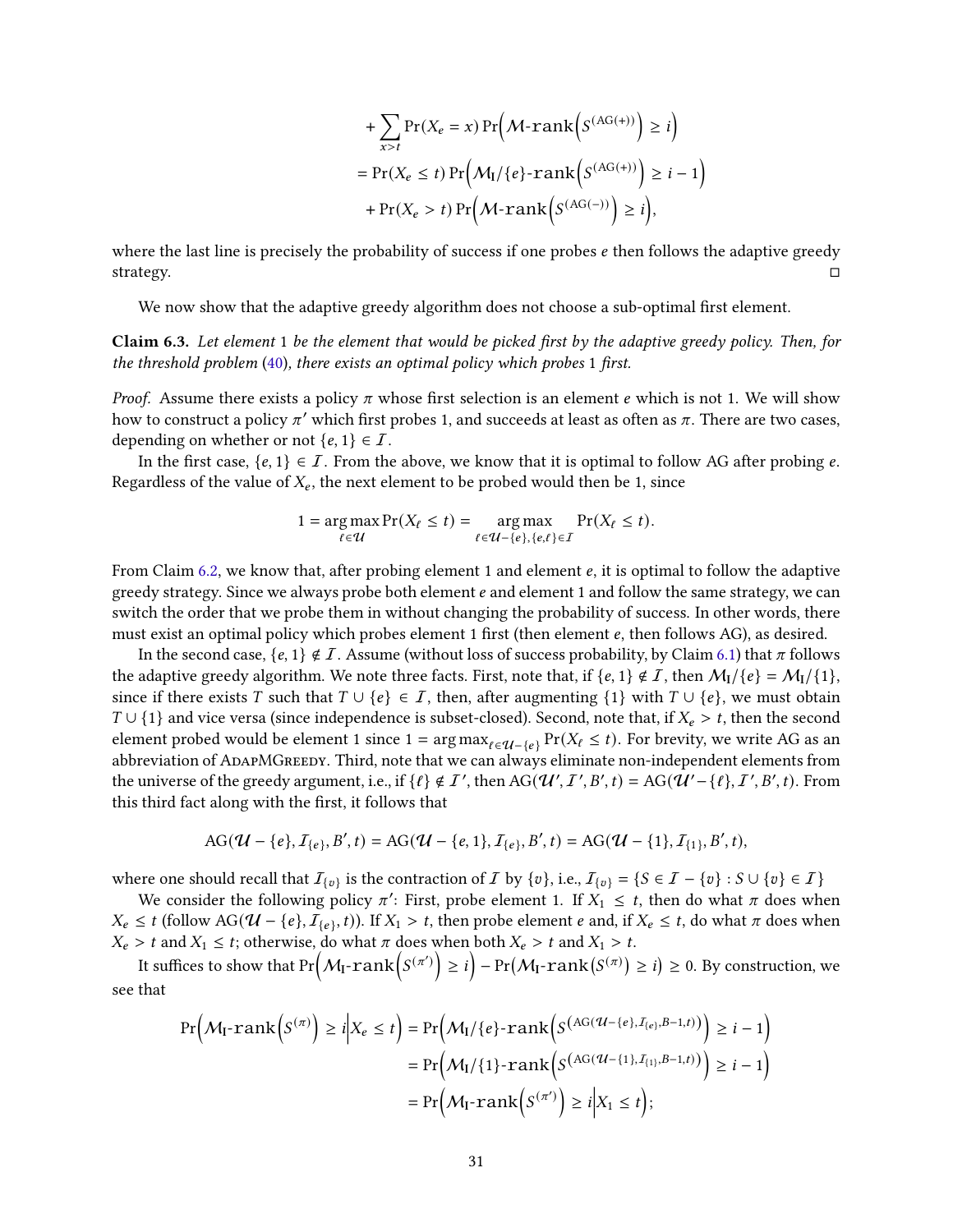$$
+ \sum_{x > t} \Pr(X_e = x) \Pr\Big(\mathcal{M}\text{-rank}\Big(S^{(\mathrm{AG}(+))}\Big) \geq i\Big)
$$

$$
= \Pr(X_e \leq t) \Pr\Big(\mathcal{M}_{\mathrm{I}}/\{e\}\text{-rank}\Big(S^{(\mathrm{AG}(+))}\Big) \geq i - 1\Big)
$$

$$
+ \Pr(X_e > t) \Pr\Big(\mathcal{M}\text{-rank}\Big(S^{(\mathrm{AG}(-))}\Big) \geq i\Big),
$$

where the last line is precisely the probability of success if one probes $e$ then follows the adaptive greedy strategy. □

We now show that the adaptive greedy algorithm does not choose a sub-optimal first element.

**Claim 6.3.** *Let element* 1 *be the element that would be picked first by the adaptive greedy policy. Then, for the threshold problem* (40)*, there exists an optimal policy which probes* 1 *first.*

*Proof.* Assume there exists a policy $\pi$ whose first selection is an element $e$ which is not 1. We will show how to construct a policy $\pi'$ which first probes 1, and succeeds at least as often as $\pi$. There are two cases, depending on whether or not $\{e, 1\} \in \mathcal{I}$.

In the first case, $\{e, 1\} \in \mathcal{I}$. From the above, we know that it is optimal to follow AG after probing $e$. Regardless of the value of $X_e$, the next element to be probed would then be 1, since

$$
1 = \arg\max_{\ell \in \mathcal{U}} \Pr(X_\ell \leq t) = \arg\max_{\ell \in \mathcal{U} - \{e\}, \{e, \ell\} \in \mathcal{I}} \Pr(X_\ell \leq t).
$$

From Claim 6.2, we know that, after probing element 1 and element $e$, it is optimal to follow the adaptive greedy strategy. Since we always probe both element $e$ and element 1 and follow the same strategy, we can switch the order that we probe them in without changing the probability of success. In other words, there must exist an optimal policy which probes element 1 first (then element $e$, then follows AG), as desired.

In the second case, $\{e, 1\} \notin \mathcal{I}$. Assume (without loss of success probability, by Claim 6.1) that $\pi$ follows the adaptive greedy algorithm. We note three facts. First, note that, if $\{e, 1\} \notin \mathcal{I}$, then $\mathcal{M}_{\mathrm{I}}/\{e\} = \mathcal{M}_{\mathrm{I}}/\{1\}$, since if there exists $T$ such that $T \cup \{e\} \in \mathcal{I}$, then, after augmenting $\{1\}$ with $T \cup \{e\}$, we must obtain $T \cup \{1\}$ and vice versa (since independence is subset-closed). Second, note that, if $X_e > t$, then the second element probed would be element 1 since $1 = \arg\max_{\ell \in \mathcal{U} - \{e\}} \Pr(X_\ell \leq t)$. For brevity, we write AG as an abbreviation of AdapMGreedy. Third, note that we can always eliminate non-independent elements from the universe of the greedy argument, i.e., if $\{\ell\} \notin \mathcal{I}'$, then $\mathrm{AG}(\mathcal{U}', \mathcal{I}', B', t) = \mathrm{AG}(\mathcal{U}' - \{\ell\}, \mathcal{I}', B', t)$. From this third fact along with the first, it follows that

$$
\mathrm{AG}(\mathcal{U} - \{e\}, \mathcal{I}_{\{e\}}, B', t) = \mathrm{AG}(\mathcal{U} - \{e, 1\}, \mathcal{I}_{\{e\}}, B', t) = \mathrm{AG}(\mathcal{U} - \{1\}, \mathcal{I}_{\{1\}}, B', t),
$$

where one should recall that $\mathcal{I}_{\{v\}}$ is the contraction of $\mathcal{I}$ by $\{v\}$, i.e., $\mathcal{I}_{\{v\}} = \{S \in \mathcal{I} - \{v\} : S \cup \{v\} \in \mathcal{I}\}$

We consider the following policy $\pi'$: First, probe element 1. If $X_1 \leq t$, then do what $\pi$ does when $X_e \leq t$ (follow $\mathrm{AG}(\mathcal{U} - \{e\}, \mathcal{I}_{\{e\}}, t)$). If $X_1 > t$, then probe element $e$ and, if $X_e \leq t$, do what $\pi$ does when $X_e > t$ and $X_1 \leq t$; otherwise, do what $\pi$ does when both $X_e > t$ and $X_1 > t$.

It suffices to show that $\Pr\Big(\mathcal{M}_{\mathrm{I}}\text{-rank}\Big(S^{(\pi')}\Big) \geq i\Big) - \Pr\big(\mathcal{M}_{\mathrm{I}}\text{-rank}\big(S^{(\pi)}\big) \geq i\big) \geq 0$. By construction, we see that

$$
\begin{aligned}
\Pr\Big(\mathcal{M}_{\mathrm{I}}\text{-rank}\Big(S^{(\pi)}\Big) \geq i \Big| X_e \leq t\Big) &= \Pr\Big(\mathcal{M}_{\mathrm{I}}/\{e\}\text{-rank}\Big(S^{(\mathrm{AG}(\mathcal{U} - \{e\}, \mathcal{I}_{\{e\}}, B-1, t))}\Big) \geq i - 1\Big) \\
&= \Pr\Big(\mathcal{M}_{\mathrm{I}}/\{1\}\text{-rank}\Big(S^{(\mathrm{AG}(\mathcal{U} - \{1\}, \mathcal{I}_{\{1\}}, B-1, t))}\Big) \geq i - 1\Big) \\
&= \Pr\Big(\mathcal{M}_{\mathrm{I}}\text{-rank}\Big(S^{(\pi')}\Big) \geq i \Big| X_1 \leq t\Big);
\end{aligned}
$$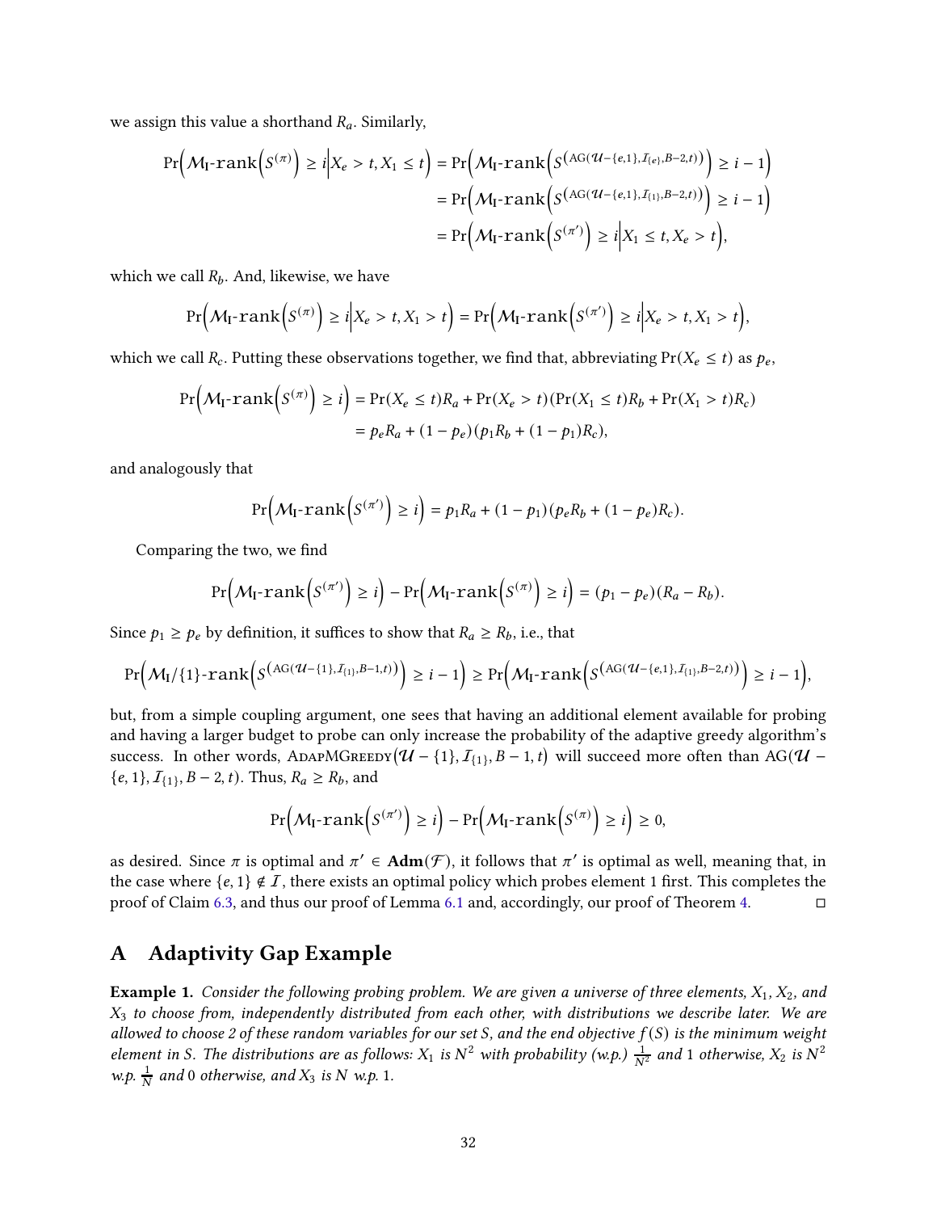we assign this value a shorthand $R_a$. Similarly,

$$\begin{aligned}
\Pr\Big(\mathcal{M}_{\mathrm{I}}\text{-rank}\Big(S^{(\pi)}\Big) \geq i \Big| X_e > t, X_1 \leq t\Big) &= \Pr\Big(\mathcal{M}_{\mathrm{I}}\text{-rank}\Big(S^{\left(\mathrm{AG}(\mathcal{U}-\{e,1\}, \mathcal{I}_{\{e\}}, B-2, t)\right)}\Big) \geq i-1\Big) \\
&= \Pr\Big(\mathcal{M}_{\mathrm{I}}\text{-rank}\Big(S^{\left(\mathrm{AG}(\mathcal{U}-\{e,1\}, \mathcal{I}_{\{1\}}, B-2, t)\right)}\Big) \geq i-1\Big) \\
&= \Pr\Big(\mathcal{M}_{\mathrm{I}}\text{-rank}\Big(S^{(\pi')}\Big) \geq i \Big| X_1 \leq t, X_e > t\Big),
\end{aligned}$$

which we call $R_b$. And, likewise, we have

$$\Pr\Big(\mathcal{M}_{\mathrm{I}}\text{-rank}\Big(S^{(\pi)}\Big) \geq i \Big| X_e > t, X_1 > t\Big) = \Pr\Big(\mathcal{M}_{\mathrm{I}}\text{-rank}\Big(S^{(\pi')}\Big) \geq i \Big| X_e > t, X_1 > t\Big),$$

which we call $R_c$. Putting these observations together, we find that, abbreviating $\Pr(X_e \leq t)$ as $p_e$,

$$\begin{aligned}
\Pr\Big(\mathcal{M}_{\mathrm{I}}\text{-rank}\Big(S^{(\pi)}\Big) \geq i\Big) &= \Pr(X_e \leq t)R_a + \Pr(X_e > t)(\Pr(X_1 \leq t)R_b + \Pr(X_1 > t)R_c) \\
&= p_e R_a + (1-p_e)(p_1 R_b + (1-p_1)R_c),
\end{aligned}$$

and analogously that

$$\Pr\Big(\mathcal{M}_{\mathrm{I}}\text{-rank}\Big(S^{(\pi')}\Big) \geq i\Big) = p_1 R_a + (1-p_1)(p_e R_b + (1-p_e)R_c).$$

Comparing the two, we find

$$\Pr\Big(\mathcal{M}_{\mathrm{I}}\text{-rank}\Big(S^{(\pi')}\Big) \geq i\Big) - \Pr\Big(\mathcal{M}_{\mathrm{I}}\text{-rank}\Big(S^{(\pi)}\Big) \geq i\Big) = (p_1 - p_e)(R_a - R_b).$$

Since $p_1 \geq p_e$ by definition, it suffices to show that $R_a \geq R_b$, i.e., that

$$\Pr\Big(\mathcal{M}_{\mathrm{I}}/\{1\}\text{-rank}\Big(S^{\left(\mathrm{AG}(\mathcal{U}-\{1\}, \mathcal{I}_{\{1\}}, B-1, t)\right)}\Big) \geq i-1\Big) \geq \Pr\Big(\mathcal{M}_{\mathrm{I}}\text{-rank}\Big(S^{\left(\mathrm{AG}(\mathcal{U}-\{e,1\}, \mathcal{I}_{\{1\}}, B-2, t)\right)}\Big) \geq i-1\Big),$$

but, from a simple coupling argument, one sees that having an additional element available for probing and having a larger budget to probe can only increase the probability of the adaptive greedy algorithm's success. In other words, $\textsc{AdapMGreedy}(\mathcal{U} - \{1\}, \mathcal{I}_{\{1\}}, B-1, t)$ will succeed more often than $\mathrm{AG}(\mathcal{U} - \{e, 1\}, \mathcal{I}_{\{1\}}, B-2, t)$. Thus, $R_a \geq R_b$, and

$$\Pr\Big(\mathcal{M}_{\mathrm{I}}\text{-rank}\Big(S^{(\pi')}\Big) \geq i\Big) - \Pr\Big(\mathcal{M}_{\mathrm{I}}\text{-rank}\Big(S^{(\pi)}\Big) \geq i\Big) \geq 0,$$

as desired. Since $\pi$ is optimal and $\pi' \in \mathbf{Adm}(\mathcal{F})$, it follows that $\pi'$ is optimal as well, meaning that, in the case where $\{e, 1\} \notin \mathcal{I}$, there exists an optimal policy which probes element 1 first. This completes the proof of Claim 6.3, and thus our proof of Lemma 6.1 and, accordingly, our proof of Theorem 4. ◻

# A Adaptivity Gap Example

**Example 1.** *Consider the following probing problem. We are given a universe of three elements, $X_1$, $X_2$, and $X_3$ to choose from, independently distributed from each other, with distributions we describe later. We are allowed to choose 2 of these random variables for our set $S$, and the end objective $f(S)$ is the minimum weight element in $S$. The distributions are as follows: $X_1$ is $N^2$ with probability (w.p.) $\frac{1}{N^2}$ and 1 otherwise, $X_2$ is $N^2$ w.p. $\frac{1}{N}$ and 0 otherwise, and $X_3$ is $N$ w.p. 1.*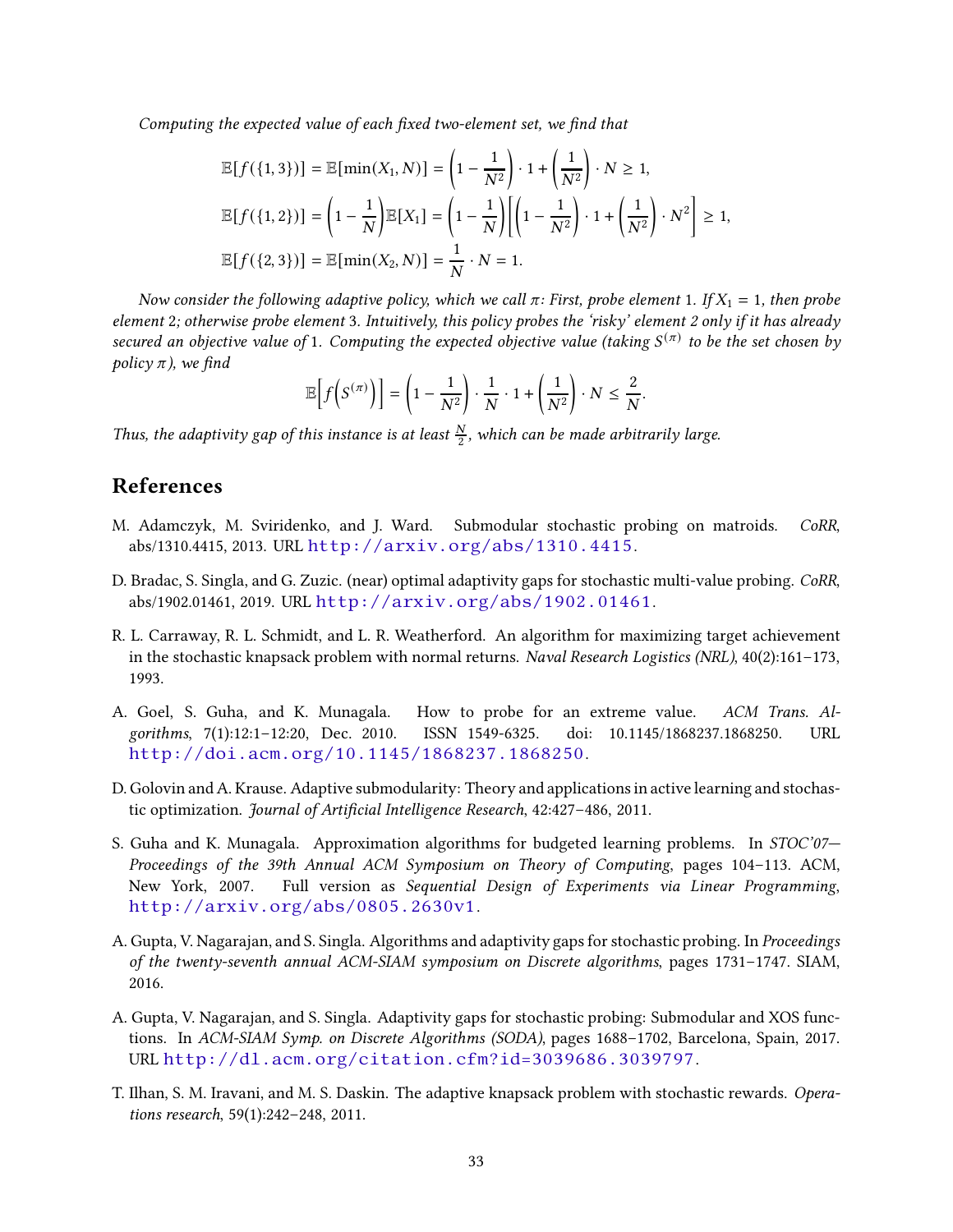*Computing the expected value of each fixed two-element set, we find that*

$$
\begin{aligned}
\mathbb{E}[f(\{1,3\})] &= \mathbb{E}[\min(X_1, N)] = \left(1 - \frac{1}{N^2}\right) \cdot 1 + \left(\frac{1}{N^2}\right) \cdot N \geq 1, \\
\mathbb{E}[f(\{1,2\})] &= \left(1 - \frac{1}{N}\right) \mathbb{E}[X_1] = \left(1 - \frac{1}{N}\right) \left[ \left(1 - \frac{1}{N^2}\right) \cdot 1 + \left(\frac{1}{N^2}\right) \cdot N^2 \right] \geq 1, \\
\mathbb{E}[f(\{2,3\})] &= \mathbb{E}[\min(X_2, N)] = \frac{1}{N} \cdot N = 1.
\end{aligned}
$$

*Now consider the following adaptive policy, which we call $\pi$: First, probe element 1. If $X_1 = 1$, then probe element 2; otherwise probe element 3. Intuitively, this policy probes the 'risky' element 2 only if it has already secured an objective value of 1. Computing the expected objective value (taking $S^{(\pi)}$ to be the set chosen by policy $\pi$), we find*

$$
\mathbb{E}\left[f\left(S^{(\pi)}\right)\right] = \left(1 - \frac{1}{N^2}\right) \cdot \frac{1}{N} \cdot 1 + \left(\frac{1}{N^2}\right) \cdot N \leq \frac{2}{N}.
$$

*Thus, the adaptivity gap of this instance is at least $\frac{N}{2}$, which can be made arbitrarily large.*

## References

M. Adamczyk, M. Sviridenko, and J. Ward. Submodular stochastic probing on matroids. *CoRR*, abs/1310.4415, 2013. URL http://arxiv.org/abs/1310.4415.

D. Bradac, S. Singla, and G. Zuzic. (near) optimal adaptivity gaps for stochastic multi-value probing. *CoRR*, abs/1902.01461, 2019. URL http://arxiv.org/abs/1902.01461.

R. L. Carraway, R. L. Schmidt, and L. R. Weatherford. An algorithm for maximizing target achievement in the stochastic knapsack problem with normal returns. *Naval Research Logistics (NRL)*, 40(2):161–173, 1993.

A. Goel, S. Guha, and K. Munagala. How to probe for an extreme value. *ACM Trans. Algorithms*, 7(1):12:1–12:20, Dec. 2010. ISSN 1549-6325. doi: 10.1145/1868237.1868250. URL http://doi.acm.org/10.1145/1868237.1868250.

D. Golovin and A. Krause. Adaptive submodularity: Theory and applications in active learning and stochastic optimization. *Journal of Artificial Intelligence Research*, 42:427–486, 2011.

S. Guha and K. Munagala. Approximation algorithms for budgeted learning problems. In *STOC'07—Proceedings of the 39th Annual ACM Symposium on Theory of Computing*, pages 104–113. ACM, New York, 2007. Full version as *Sequential Design of Experiments via Linear Programming*, http://arxiv.org/abs/0805.2630v1.

A. Gupta, V. Nagarajan, and S. Singla. Algorithms and adaptivity gaps for stochastic probing. In *Proceedings of the twenty-seventh annual ACM-SIAM symposium on Discrete algorithms*, pages 1731–1747. SIAM, 2016.

A. Gupta, V. Nagarajan, and S. Singla. Adaptivity gaps for stochastic probing: Submodular and XOS functions. In *ACM-SIAM Symp. on Discrete Algorithms (SODA)*, pages 1688–1702, Barcelona, Spain, 2017. URL http://dl.acm.org/citation.cfm?id=3039686.3039797.

T. Ilhan, S. M. Iravani, and M. S. Daskin. The adaptive knapsack problem with stochastic rewards. *Operations research*, 59(1):242–248, 2011.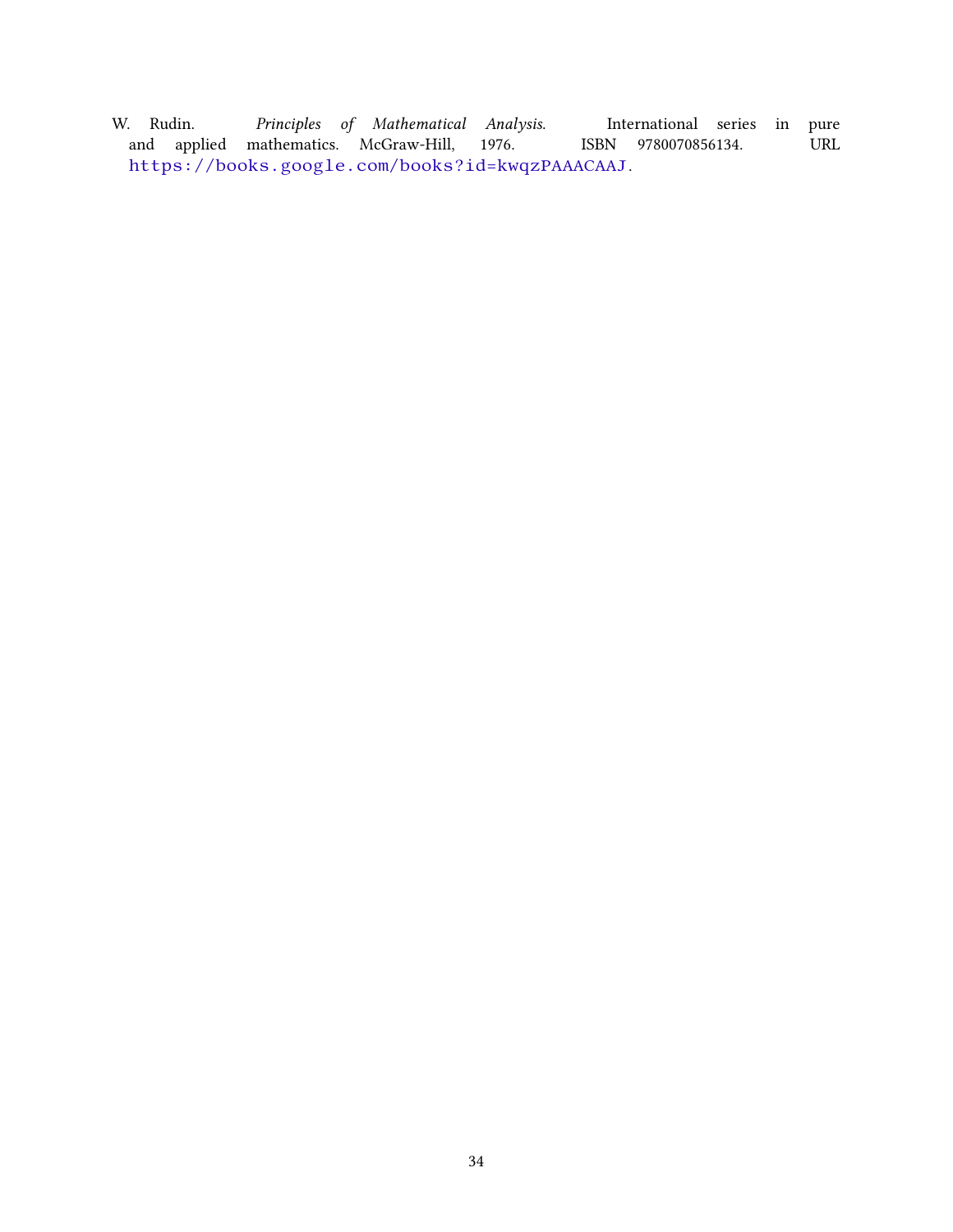W. Rudin. *Principles of Mathematical Analysis*. International series in pure and applied mathematics. McGraw-Hill, 1976. ISBN 9780070856134. URL https://books.google.com/books?id=kwqzPAAACAAJ.